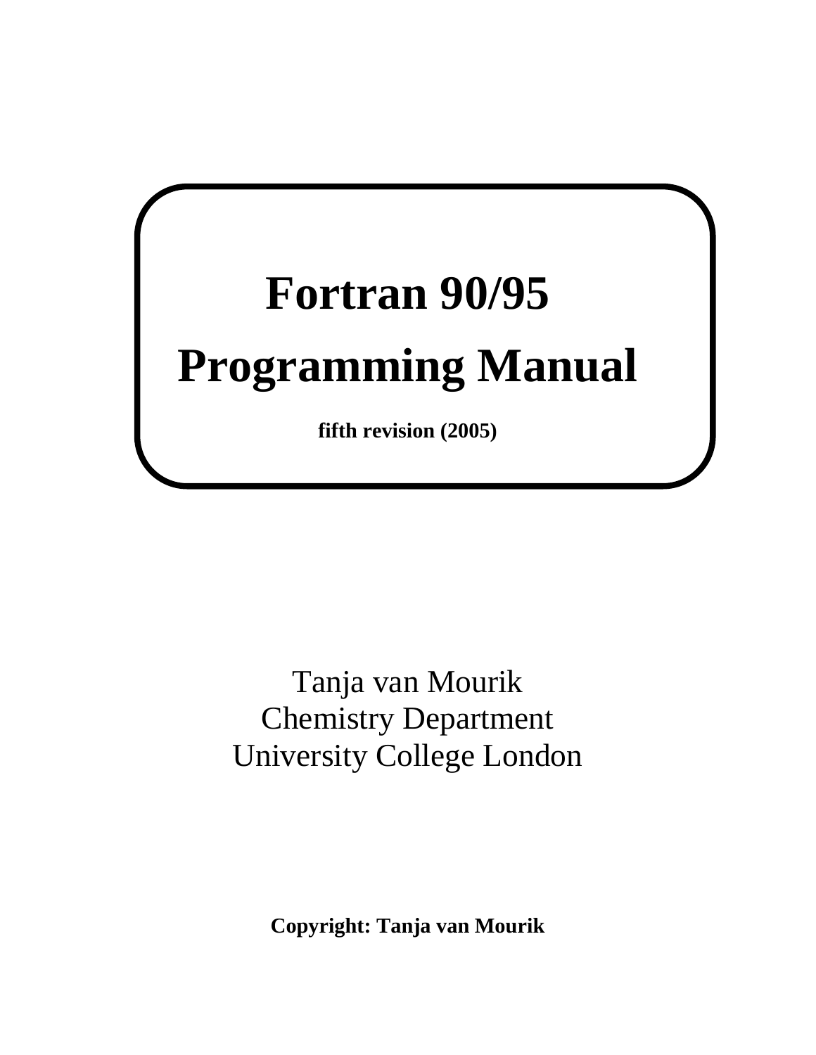# Fortran 90/95

# Programming Manual

**fifth revision (2005)**

Tanja van Mourik
Chemistry Department
University College London

**Copyright: Tanja van Mourik**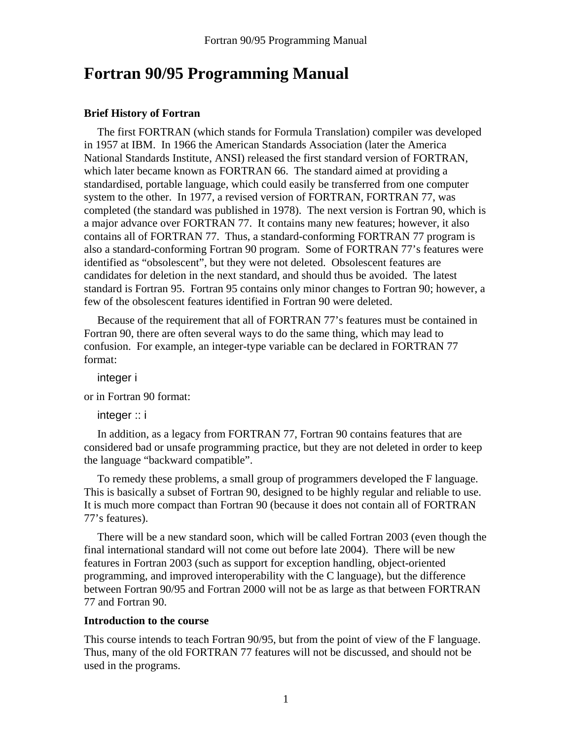# Fortran 90/95 Programming Manual

### Brief History of Fortran

The first FORTRAN (which stands for Formula Translation) compiler was developed in 1957 at IBM. In 1966 the American Standards Association (later the America National Standards Institute, ANSI) released the first standard version of FORTRAN, which later became known as FORTRAN 66. The standard aimed at providing a standardised, portable language, which could easily be transferred from one computer system to the other. In 1977, a revised version of FORTRAN, FORTRAN 77, was completed (the standard was published in 1978). The next version is Fortran 90, which is a major advance over FORTRAN 77. It contains many new features; however, it also contains all of FORTRAN 77. Thus, a standard-conforming FORTRAN 77 program is also a standard-conforming Fortran 90 program. Some of FORTRAN 77's features were identified as "obsolescent", but they were not deleted. Obsolescent features are candidates for deletion in the next standard, and should thus be avoided. The latest standard is Fortran 95. Fortran 95 contains only minor changes to Fortran 90; however, a few of the obsolescent features identified in Fortran 90 were deleted.

Because of the requirement that all of FORTRAN 77's features must be contained in Fortran 90, there are often several ways to do the same thing, which may lead to confusion. For example, an integer-type variable can be declared in FORTRAN 77 format:

```
integer i
```

or in Fortran 90 format:

```
integer :: i
```

In addition, as a legacy from FORTRAN 77, Fortran 90 contains features that are considered bad or unsafe programming practice, but they are not deleted in order to keep the language "backward compatible".

To remedy these problems, a small group of programmers developed the F language. This is basically a subset of Fortran 90, designed to be highly regular and reliable to use. It is much more compact than Fortran 90 (because it does not contain all of FORTRAN 77's features).

There will be a new standard soon, which will be called Fortran 2003 (even though the final international standard will not come out before late 2004). There will be new features in Fortran 2003 (such as support for exception handling, object-oriented programming, and improved interoperability with the C language), but the difference between Fortran 90/95 and Fortran 2000 will not be as large as that between FORTRAN 77 and Fortran 90.

### Introduction to the course

This course intends to teach Fortran 90/95, but from the point of view of the F language. Thus, many of the old FORTRAN 77 features will not be discussed, and should not be used in the programs.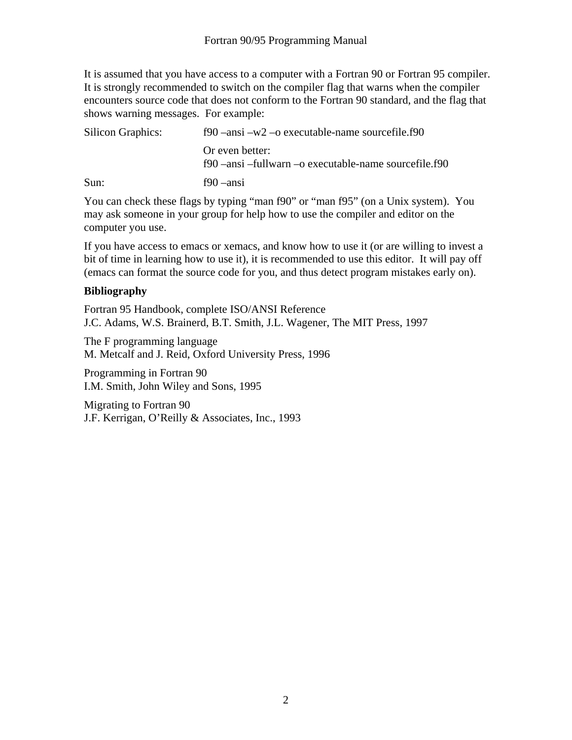It is assumed that you have access to a computer with a Fortran 90 or Fortran 95 compiler. It is strongly recommended to switch on the compiler flag that warns when the compiler encounters source code that does not conform to the Fortran 90 standard, and the flag that shows warning messages. For example:

| | |
|---|---|
| Silicon Graphics: | f90 –ansi –w2 –o executable-name sourcefile.f90 |
| | Or even better: f90 –ansi –fullwarn –o executable-name sourcefile.f90 |
| Sun: | f90 –ansi |

You can check these flags by typing "man f90" or "man f95" (on a Unix system). You may ask someone in your group for help how to use the compiler and editor on the computer you use.

If you have access to emacs or xemacs, and know how to use it (or are willing to invest a bit of time in learning how to use it), it is recommended to use this editor. It will pay off (emacs can format the source code for you, and thus detect program mistakes early on).

**Bibliography**

Fortran 95 Handbook, complete ISO/ANSI Reference
J.C. Adams, W.S. Brainerd, B.T. Smith, J.L. Wagener, The MIT Press, 1997

The F programming language
M. Metcalf and J. Reid, Oxford University Press, 1996

Programming in Fortran 90
I.M. Smith, John Wiley and Sons, 1995

Migrating to Fortran 90
J.F. Kerrigan, O'Reilly & Associates, Inc., 1993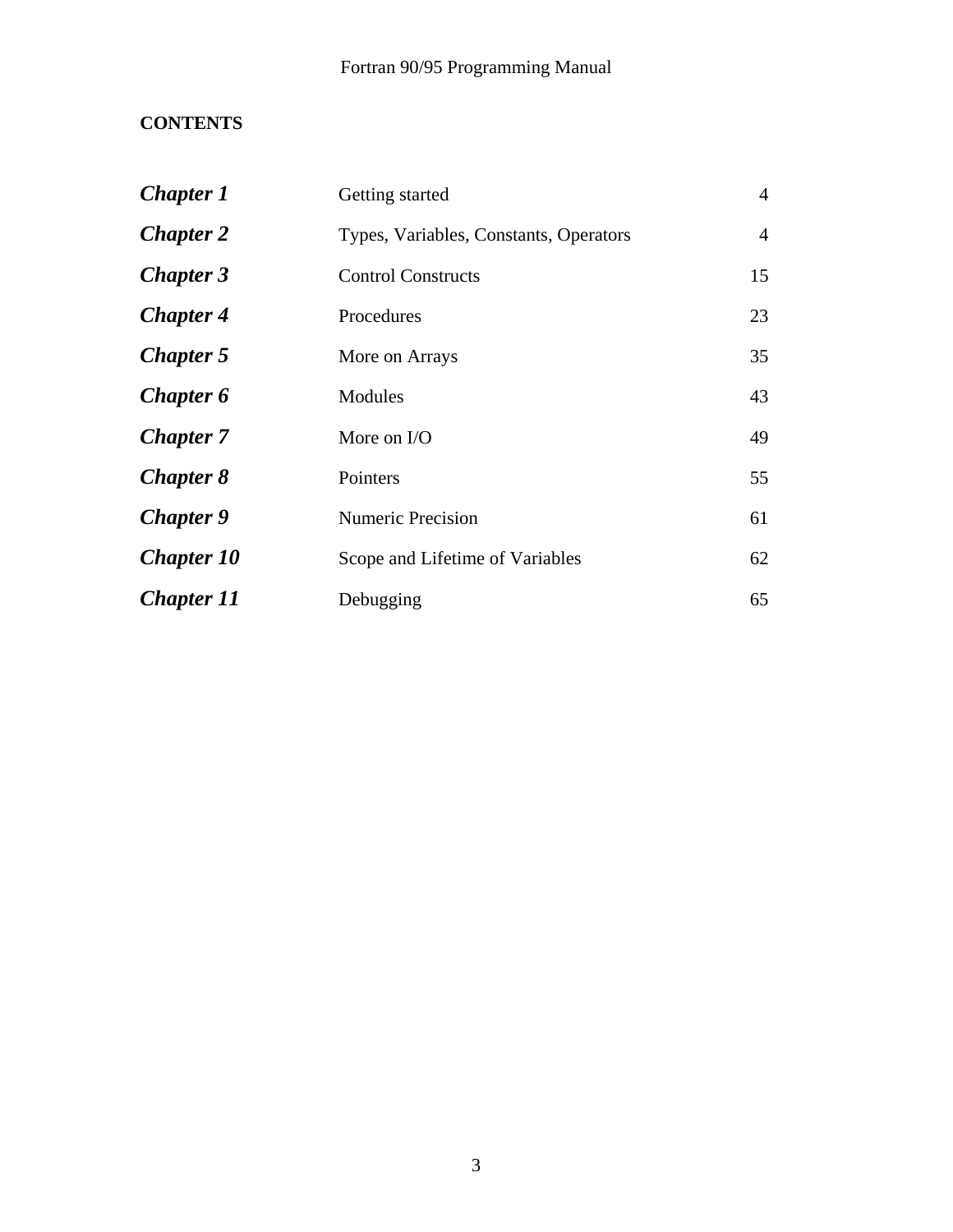**CONTENTS**

| | | |
|---|---|---|
| ***Chapter 1*** | Getting started | 4 |
| ***Chapter 2*** | Types, Variables, Constants, Operators | 4 |
| ***Chapter 3*** | Control Constructs | 15 |
| ***Chapter 4*** | Procedures | 23 |
| ***Chapter 5*** | More on Arrays | 35 |
| ***Chapter 6*** | Modules | 43 |
| ***Chapter 7*** | More on I/O | 49 |
| ***Chapter 8*** | Pointers | 55 |
| ***Chapter 9*** | Numeric Precision | 61 |
| ***Chapter 10*** | Scope and Lifetime of Variables | 62 |
| ***Chapter 11*** | Debugging | 65 |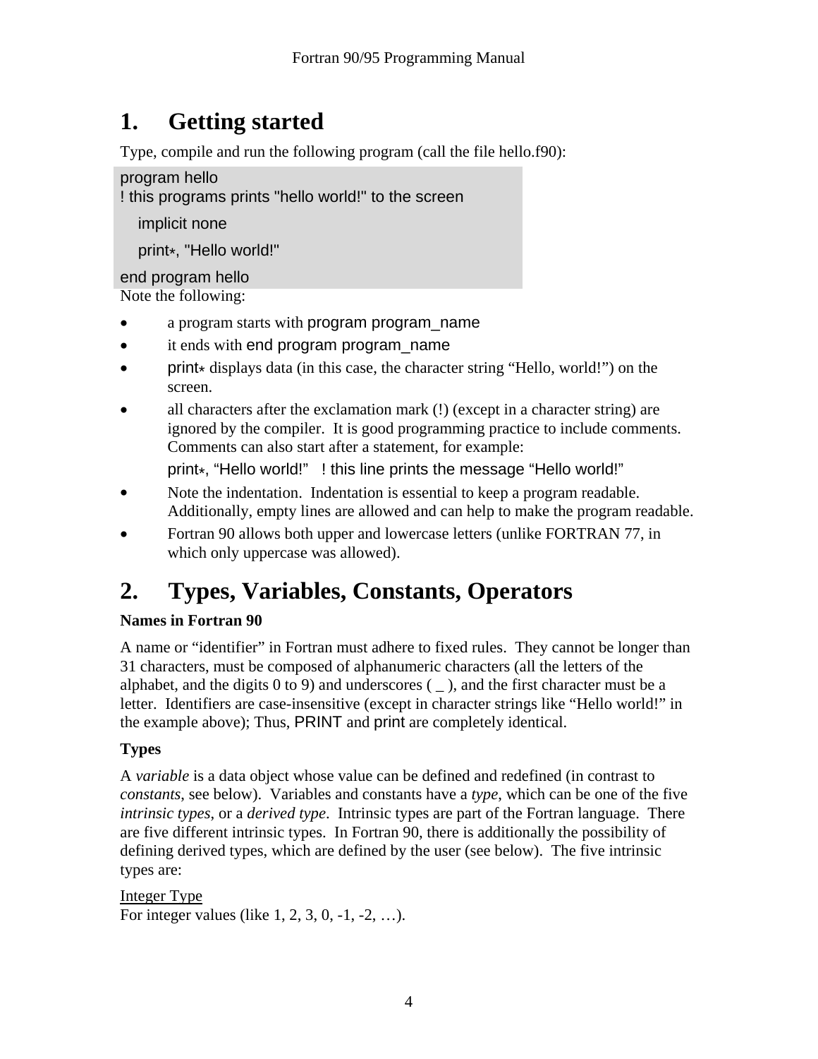# 1. Getting started

Type, compile and run the following program (call the file hello.f90):

```
program hello
! this programs prints "hello world!" to the screen
   implicit none
   print*, "Hello world!"
end program hello
```

Note the following:

- a program starts with `program program_name`
- it ends with `end program program_name`
- `print*` displays data (in this case, the character string "Hello, world!") on the screen.
- all characters after the exclamation mark (!) (except in a character string) are ignored by the compiler. It is good programming practice to include comments. Comments can also start after a statement, for example:

  `print*, "Hello world!"   ! this line prints the message "Hello world!"`
- Note the indentation. Indentation is essential to keep a program readable. Additionally, empty lines are allowed and can help to make the program readable.
- Fortran 90 allows both upper and lowercase letters (unlike FORTRAN 77, in which only uppercase was allowed).

# 2. Types, Variables, Constants, Operators

**Names in Fortran 90**

A name or "identifier" in Fortran must adhere to fixed rules. They cannot be longer than 31 characters, must be composed of alphanumeric characters (all the letters of the alphabet, and the digits 0 to 9) and underscores ( _ ), and the first character must be a letter. Identifiers are case-insensitive (except in character strings like "Hello world!" in the example above); Thus, PRINT and print are completely identical.

**Types**

A *variable* is a data object whose value can be defined and redefined (in contrast to *constants*, see below). Variables and constants have a *type*, which can be one of the five *intrinsic types*, or a *derived type*. Intrinsic types are part of the Fortran language. There are five different intrinsic types. In Fortran 90, there is additionally the possibility of defining derived types, which are defined by the user (see below). The five intrinsic types are:

<u>Integer Type</u>
For integer values (like 1, 2, 3, 0, -1, -2, …).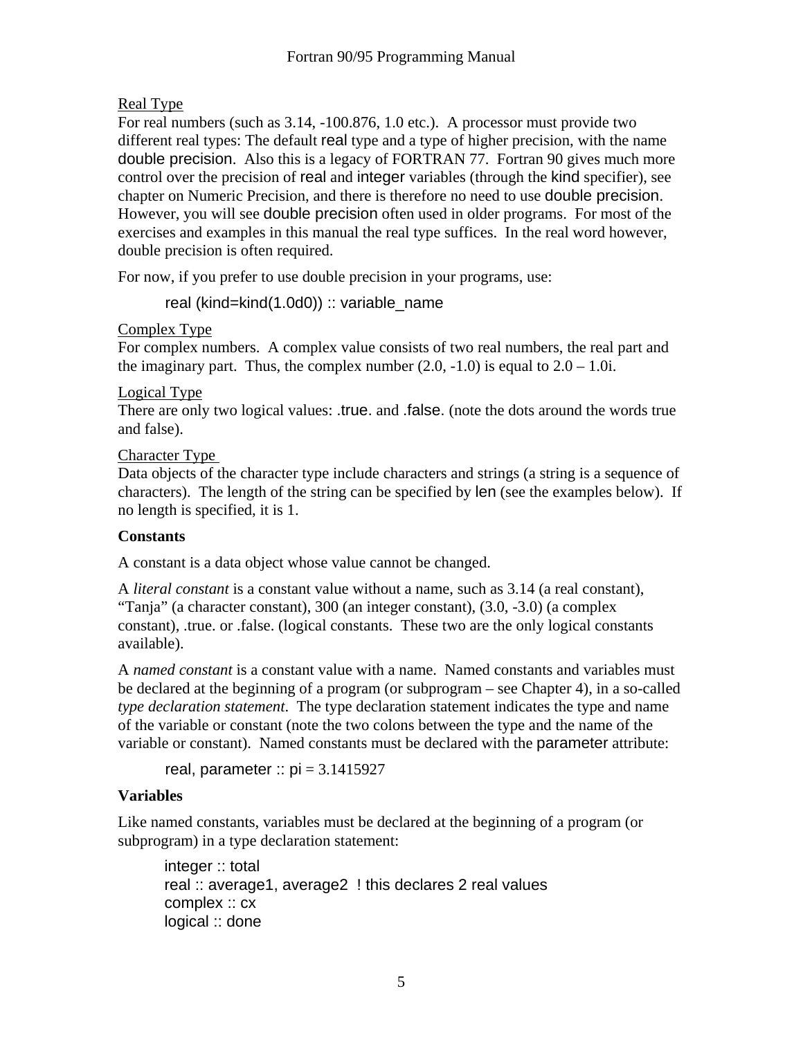Real Type

For real numbers (such as 3.14, -100.876, 1.0 etc.). A processor must provide two different real types: The default real type and a type of higher precision, with the name double precision. Also this is a legacy of FORTRAN 77. Fortran 90 gives much more control over the precision of real and integer variables (through the kind specifier), see chapter on Numeric Precision, and there is therefore no need to use double precision. However, you will see double precision often used in older programs. For most of the exercises and examples in this manual the real type suffices. In the real word however, double precision is often required.

For now, if you prefer to use double precision in your programs, use:

```
real (kind=kind(1.0d0)) :: variable_name
```

Complex Type

For complex numbers. A complex value consists of two real numbers, the real part and the imaginary part. Thus, the complex number (2.0, -1.0) is equal to 2.0 – 1.0i.

Logical Type

There are only two logical values: .true. and .false. (note the dots around the words true and false).

Character Type

Data objects of the character type include characters and strings (a string is a sequence of characters). The length of the string can be specified by len (see the examples below). If no length is specified, it is 1.

**Constants**

A constant is a data object whose value cannot be changed.

A *literal constant* is a constant value without a name, such as 3.14 (a real constant), "Tanja" (a character constant), 300 (an integer constant), (3.0, -3.0) (a complex constant), .true. or .false. (logical constants. These two are the only logical constants available).

A *named constant* is a constant value with a name. Named constants and variables must be declared at the beginning of a program (or subprogram – see Chapter 4), in a so-called *type declaration statement*. The type declaration statement indicates the type and name of the variable or constant (note the two colons between the type and the name of the variable or constant). Named constants must be declared with the parameter attribute:

```
real, parameter :: pi = 3.1415927
```

**Variables**

Like named constants, variables must be declared at the beginning of a program (or subprogram) in a type declaration statement:

```
integer :: total
real :: average1, average2  ! this declares 2 real values
complex :: cx
logical :: done
```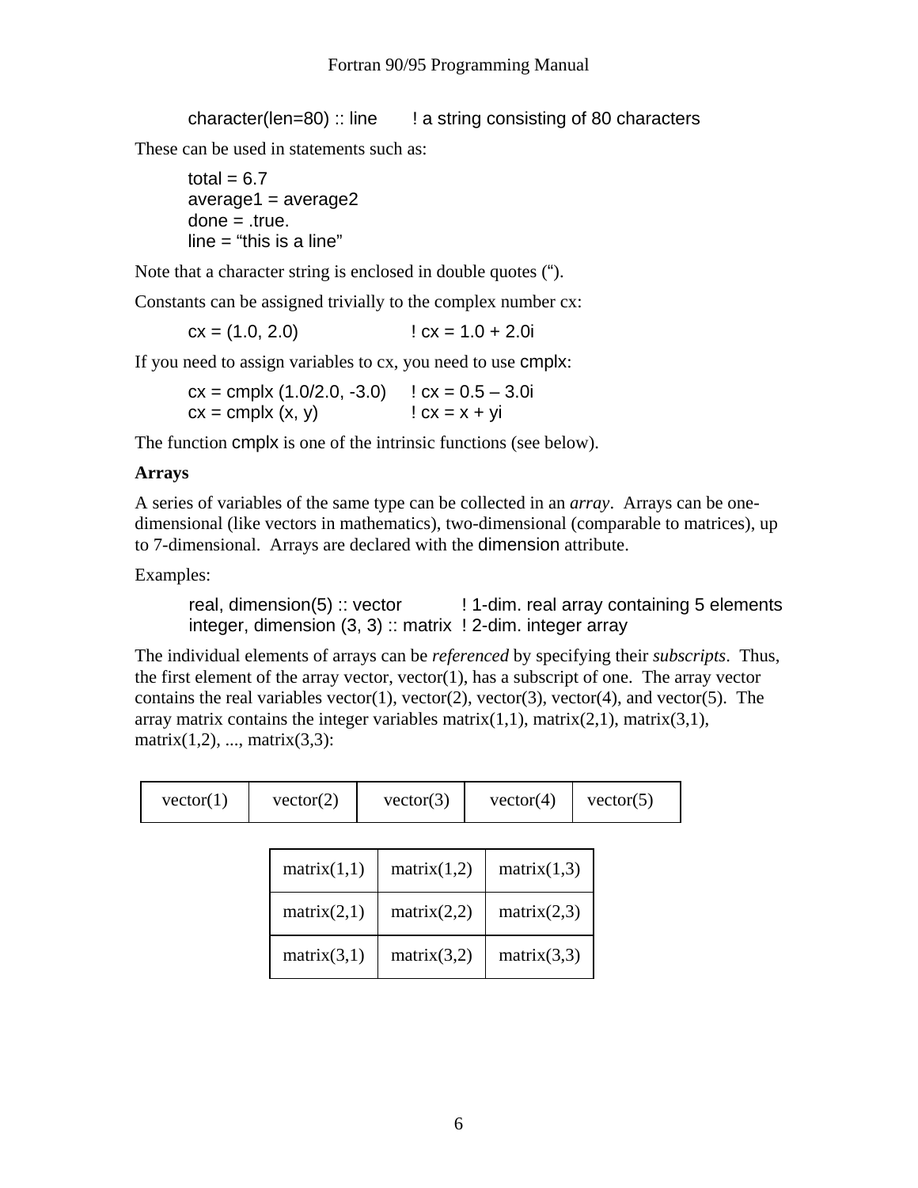```
character(len=80) :: line       ! a string consisting of 80 characters
```

These can be used in statements such as:

```
total = 6.7
average1 = average2
done = .true.
line = “this is a line”
```

Note that a character string is enclosed in double quotes (“).

Constants can be assigned trivially to the complex number cx:

```
cx = (1.0, 2.0)                 ! cx = 1.0 + 2.0i
```

If you need to assign variables to cx, you need to use cmplx:

```
cx = cmplx (1.0/2.0, -3.0)     ! cx = 0.5 – 3.0i
cx = cmplx (x, y)              ! cx = x + yi
```

The function cmplx is one of the intrinsic functions (see below).

**Arrays**

A series of variables of the same type can be collected in an *array*. Arrays can be one-dimensional (like vectors in mathematics), two-dimensional (comparable to matrices), up to 7-dimensional. Arrays are declared with the dimension attribute.

Examples:

```
real, dimension(5) :: vector           ! 1-dim. real array containing 5 elements
integer, dimension (3, 3) :: matrix  ! 2-dim. integer array
```

The individual elements of arrays can be *referenced* by specifying their *subscripts*. Thus, the first element of the array vector, vector(1), has a subscript of one. The array vector contains the real variables vector(1), vector(2), vector(3), vector(4), and vector(5). The array matrix contains the integer variables matrix(1,1), matrix(2,1), matrix(3,1), matrix(1,2), ..., matrix(3,3):

| vector(1) | vector(2) | vector(3) | vector(4) | vector(5) |
|---|---|---|---|---|

| matrix(1,1) | matrix(1,2) | matrix(1,3) |
|---|---|---|
| matrix(2,1) | matrix(2,2) | matrix(2,3) |
| matrix(3,1) | matrix(3,2) | matrix(3,3) |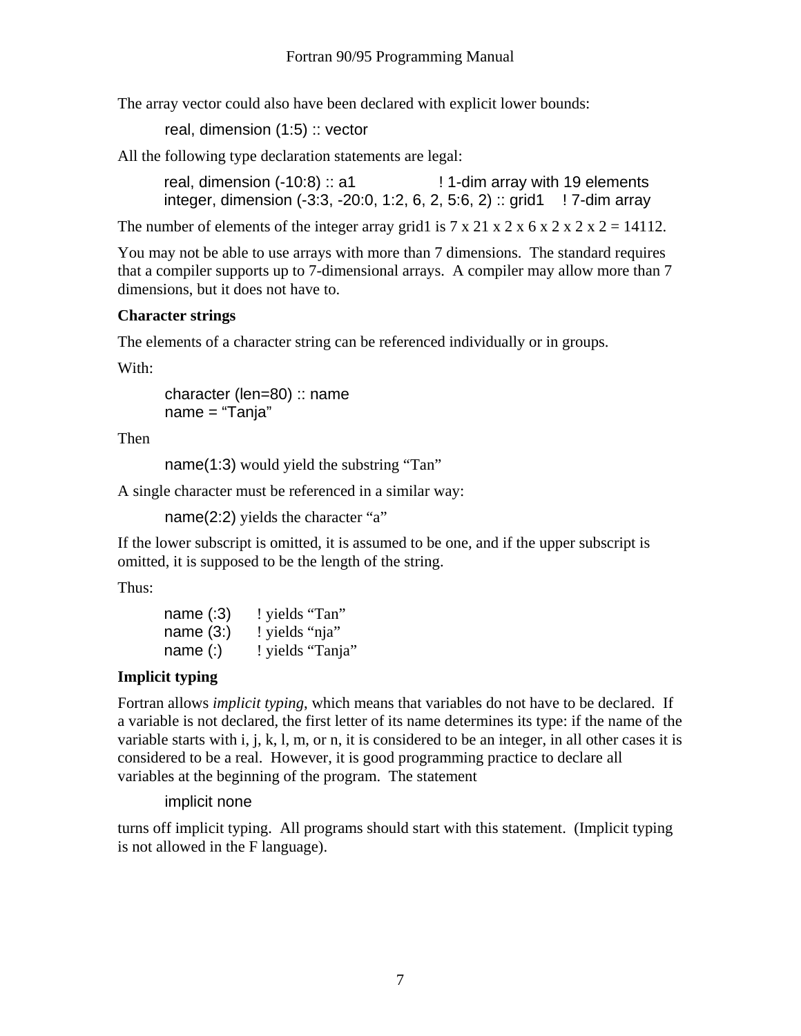The array vector could also have been declared with explicit lower bounds:

```
real, dimension (1:5) :: vector
```

All the following type declaration statements are legal:

```
real, dimension (-10:8) :: a1                ! 1-dim array with 19 elements
integer, dimension (-3:3, -20:0, 1:2, 6, 2, 5:6, 2) :: grid1    ! 7-dim array
```

The number of elements of the integer array grid1 is 7 x 21 x 2 x 6 x 2 x 2 x 2 = 14112.

You may not be able to use arrays with more than 7 dimensions. The standard requires that a compiler supports up to 7-dimensional arrays. A compiler may allow more than 7 dimensions, but it does not have to.

**Character strings**

The elements of a character string can be referenced individually or in groups.

With:

```
character (len=80) :: name
name = "Tanja"
```

Then

`name(1:3)` would yield the substring "Tan"

A single character must be referenced in a similar way:

`name(2:2)` yields the character "a"

If the lower subscript is omitted, it is assumed to be one, and if the upper subscript is omitted, it is supposed to be the length of the string.

Thus:

```
name (:3)     ! yields "Tan"
name (3:)     ! yields "nja"
name (:)      ! yields "Tanja"
```

**Implicit typing**

Fortran allows *implicit typing*, which means that variables do not have to be declared. If a variable is not declared, the first letter of its name determines its type: if the name of the variable starts with i, j, k, l, m, or n, it is considered to be an integer, in all other cases it is considered to be a real. However, it is good programming practice to declare all variables at the beginning of the program. The statement

```
implicit none
```

turns off implicit typing. All programs should start with this statement. (Implicit typing is not allowed in the F language).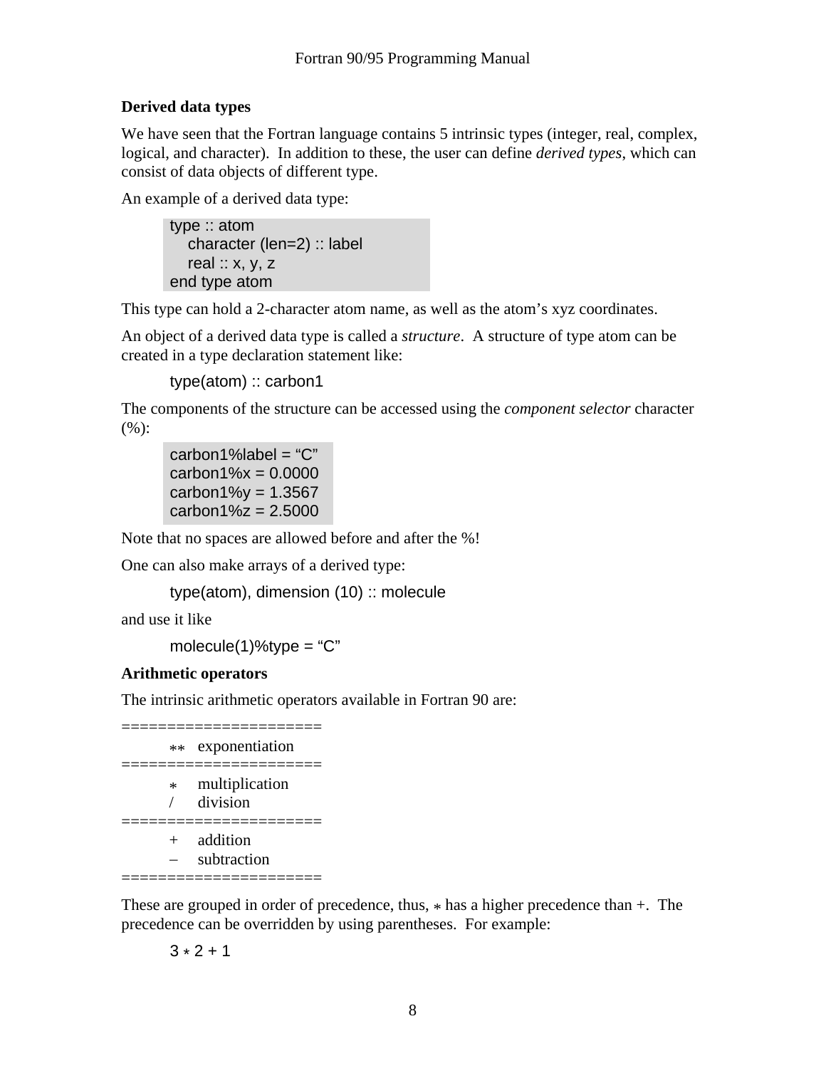### Derived data types

We have seen that the Fortran language contains 5 intrinsic types (integer, real, complex, logical, and character). In addition to these, the user can define *derived types*, which can consist of data objects of different type.

An example of a derived data type:

```
type :: atom
   character (len=2) :: label
   real :: x, y, z
end type atom
```

This type can hold a 2-character atom name, as well as the atom's xyz coordinates.

An object of a derived data type is called a *structure*. A structure of type atom can be created in a type declaration statement like:

```
type(atom) :: carbon1
```

The components of the structure can be accessed using the *component selector* character (%):

```
carbon1%label = "C"
carbon1%x = 0.0000
carbon1%y = 1.3567
carbon1%z = 2.5000
```

Note that no spaces are allowed before and after the %!

One can also make arrays of a derived type:

```
type(atom), dimension (10) :: molecule
```

and use it like

```
molecule(1)%type = "C"
```

### Arithmetic operators

The intrinsic arithmetic operators available in Fortran 90 are:

```
======================
   **   exponentiation
======================
   *    multiplication
   /    division
======================
   +    addition
   –    subtraction
======================
```

These are grouped in order of precedence, thus, * has a higher precedence than +. The precedence can be overridden by using parentheses. For example:

```
3 * 2 + 1
```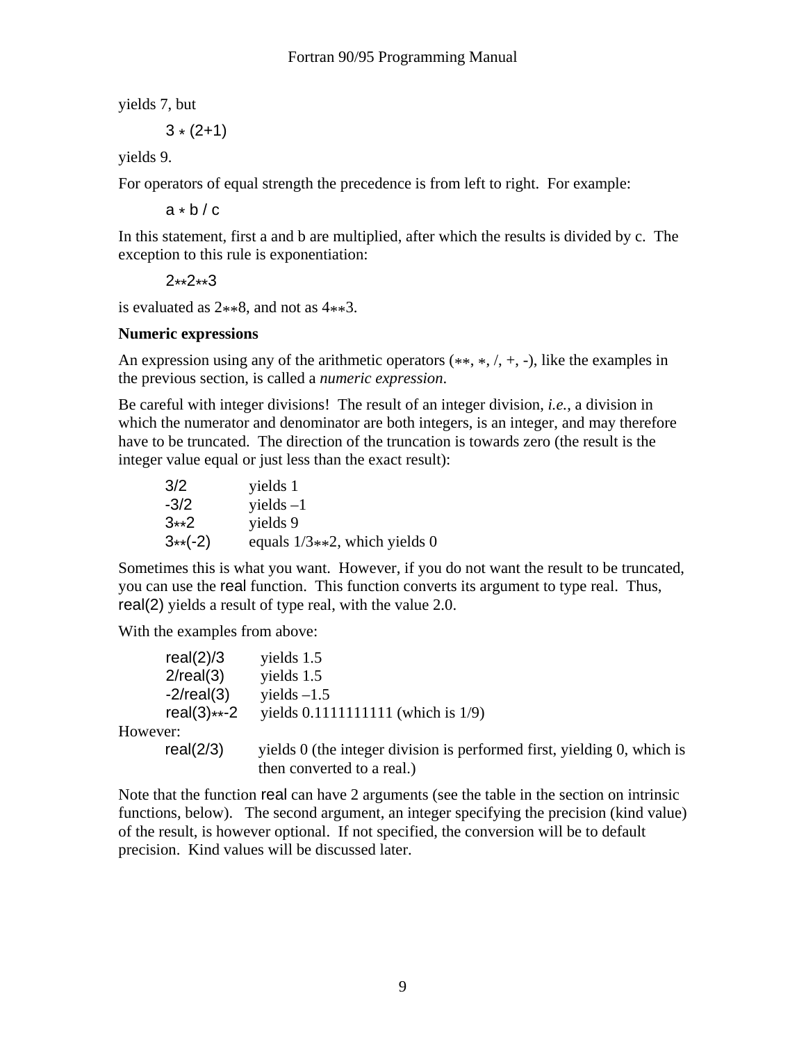yields 7, but

```
3 * (2+1)
```

yields 9.

For operators of equal strength the precedence is from left to right. For example:

```
a * b / c
```

In this statement, first a and b are multiplied, after which the results is divided by c. The exception to this rule is exponentiation:

```
2**2**3
```

is evaluated as 2**8, and not as 4**3.

**Numeric expressions**

An expression using any of the arithmetic operators (**, *, /, +, -), like the examples in the previous section, is called a *numeric expression*.

Be careful with integer divisions! The result of an integer division, *i.e.*, a division in which the numerator and denominator are both integers, is an integer, and may therefore have to be truncated. The direction of the truncation is towards zero (the result is the integer value equal or just less than the exact result):

| | |
|---|---|
| `3/2` | yields 1 |
| `-3/2` | yields –1 |
| `3**2` | yields 9 |
| `3**(-2)` | equals 1/3**2, which yields 0 |

Sometimes this is what you want. However, if you do not want the result to be truncated, you can use the `real` function. This function converts its argument to type real. Thus, `real(2)` yields a result of type real, with the value 2.0.

With the examples from above:

| | |
|---|---|
| `real(2)/3` | yields 1.5 |
| `2/real(3)` | yields 1.5 |
| `-2/real(3)` | yields –1.5 |
| `real(3)**-2` | yields 0.1111111111 (which is 1/9) |

However:

| | |
|---|---|
| `real(2/3)` | yields 0 (the integer division is performed first, yielding 0, which is then converted to a real.) |

Note that the function `real` can have 2 arguments (see the table in the section on intrinsic functions, below). The second argument, an integer specifying the precision (kind value) of the result, is however optional. If not specified, the conversion will be to default precision. Kind values will be discussed later.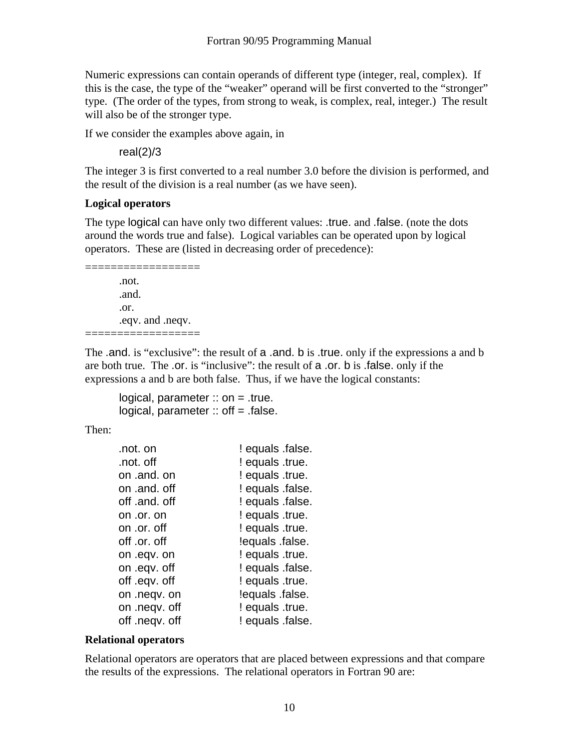Numeric expressions can contain operands of different type (integer, real, complex). If this is the case, the type of the "weaker" operand will be first converted to the "stronger" type. (The order of the types, from strong to weak, is complex, real, integer.) The result will also be of the stronger type.

If we consider the examples above again, in

```
real(2)/3
```

The integer 3 is first converted to a real number 3.0 before the division is performed, and the result of the division is a real number (as we have seen).

**Logical operators**

The type logical can have only two different values: .true. and .false. (note the dots around the words true and false). Logical variables can be operated upon by logical operators. These are (listed in decreasing order of precedence):

```
==================
        .not.
        .and.
        .or.
        .eqv. and .neqv.
==================
```

The .and. is "exclusive": the result of a .and. b is .true. only if the expressions a and b are both true. The .or. is "inclusive": the result of a .or. b is .false. only if the expressions a and b are both false. Thus, if we have the logical constants:

```
logical, parameter :: on = .true.
logical, parameter :: off = .false.
```

Then:

```
.not. on                ! equals .false.
.not. off               ! equals .true.
on .and. on             ! equals .true.
on .and. off            ! equals .false.
off .and. off           ! equals .false.
on .or. on              ! equals .true.
on .or. off             ! equals .true.
off .or. off            !equals .false.
on .eqv. on             ! equals .true.
on .eqv. off            ! equals .false.
off .eqv. off           ! equals .true.
on .neqv. on            !equals .false.
on .neqv. off           ! equals .true.
off .neqv. off          ! equals .false.
```

**Relational operators**

Relational operators are operators that are placed between expressions and that compare the results of the expressions. The relational operators in Fortran 90 are: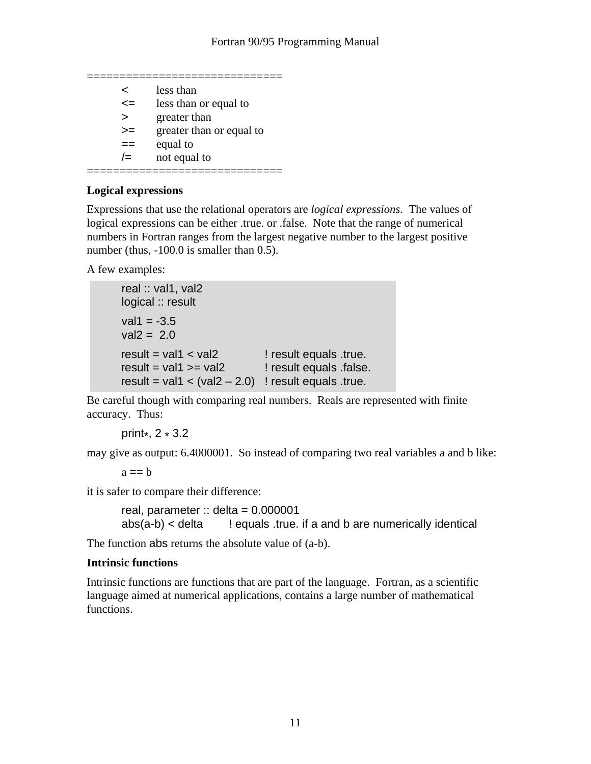```
==============================
    <      less than
    <=     less than or equal to
    >      greater than
    >=     greater than or equal to
    ==     equal to
    /=     not equal to
==============================
```

**Logical expressions**

Expressions that use the relational operators are *logical expressions*. The values of logical expressions can be either .true. or .false. Note that the range of numerical numbers in Fortran ranges from the largest negative number to the largest positive number (thus, -100.0 is smaller than 0.5).

A few examples:

```
real :: val1, val2
logical :: result

val1 = -3.5
val2 =  2.0

result = val1 < val2            ! result equals .true.
result = val1 >= val2           ! result equals .false.
result = val1 < (val2 – 2.0)    ! result equals .true.
```

Be careful though with comparing real numbers. Reals are represented with finite accuracy. Thus:

```
print*, 2 * 3.2
```

may give as output: 6.4000001. So instead of comparing two real variables a and b like:

```
a == b
```

it is safer to compare their difference:

```
real, parameter :: delta = 0.000001
abs(a-b) < delta       ! equals .true. if a and b are numerically identical
```

The function abs returns the absolute value of (a-b).

**Intrinsic functions**

Intrinsic functions are functions that are part of the language. Fortran, as a scientific language aimed at numerical applications, contains a large number of mathematical functions.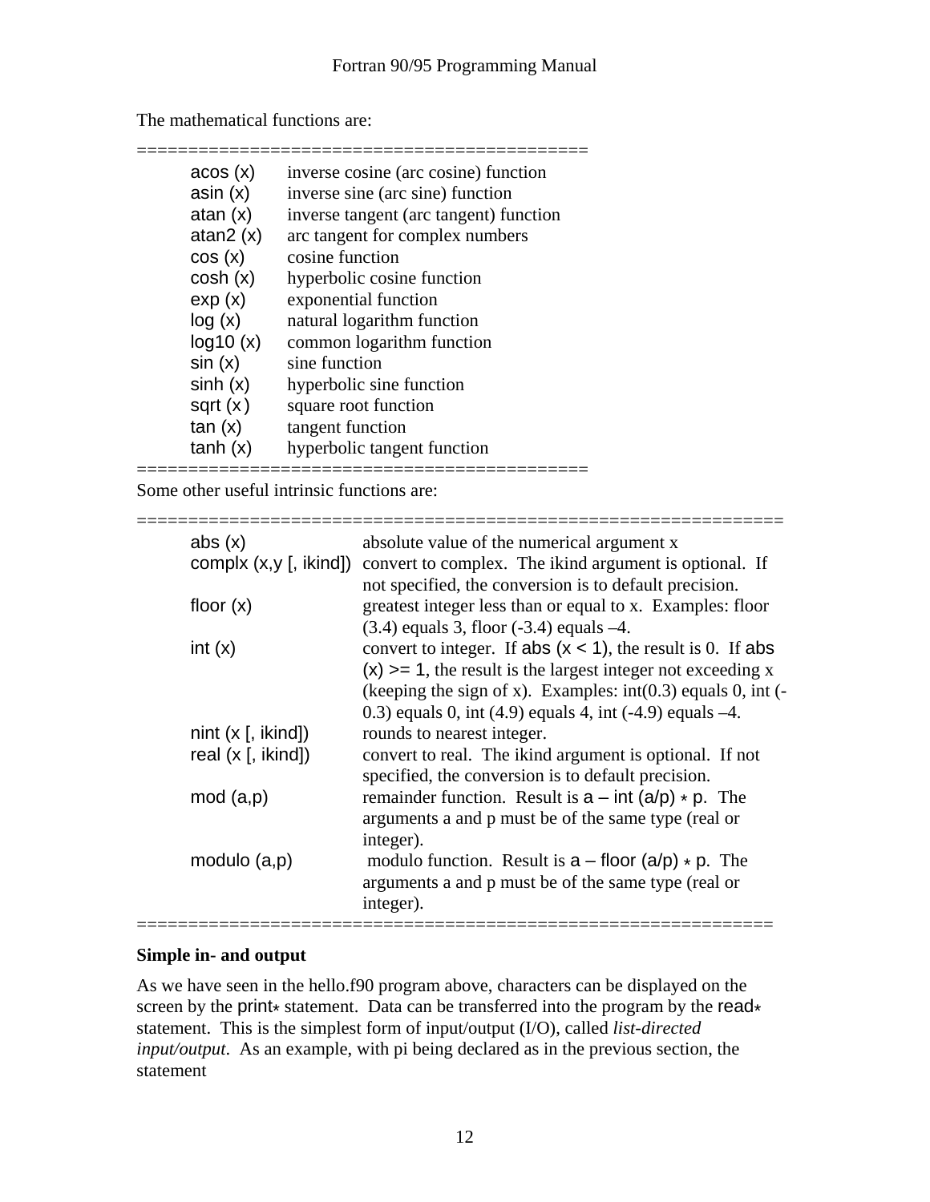The mathematical functions are:

| | |
|---|---|
| acos (x) | inverse cosine (arc cosine) function |
| asin (x) | inverse sine (arc sine) function |
| atan (x) | inverse tangent (arc tangent) function |
| atan2 (x) | arc tangent for complex numbers |
| cos (x) | cosine function |
| cosh (x) | hyperbolic cosine function |
| exp (x) | exponential function |
| log (x) | natural logarithm function |
| log10 (x) | common logarithm function |
| sin (x) | sine function |
| sinh (x) | hyperbolic sine function |
| sqrt (x) | square root function |
| tan (x) | tangent function |
| tanh (x) | hyperbolic tangent function |

Some other useful intrinsic functions are:

| | |
|---|---|
| abs (x) | absolute value of the numerical argument x |
| complx (x,y [, ikind]) | convert to complex. The ikind argument is optional. If not specified, the conversion is to default precision. |
| floor (x) | greatest integer less than or equal to x. Examples: floor (3.4) equals 3, floor (-3.4) equals –4. |
| int (x) | convert to integer. If abs (x < 1), the result is 0. If abs (x) >= 1, the result is the largest integer not exceeding x (keeping the sign of x). Examples: int(0.3) equals 0, int (-0.3) equals 0, int (4.9) equals 4, int (-4.9) equals –4. |
| nint (x [, ikind]) | rounds to nearest integer. |
| real (x [, ikind]) | convert to real. The ikind argument is optional. If not specified, the conversion is to default precision. |
| mod (a,p) | remainder function. Result is a – int (a/p) * p. The arguments a and p must be of the same type (real or integer). |
| modulo (a,p) | modulo function. Result is a – floor (a/p) * p. The arguments a and p must be of the same type (real or integer). |

**Simple in- and output**

As we have seen in the hello.f90 program above, characters can be displayed on the screen by the print* statement. Data can be transferred into the program by the read* statement. This is the simplest form of input/output (I/O), called *list-directed input/output*. As an example, with pi being declared as in the previous section, the statement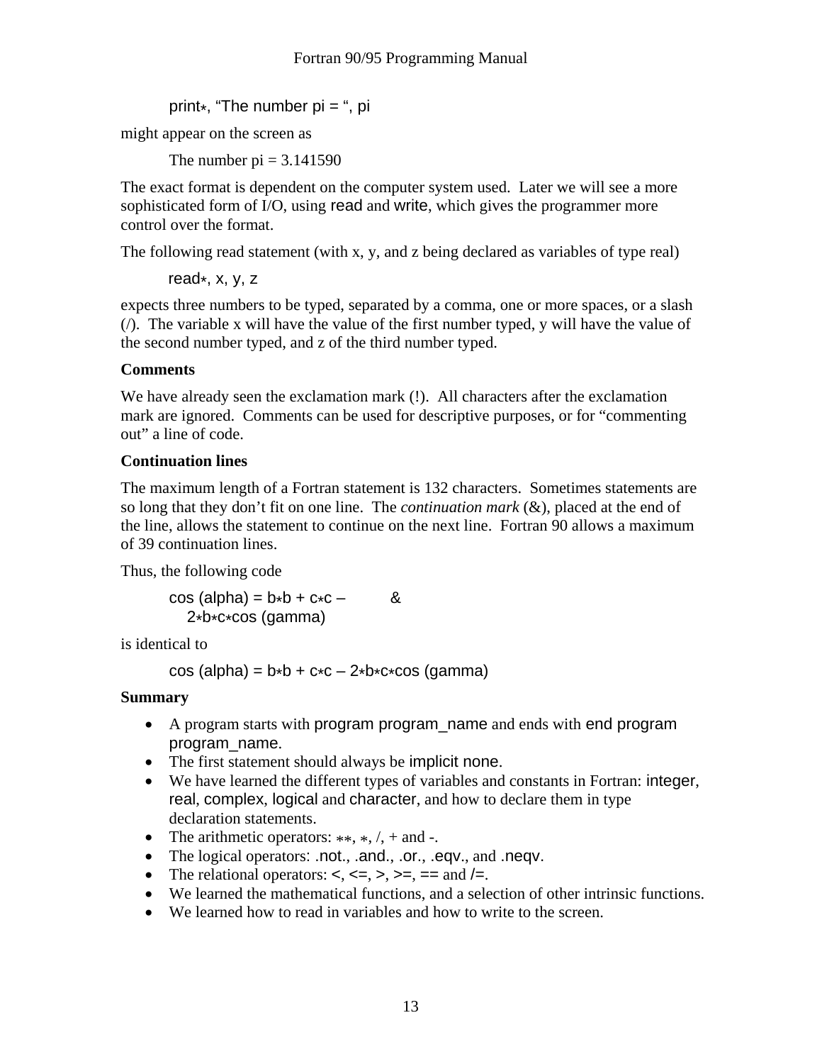```
print*, "The number pi = ", pi
```

might appear on the screen as

```
The number pi = 3.141590
```

The exact format is dependent on the computer system used. Later we will see a more sophisticated form of I/O, using `read` and `write`, which gives the programmer more control over the format.

The following read statement (with x, y, and z being declared as variables of type real)

```
read*, x, y, z
```

expects three numbers to be typed, separated by a comma, one or more spaces, or a slash (/). The variable x will have the value of the first number typed, y will have the value of the second number typed, and z of the third number typed.

**Comments**

We have already seen the exclamation mark (!). All characters after the exclamation mark are ignored. Comments can be used for descriptive purposes, or for "commenting out" a line of code.

**Continuation lines**

The maximum length of a Fortran statement is 132 characters. Sometimes statements are so long that they don't fit on one line. The *continuation mark* (&), placed at the end of the line, allows the statement to continue on the next line. Fortran 90 allows a maximum of 39 continuation lines.

Thus, the following code

```
cos (alpha) = b*b + c*c –        &
   2*b*c*cos (gamma)
```

is identical to

```
cos (alpha) = b*b + c*c – 2*b*c*cos (gamma)
```

**Summary**

- A program starts with `program program_name` and ends with `end program program_name`.
- The first statement should always be `implicit none`.
- We have learned the different types of variables and constants in Fortran: `integer`, `real`, `complex`, `logical` and `character`, and how to declare them in type declaration statements.
- The arithmetic operators: **, *, /, + and -.
- The logical operators: .not., .and., .or., .eqv., and .neqv.
- The relational operators: <, <=, >, >=, == and /=.
- We learned the mathematical functions, and a selection of other intrinsic functions.
- We learned how to read in variables and how to write to the screen.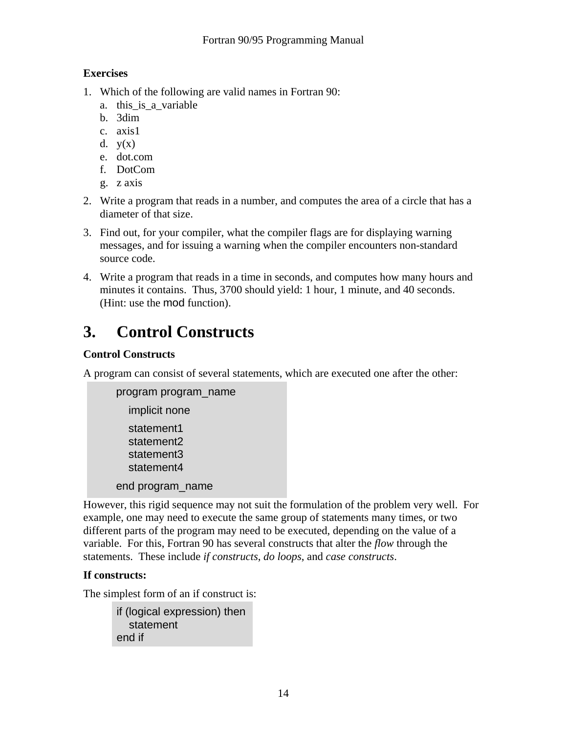**Exercises**

1. Which of the following are valid names in Fortran 90:
    a. this_is_a_variable
    b. 3dim
    c. axis1
    d. y(x)
    e. dot.com
    f. DotCom
    g. z axis
2. Write a program that reads in a number, and computes the area of a circle that has a diameter of that size.
3. Find out, for your compiler, what the compiler flags are for displaying warning messages, and for issuing a warning when the compiler encounters non-standard source code.
4. Write a program that reads in a time in seconds, and computes how many hours and minutes it contains. Thus, 3700 should yield: 1 hour, 1 minute, and 40 seconds. (Hint: use the `mod` function).

# 3. Control Constructs

**Control Constructs**

A program can consist of several statements, which are executed one after the other:

```
program program_name
   implicit none
   statement1
   statement2
   statement3
   statement4
end program_name
```

However, this rigid sequence may not suit the formulation of the problem very well. For example, one may need to execute the same group of statements many times, or two different parts of the program may need to be executed, depending on the value of a variable. For this, Fortran 90 has several constructs that alter the *flow* through the statements. These include *if constructs*, *do loops*, and *case constructs*.

**If constructs:**

The simplest form of an if construct is:

```
if (logical expression) then
   statement
end if
```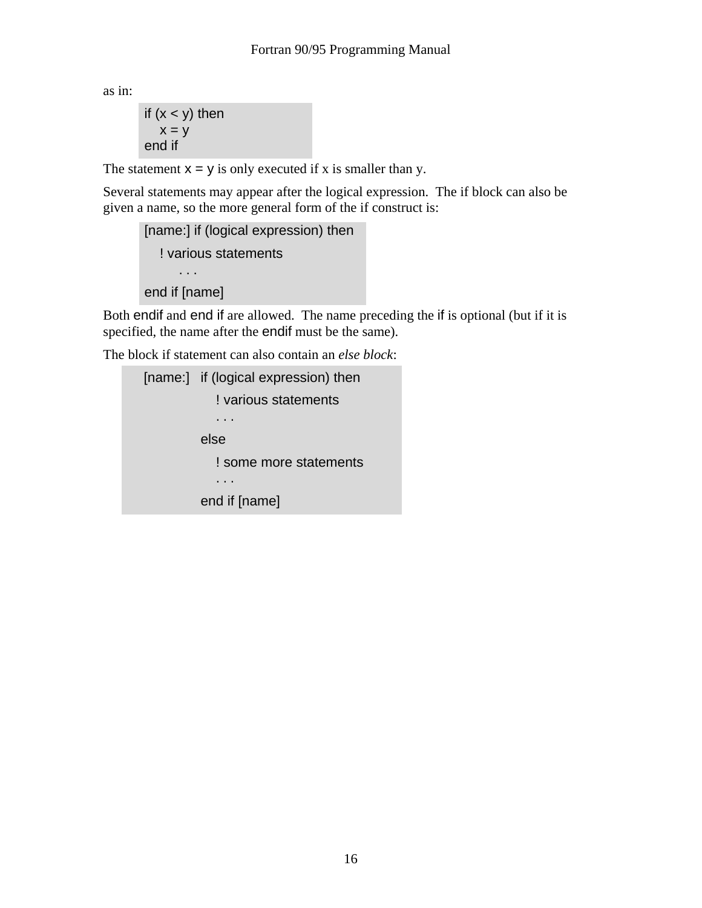as in:

```
if (x < y) then
    x = y
end if
```

The statement `x = y` is only executed if x is smaller than y.

Several statements may appear after the logical expression. The if block can also be given a name, so the more general form of the if construct is:

```
[name:] if (logical expression) then
    ! various statements
        . . .
end if [name]
```

Both `endif` and `end if` are allowed. The name preceding the `if` is optional (but if it is specified, the name after the `endif` must be the same).

The block if statement can also contain an *else block*:

```
[name:]   if (logical expression) then
             ! various statements
             . . .
          else
             ! some more statements
             . . .
          end if [name]
```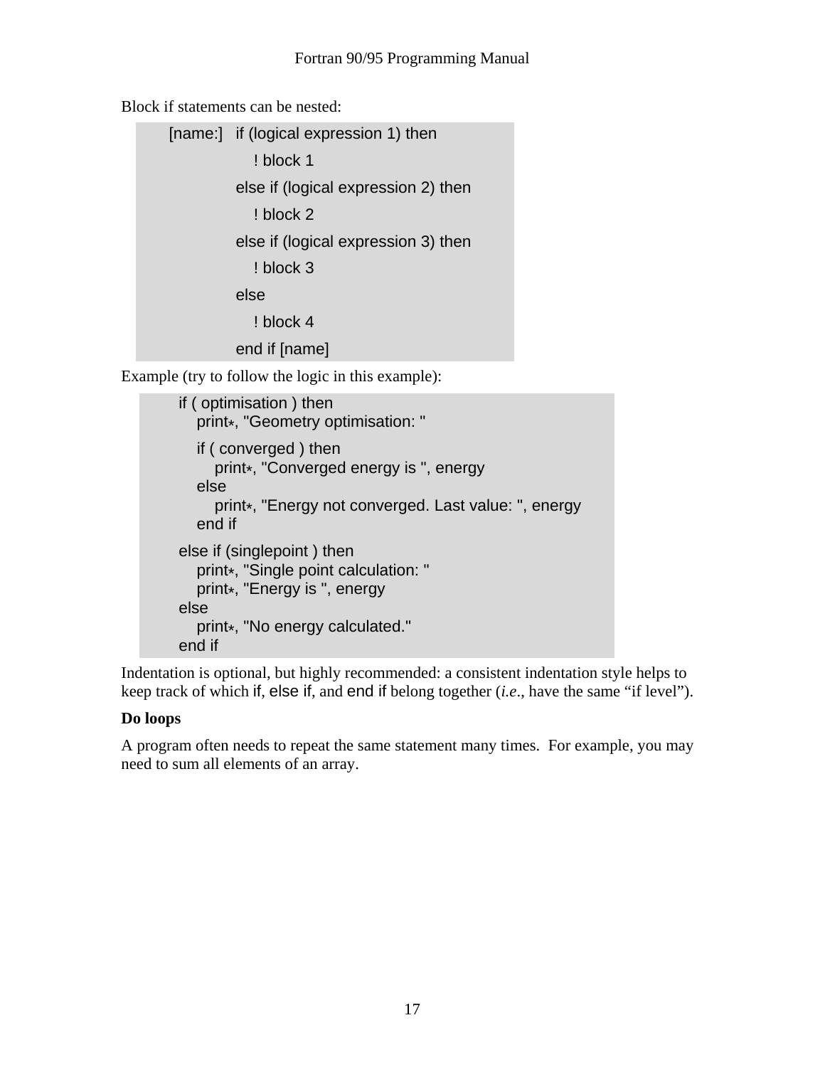Block if statements can be nested:

```
[name:]   if (logical expression 1) then
             ! block 1
          else if (logical expression 2) then
             ! block 2
          else if (logical expression 3) then
             ! block 3
          else
             ! block 4
          end if [name]
```

Example (try to follow the logic in this example):

```
if ( optimisation ) then
   print*, "Geometry optimisation: "

   if ( converged ) then
      print*, "Converged energy is ", energy
   else
      print*, "Energy not converged. Last value: ", energy
   end if

else if (singlepoint ) then
   print*, "Single point calculation: "
   print*, "Energy is ", energy
else
   print*, "No energy calculated."
end if
```

Indentation is optional, but highly recommended: a consistent indentation style helps to keep track of which `if`, `else if`, and `end if` belong together (*i.e*., have the same "if level").

**Do loops**

A program often needs to repeat the same statement many times. For example, you may need to sum all elements of an array.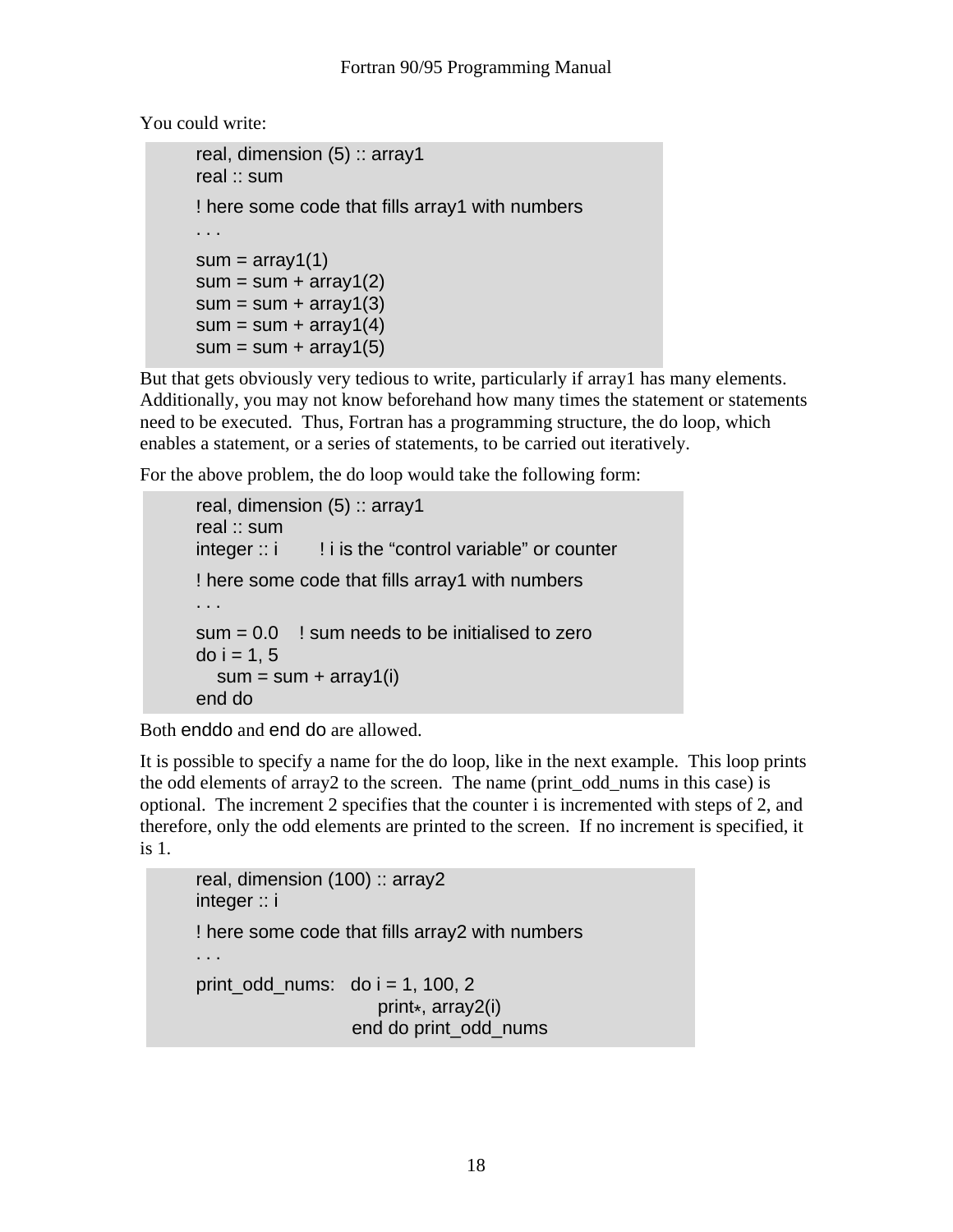You could write:

```
real, dimension (5) :: array1
real :: sum

! here some code that fills array1 with numbers
. . .

sum = array1(1)
sum = sum + array1(2)
sum = sum + array1(3)
sum = sum + array1(4)
sum = sum + array1(5)
```

But that gets obviously very tedious to write, particularly if array1 has many elements. Additionally, you may not know beforehand how many times the statement or statements need to be executed. Thus, Fortran has a programming structure, the do loop, which enables a statement, or a series of statements, to be carried out iteratively.

For the above problem, the do loop would take the following form:

```
real, dimension (5) :: array1
real :: sum
integer :: i       ! i is the "control variable" or counter

! here some code that fills array1 with numbers
. . .

sum = 0.0    ! sum needs to be initialised to zero
do i = 1, 5
   sum = sum + array1(i)
end do
```

Both `enddo` and `end do` are allowed.

It is possible to specify a name for the do loop, like in the next example. This loop prints the odd elements of array2 to the screen. The name (print_odd_nums in this case) is optional. The increment 2 specifies that the counter i is incremented with steps of 2, and therefore, only the odd elements are printed to the screen. If no increment is specified, it is 1.

```
real, dimension (100) :: array2
integer :: i

! here some code that fills array2 with numbers
. . .

print_odd_nums:   do i = 1, 100, 2
                     print*, array2(i)
                  end do print_odd_nums
```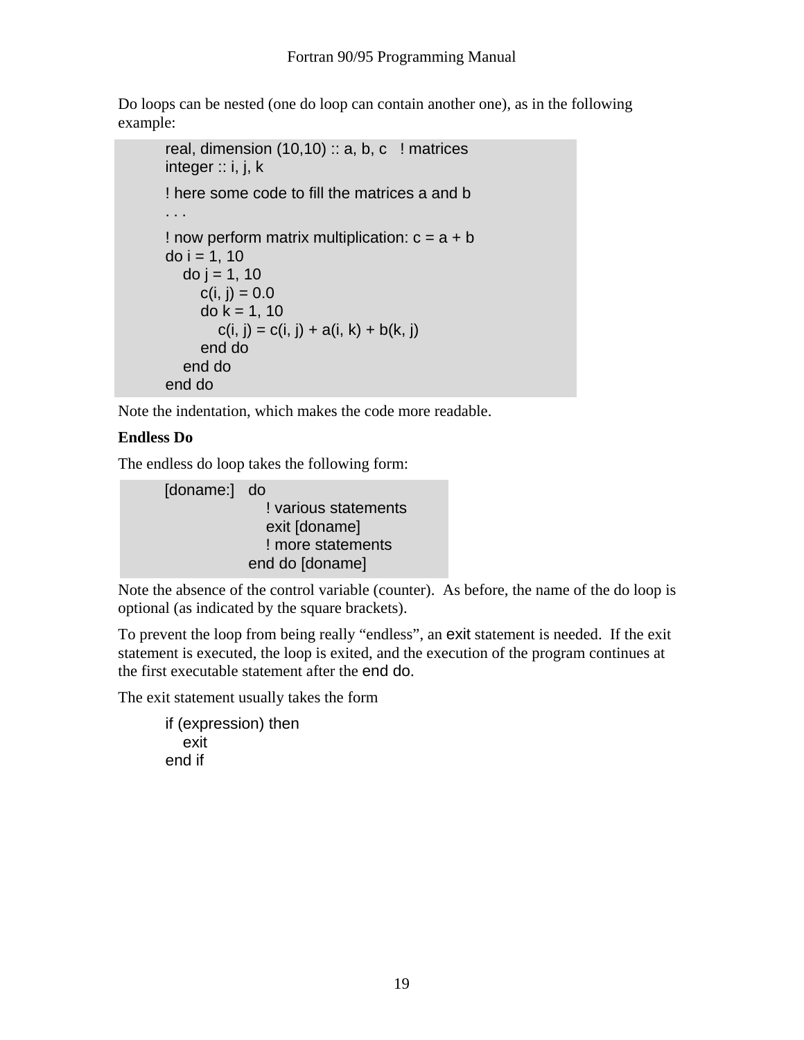Do loops can be nested (one do loop can contain another one), as in the following example:

```
real, dimension (10,10) :: a, b, c   ! matrices
integer :: i, j, k

! here some code to fill the matrices a and b
. . .

! now perform matrix multiplication: c = a + b
do i = 1, 10
   do j = 1, 10
      c(i, j) = 0.0
      do k = 1, 10
         c(i, j) = c(i, j) + a(i, k) + b(k, j)
      end do
   end do
end do
```

Note the indentation, which makes the code more readable.

**Endless Do**

The endless do loop takes the following form:

```
[doname:]   do
               ! various statements
               exit [doname]
               ! more statements
            end do [doname]
```

Note the absence of the control variable (counter). As before, the name of the do loop is optional (as indicated by the square brackets).

To prevent the loop from being really "endless", an `exit` statement is needed. If the exit statement is executed, the loop is exited, and the execution of the program continues at the first executable statement after the `end do`.

The exit statement usually takes the form

```
if (expression) then
   exit
end if
```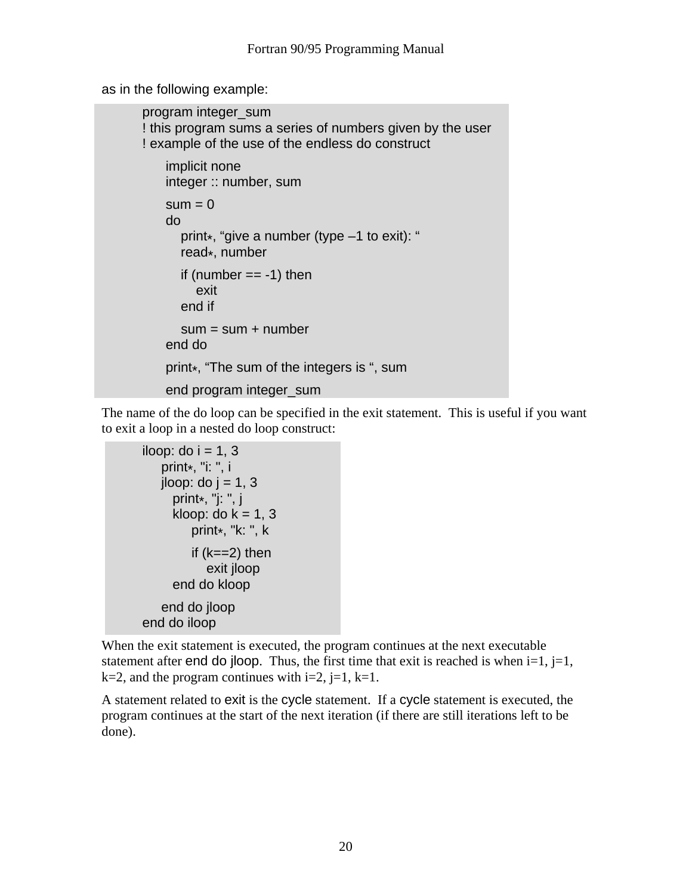as in the following example:

```
program integer_sum
! this program sums a series of numbers given by the user
! example of the use of the endless do construct

    implicit none
    integer :: number, sum

    sum = 0
    do
       print*, “give a number (type –1 to exit): “
       read*, number

       if (number == -1) then
          exit
       end if

       sum = sum + number
    end do

    print*, “The sum of the integers is “, sum

    end program integer_sum
```

The name of the do loop can be specified in the exit statement. This is useful if you want to exit a loop in a nested do loop construct:

```
iloop: do i = 1, 3
     print*, "i: ", i
     jloop: do j = 1, 3
        print*, "j: ", j
        kloop: do k = 1, 3
             print*, "k: ", k

             if (k==2) then
                exit jloop
        end do kloop

     end do jloop
end do iloop
```

When the exit statement is executed, the program continues at the next executable statement after end do jloop. Thus, the first time that exit is reached is when i=1, j=1, k=2, and the program continues with i=2, j=1, k=1.

A statement related to exit is the cycle statement. If a cycle statement is executed, the program continues at the start of the next iteration (if there are still iterations left to be done).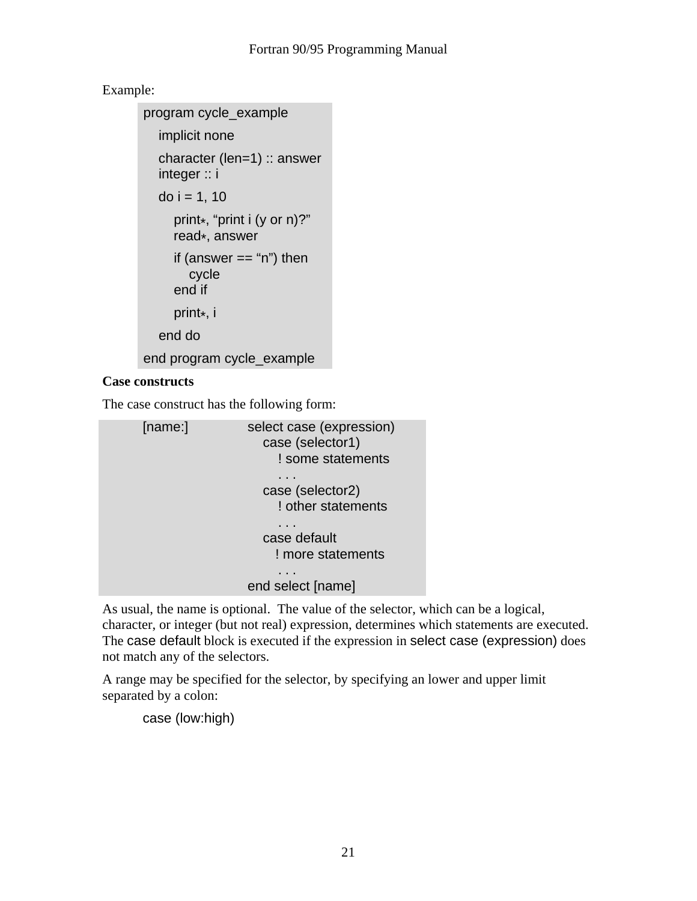Example:

```
program cycle_example
    implicit none
    character (len=1) :: answer
    integer :: i
    do i = 1, 10
        print*, “print i (y or n)?”
        read*, answer
        if (answer == “n”) then
            cycle
        end if
        print*, i
    end do
end program cycle_example
```

**Case constructs**

The case construct has the following form:

```
[name:]        select case (expression)
                   case (selector1)
                       ! some statements
                       . . .
                   case (selector2)
                       ! other statements
                       . . .
                   case default
                       ! more statements
                       . . .
               end select [name]
```

As usual, the name is optional. The value of the selector, which can be a logical, character, or integer (but not real) expression, determines which statements are executed. The case default block is executed if the expression in select case (expression) does not match any of the selectors.

A range may be specified for the selector, by specifying an lower and upper limit separated by a colon:

```
case (low:high)
```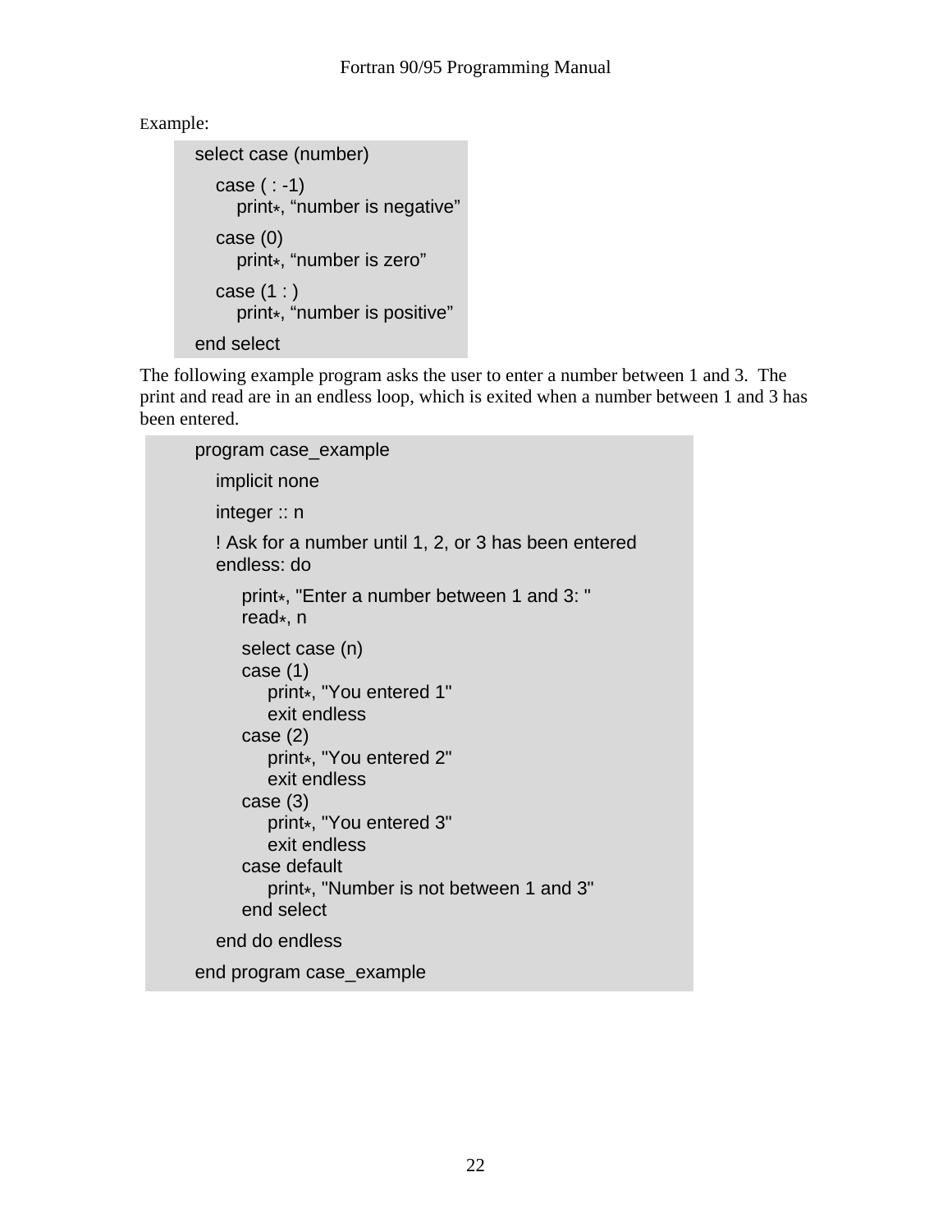Example:

```
select case (number)
   case ( : -1)
      print*, “number is negative”
   case (0)
      print*, “number is zero”
   case (1 : )
      print*, “number is positive”
end select
```

The following example program asks the user to enter a number between 1 and 3. The print and read are in an endless loop, which is exited when a number between 1 and 3 has been entered.

```
program case_example
   implicit none
   integer :: n
   ! Ask for a number until 1, 2, or 3 has been entered
   endless: do
      print*, "Enter a number between 1 and 3: "
      read*, n
      select case (n)
      case (1)
         print*, "You entered 1"
         exit endless
      case (2)
         print*, "You entered 2"
         exit endless
      case (3)
         print*, "You entered 3"
         exit endless
      case default
         print*, "Number is not between 1 and 3"
      end select
   end do endless
end program case_example
```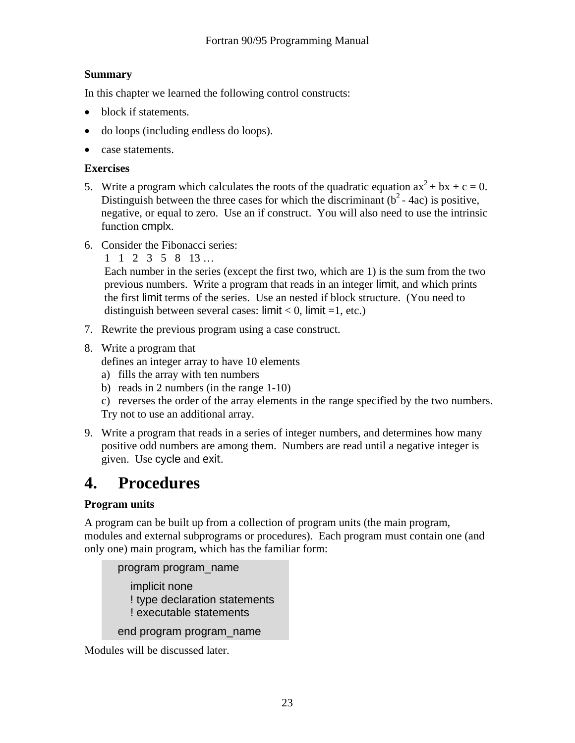**Summary**

In this chapter we learned the following control constructs:

- block if statements.
- do loops (including endless do loops).
- case statements.

**Exercises**

5. Write a program which calculates the roots of the quadratic equation $ax^2 + bx + c = 0$. Distinguish between the three cases for which the discriminant ($b^2 - 4ac$) is positive, negative, or equal to zero. Use an if construct. You will also need to use the intrinsic function cmplx.

6. Consider the Fibonacci series:
   1 1 2 3 5 8 13 …
   Each number in the series (except the first two, which are 1) is the sum from the two previous numbers. Write a program that reads in an integer limit, and which prints the first limit terms of the series. Use an nested if block structure. (You need to distinguish between several cases: limit < 0, limit =1, etc.)

7. Rewrite the previous program using a case construct.

8. Write a program that
   defines an integer array to have 10 elements
   a) fills the array with ten numbers
   b) reads in 2 numbers (in the range 1-10)
   c) reverses the order of the array elements in the range specified by the two numbers.
   Try not to use an additional array.

9. Write a program that reads in a series of integer numbers, and determines how many positive odd numbers are among them. Numbers are read until a negative integer is given. Use cycle and exit.

# 4. Procedures

**Program units**

A program can be built up from a collection of program units (the main program, modules and external subprograms or procedures). Each program must contain one (and only one) main program, which has the familiar form:

```
program program_name

   implicit none
   ! type declaration statements
   ! executable statements

end program program_name
```

Modules will be discussed later.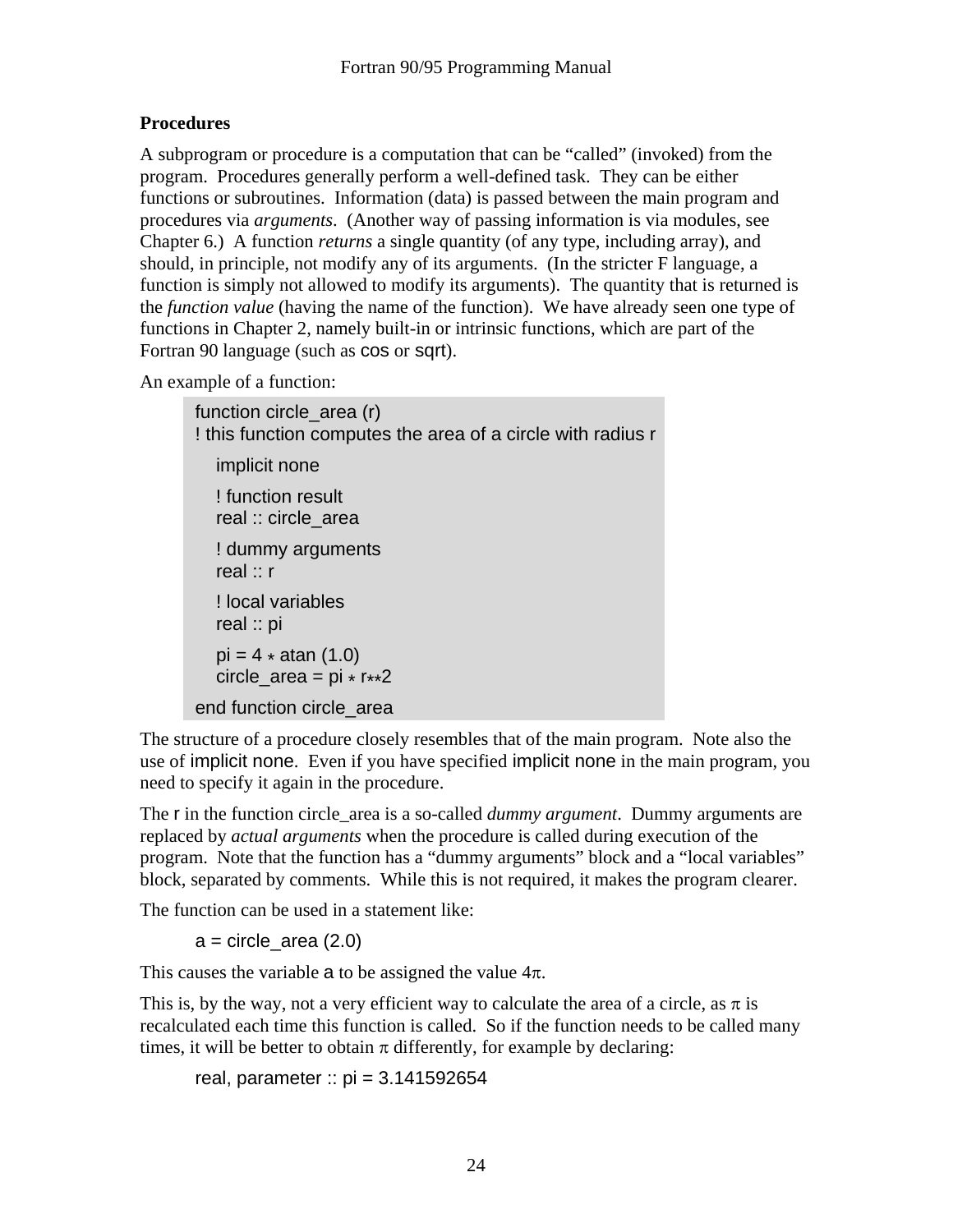### Procedures

A subprogram or procedure is a computation that can be "called" (invoked) from the program. Procedures generally perform a well-defined task. They can be either functions or subroutines. Information (data) is passed between the main program and procedures via *arguments*. (Another way of passing information is via modules, see Chapter 6.) A function *returns* a single quantity (of any type, including array), and should, in principle, not modify any of its arguments. (In the stricter F language, a function is simply not allowed to modify its arguments). The quantity that is returned is the *function value* (having the name of the function). We have already seen one type of functions in Chapter 2, namely built-in or intrinsic functions, which are part of the Fortran 90 language (such as cos or sqrt).

An example of a function:

```
function circle_area (r)
! this function computes the area of a circle with radius r
   implicit none

   ! function result
   real :: circle_area

   ! dummy arguments
   real :: r

   ! local variables
   real :: pi

   pi = 4 * atan (1.0)
   circle_area = pi * r**2

end function circle_area
```

The structure of a procedure closely resembles that of the main program. Note also the use of implicit none. Even if you have specified implicit none in the main program, you need to specify it again in the procedure.

The r in the function circle_area is a so-called *dummy argument*. Dummy arguments are replaced by *actual arguments* when the procedure is called during execution of the program. Note that the function has a "dummy arguments" block and a "local variables" block, separated by comments. While this is not required, it makes the program clearer.

The function can be used in a statement like:

```
a = circle_area (2.0)
```

This causes the variable a to be assigned the value $4\pi$.

This is, by the way, not a very efficient way to calculate the area of a circle, as $\pi$ is recalculated each time this function is called. So if the function needs to be called many times, it will be better to obtain $\pi$ differently, for example by declaring:

```
real, parameter :: pi = 3.141592654
```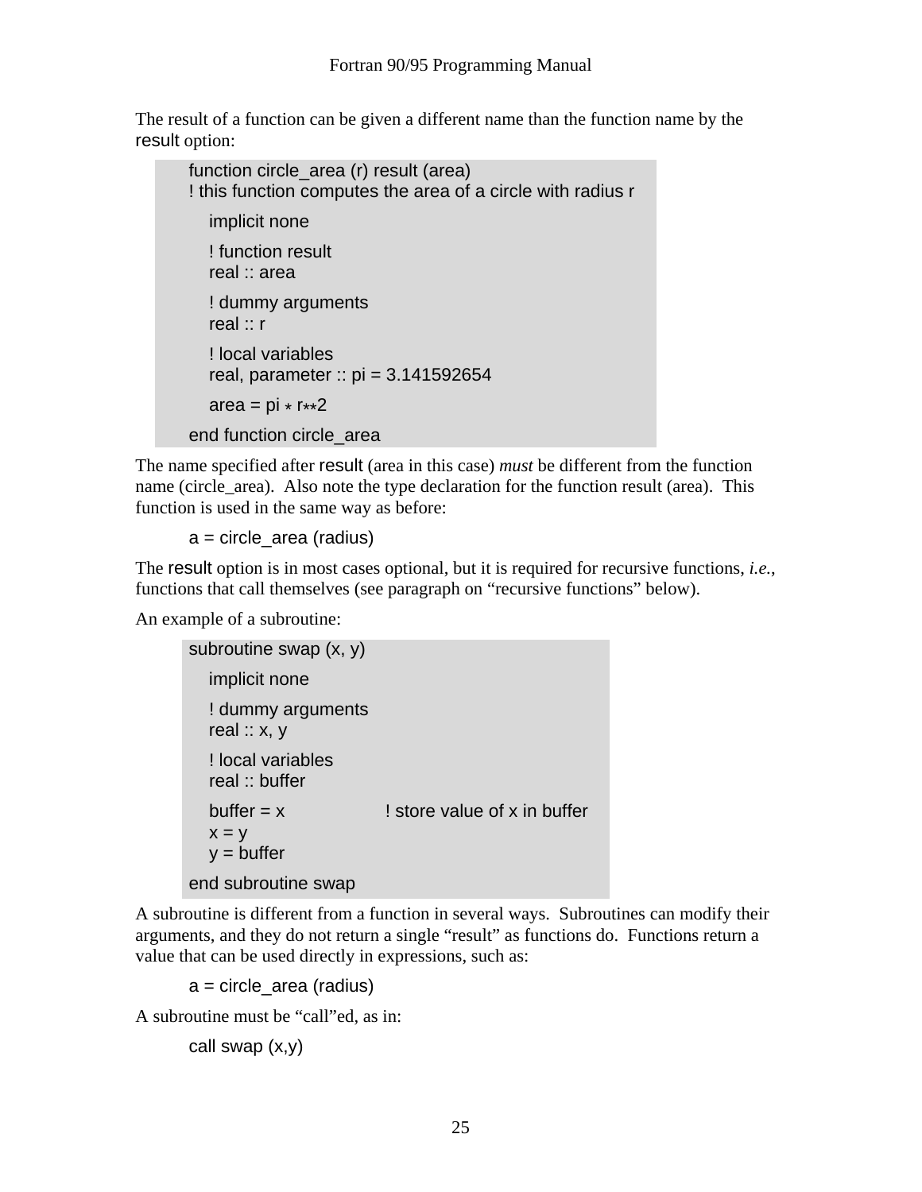The result of a function can be given a different name than the function name by the `result` option:

```
function circle_area (r) result (area)
! this function computes the area of a circle with radius r

   implicit none

   ! function result
   real :: area

   ! dummy arguments
   real :: r

   ! local variables
   real, parameter :: pi = 3.141592654

   area = pi * r**2

end function circle_area
```

The name specified after `result` (area in this case) *must* be different from the function name (circle_area). Also note the type declaration for the function result (area). This function is used in the same way as before:

```
a = circle_area (radius)
```

The `result` option is in most cases optional, but it is required for recursive functions, *i.e.*, functions that call themselves (see paragraph on "recursive functions" below).

An example of a subroutine:

```
subroutine swap (x, y)

   implicit none

   ! dummy arguments
   real :: x, y

   ! local variables
   real :: buffer

   buffer = x              ! store value of x in buffer
   x = y
   y = buffer

end subroutine swap
```

A subroutine is different from a function in several ways. Subroutines can modify their arguments, and they do not return a single "result" as functions do. Functions return a value that can be used directly in expressions, such as:

```
a = circle_area (radius)
```

A subroutine must be "call"ed, as in:

```
call swap (x,y)
```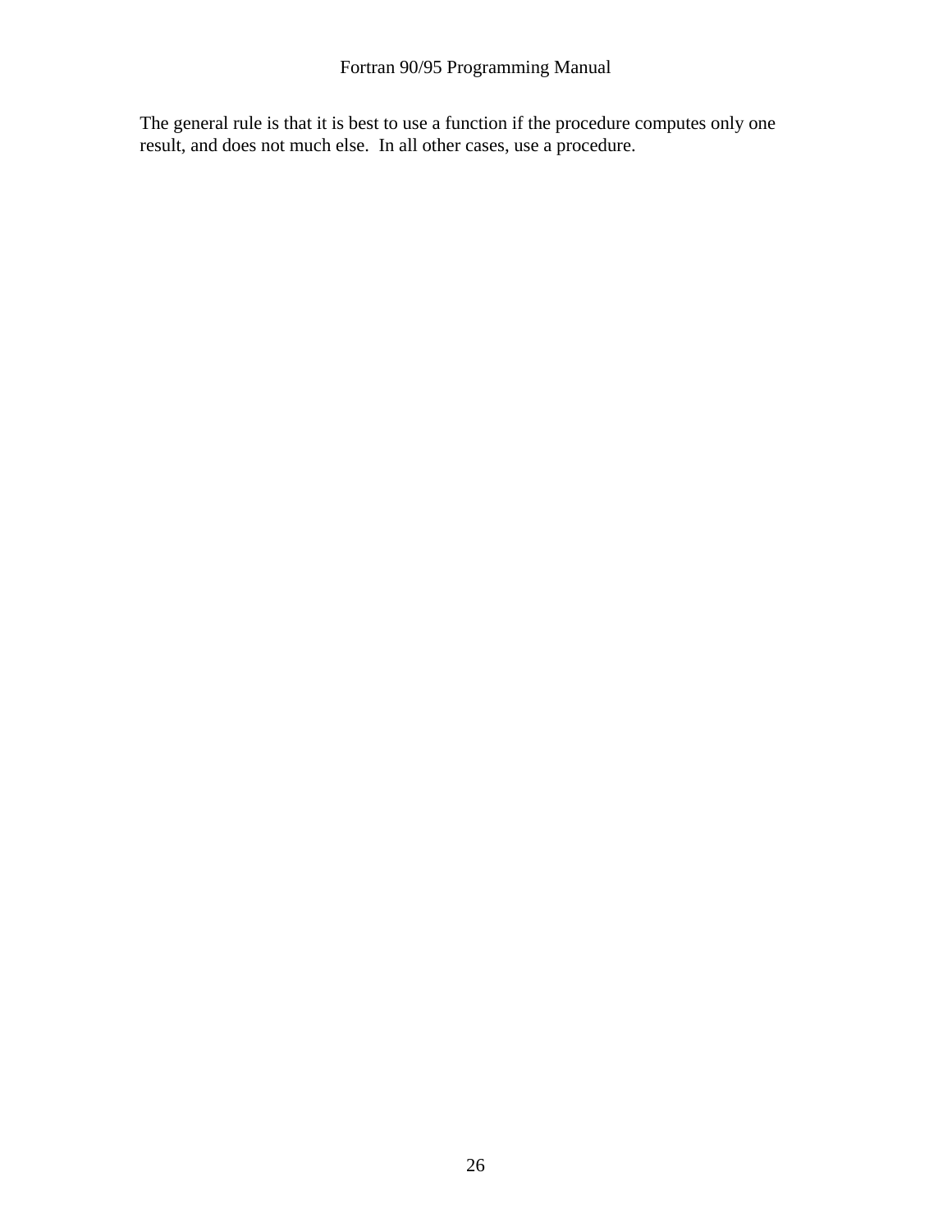The general rule is that it is best to use a function if the procedure computes only one result, and does not much else.  In all other cases, use a procedure.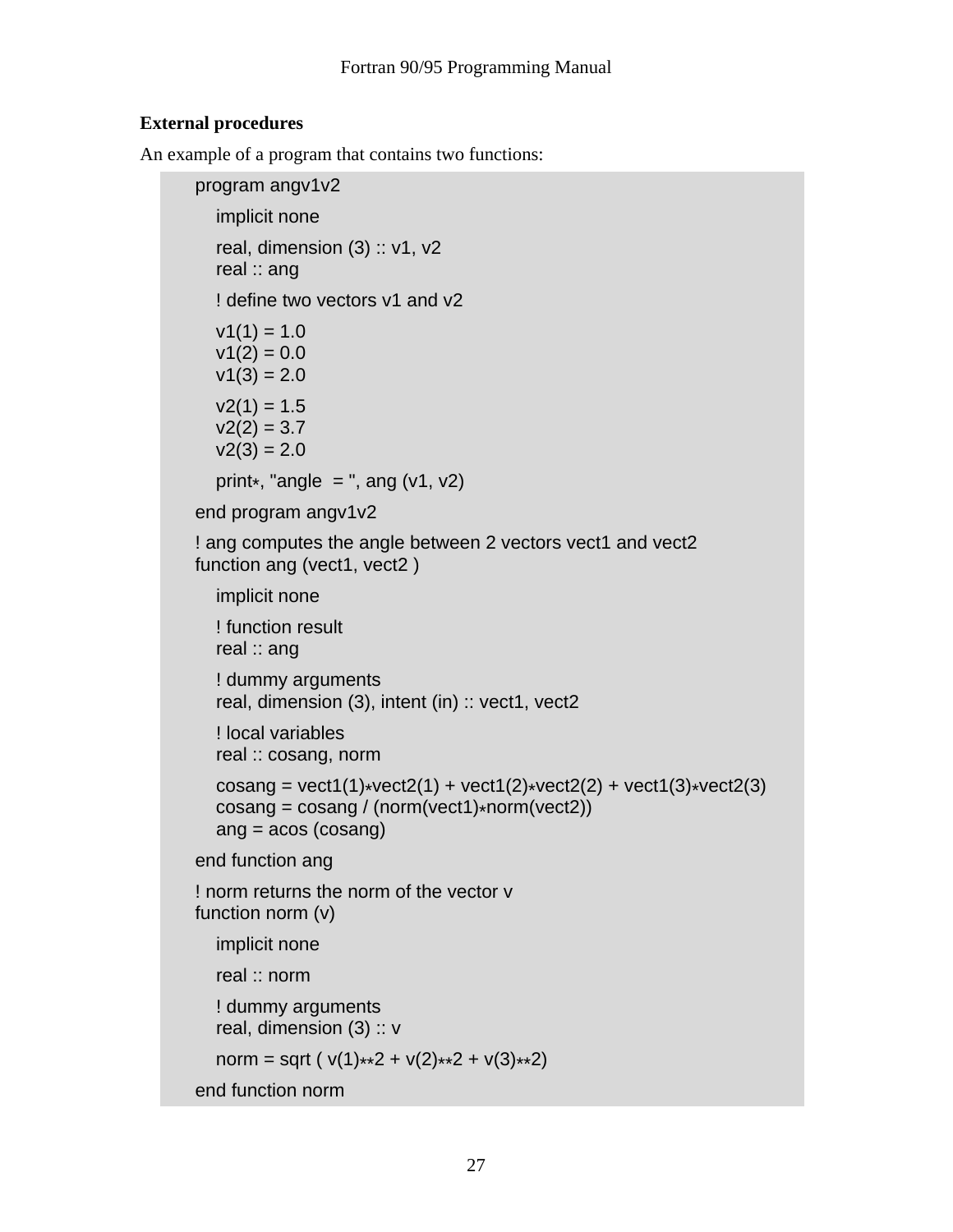**External procedures**

An example of a program that contains two functions:

```
program angv1v2

   implicit none

   real, dimension (3) :: v1, v2
   real :: ang

   ! define two vectors v1 and v2

   v1(1) = 1.0
   v1(2) = 0.0
   v1(3) = 2.0

   v2(1) = 1.5
   v2(2) = 3.7
   v2(3) = 2.0

   print*, "angle  = ", ang (v1, v2)

end program angv1v2

! ang computes the angle between 2 vectors vect1 and vect2
function ang (vect1, vect2 )

   implicit none

   ! function result
   real :: ang

   ! dummy arguments
   real, dimension (3), intent (in) :: vect1, vect2

   ! local variables
   real :: cosang, norm

   cosang = vect1(1)*vect2(1) + vect1(2)*vect2(2) + vect1(3)*vect2(3)
   cosang = cosang / (norm(vect1)*norm(vect2))
   ang = acos (cosang)

end function ang

! norm returns the norm of the vector v
function norm (v)

   implicit none

   real :: norm

   ! dummy arguments
   real, dimension (3) :: v

   norm = sqrt ( v(1)**2 + v(2)**2 + v(3)**2)

end function norm
```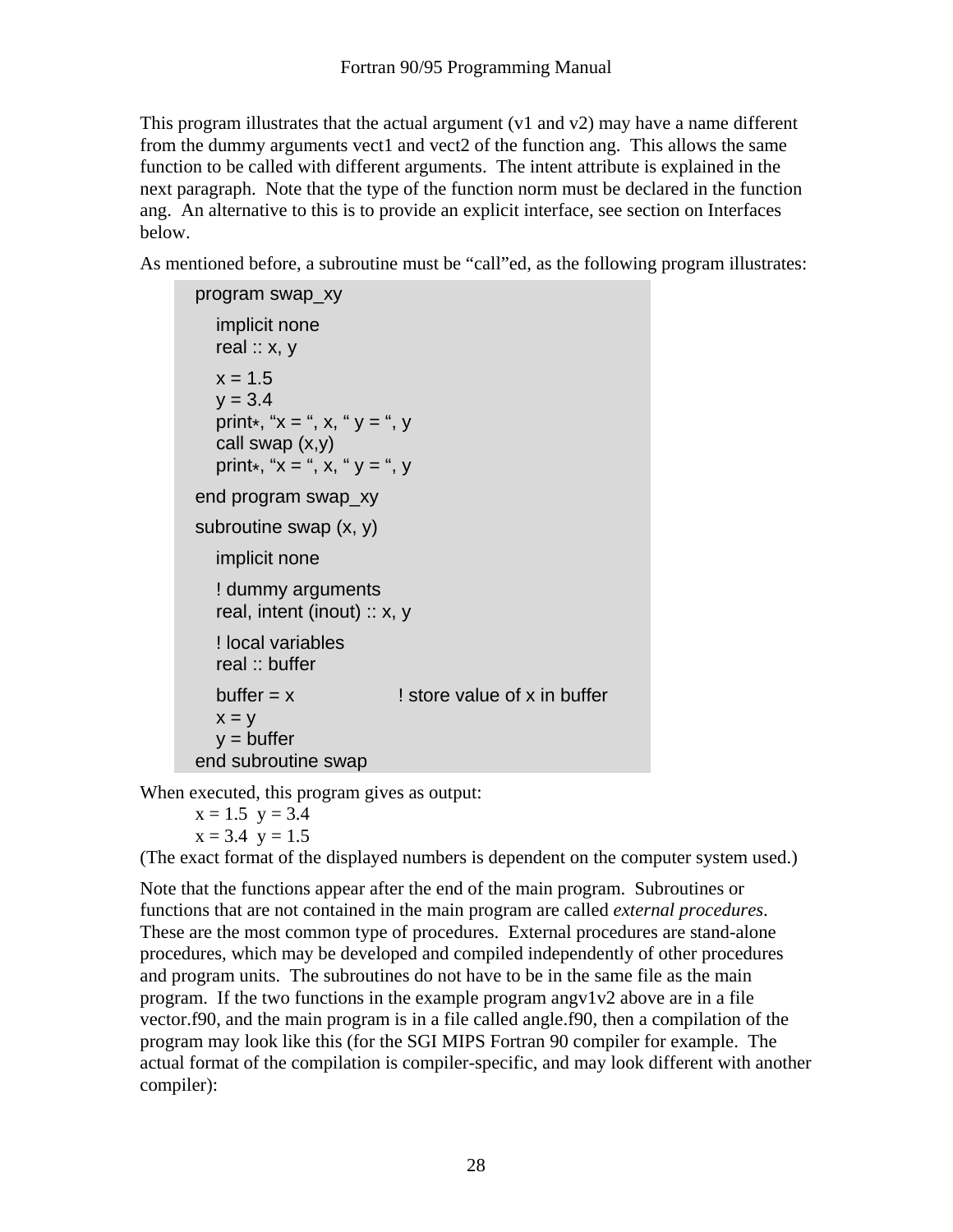This program illustrates that the actual argument (v1 and v2) may have a name different from the dummy arguments vect1 and vect2 of the function ang. This allows the same function to be called with different arguments. The intent attribute is explained in the next paragraph. Note that the type of the function norm must be declared in the function ang. An alternative to this is to provide an explicit interface, see section on Interfaces below.

As mentioned before, a subroutine must be "call"ed, as the following program illustrates:

```
program swap_xy

   implicit none
   real :: x, y

   x = 1.5
   y = 3.4
   print*, "x = ", x, " y = ", y
   call swap (x,y)
   print*, "x = ", x, " y = ", y

end program swap_xy

subroutine swap (x, y)

   implicit none

   ! dummy arguments
   real, intent (inout) :: x, y

   ! local variables
   real :: buffer

   buffer = x               ! store value of x in buffer
   x = y
   y = buffer
end subroutine swap
```

When executed, this program gives as output:

```
x = 1.5  y = 3.4
x = 3.4  y = 1.5
```

(The exact format of the displayed numbers is dependent on the computer system used.)

Note that the functions appear after the end of the main program. Subroutines or functions that are not contained in the main program are called *external procedures*. These are the most common type of procedures. External procedures are stand-alone procedures, which may be developed and compiled independently of other procedures and program units. The subroutines do not have to be in the same file as the main program. If the two functions in the example program angv1v2 above are in a file vector.f90, and the main program is in a file called angle.f90, then a compilation of the program may look like this (for the SGI MIPS Fortran 90 compiler for example. The actual format of the compilation is compiler-specific, and may look different with another compiler):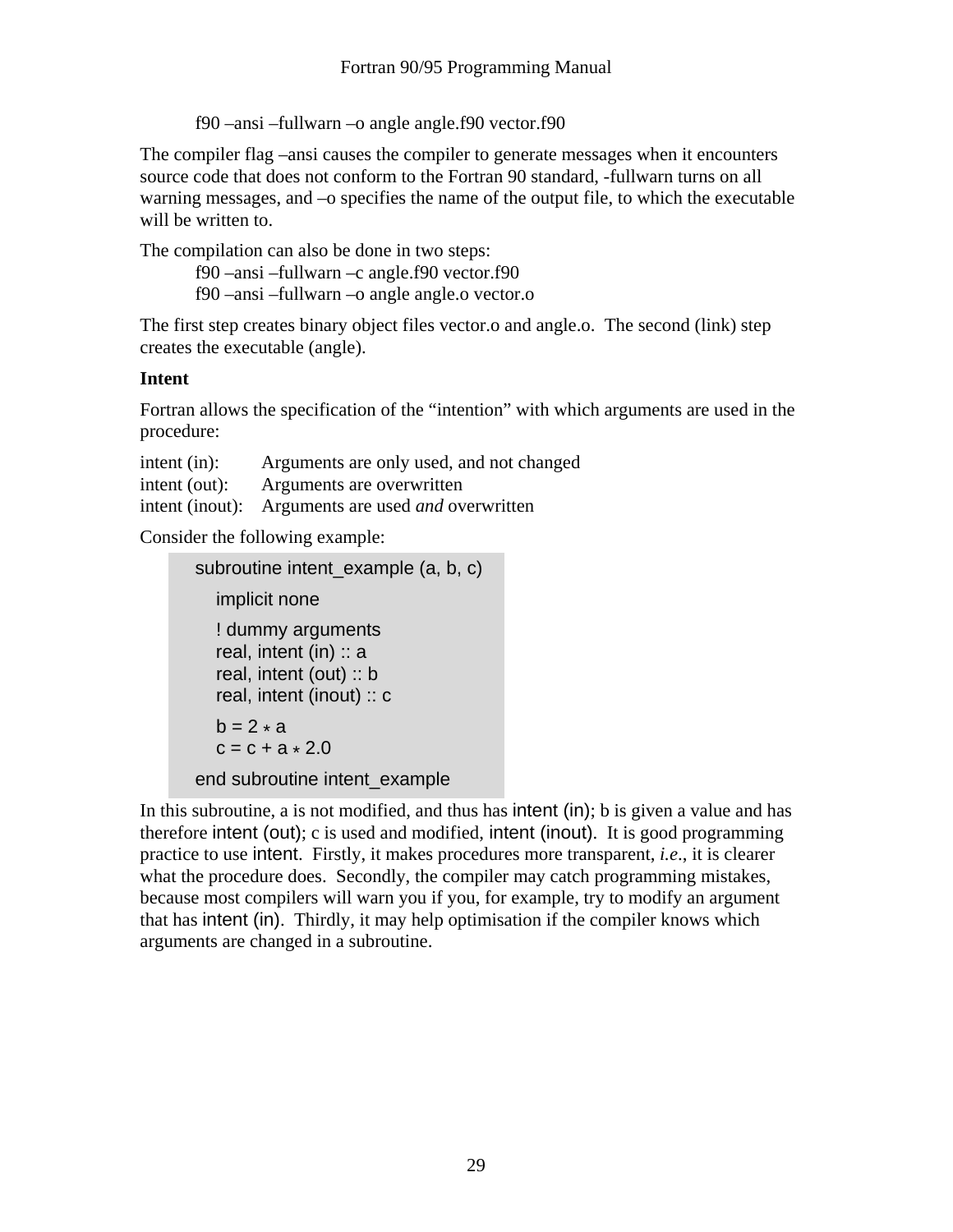```
f90 –ansi –fullwarn –o angle angle.f90 vector.f90
```

The compiler flag –ansi causes the compiler to generate messages when it encounters source code that does not conform to the Fortran 90 standard, -fullwarn turns on all warning messages, and –o specifies the name of the output file, to which the executable will be written to.

The compilation can also be done in two steps:

```
f90 –ansi –fullwarn –c angle.f90 vector.f90
f90 –ansi –fullwarn –o angle angle.o vector.o
```

The first step creates binary object files vector.o and angle.o. The second (link) step creates the executable (angle).

**Intent**

Fortran allows the specification of the "intention" with which arguments are used in the procedure:

intent (in): Arguments are only used, and not changed
intent (out): Arguments are overwritten
intent (inout): Arguments are used *and* overwritten

Consider the following example:

```
subroutine intent_example (a, b, c)
   implicit none
   ! dummy arguments
   real, intent (in) :: a
   real, intent (out) :: b
   real, intent (inout) :: c
   b = 2 * a
   c = c + a * 2.0
end subroutine intent_example
```

In this subroutine, a is not modified, and thus has intent (in); b is given a value and has therefore intent (out); c is used and modified, intent (inout). It is good programming practice to use intent. Firstly, it makes procedures more transparent, *i.e*., it is clearer what the procedure does. Secondly, the compiler may catch programming mistakes, because most compilers will warn you if you, for example, try to modify an argument that has intent (in). Thirdly, it may help optimisation if the compiler knows which arguments are changed in a subroutine.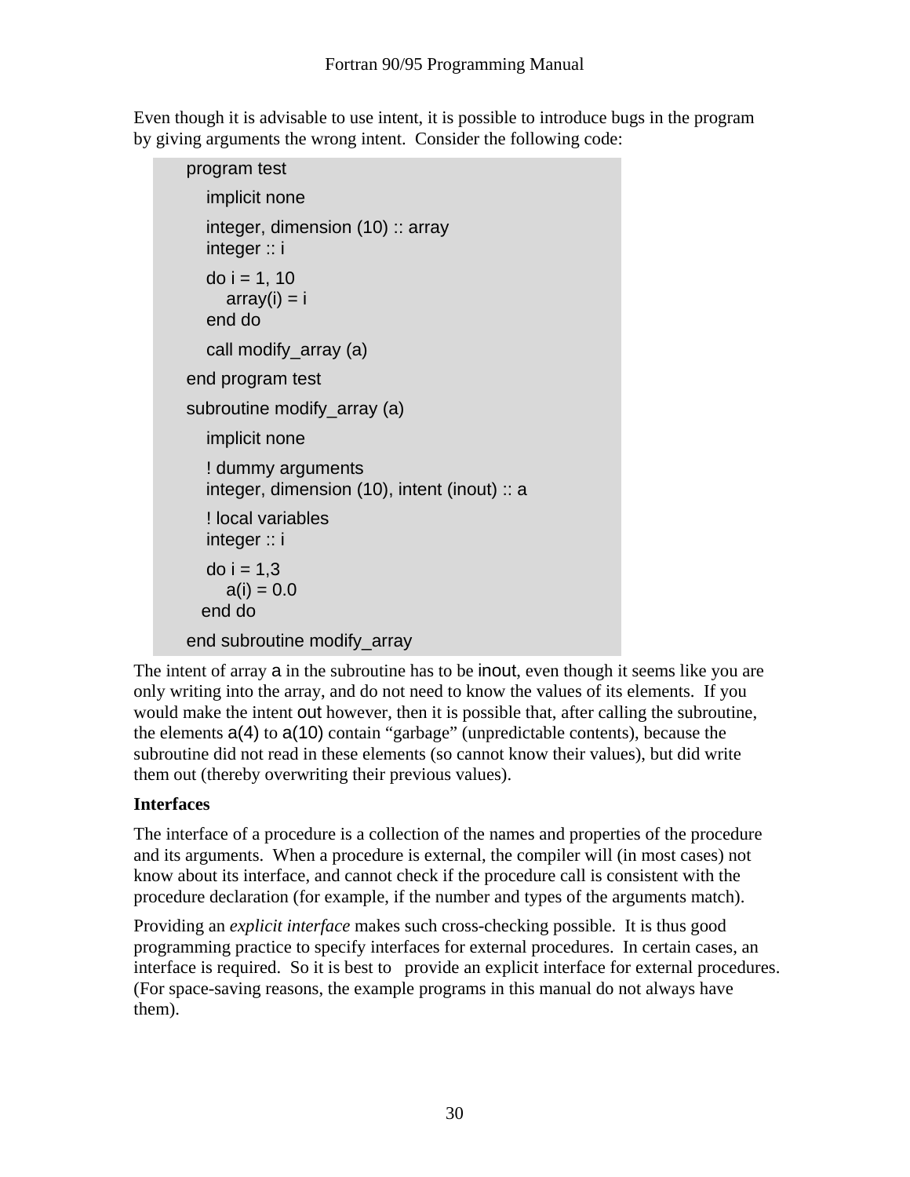Even though it is advisable to use intent, it is possible to introduce bugs in the program by giving arguments the wrong intent. Consider the following code:

```
program test
   implicit none
   integer, dimension (10) :: array
   integer :: i
   do i = 1, 10
      array(i) = i
   end do
   call modify_array (a)
end program test
subroutine modify_array (a)
   implicit none
   ! dummy arguments
   integer, dimension (10), intent (inout) :: a
   ! local variables
   integer :: i
   do i = 1,3
      a(i) = 0.0
  end do
end subroutine modify_array
```

The intent of array `a` in the subroutine has to be `inout`, even though it seems like you are only writing into the array, and do not need to know the values of its elements. If you would make the intent `out` however, then it is possible that, after calling the subroutine, the elements `a(4)` to `a(10)` contain "garbage" (unpredictable contents), because the subroutine did not read in these elements (so cannot know their values), but did write them out (thereby overwriting their previous values).

**Interfaces**

The interface of a procedure is a collection of the names and properties of the procedure and its arguments. When a procedure is external, the compiler will (in most cases) not know about its interface, and cannot check if the procedure call is consistent with the procedure declaration (for example, if the number and types of the arguments match).

Providing an *explicit interface* makes such cross-checking possible. It is thus good programming practice to specify interfaces for external procedures. In certain cases, an interface is required. So it is best to provide an explicit interface for external procedures. (For space-saving reasons, the example programs in this manual do not always have them).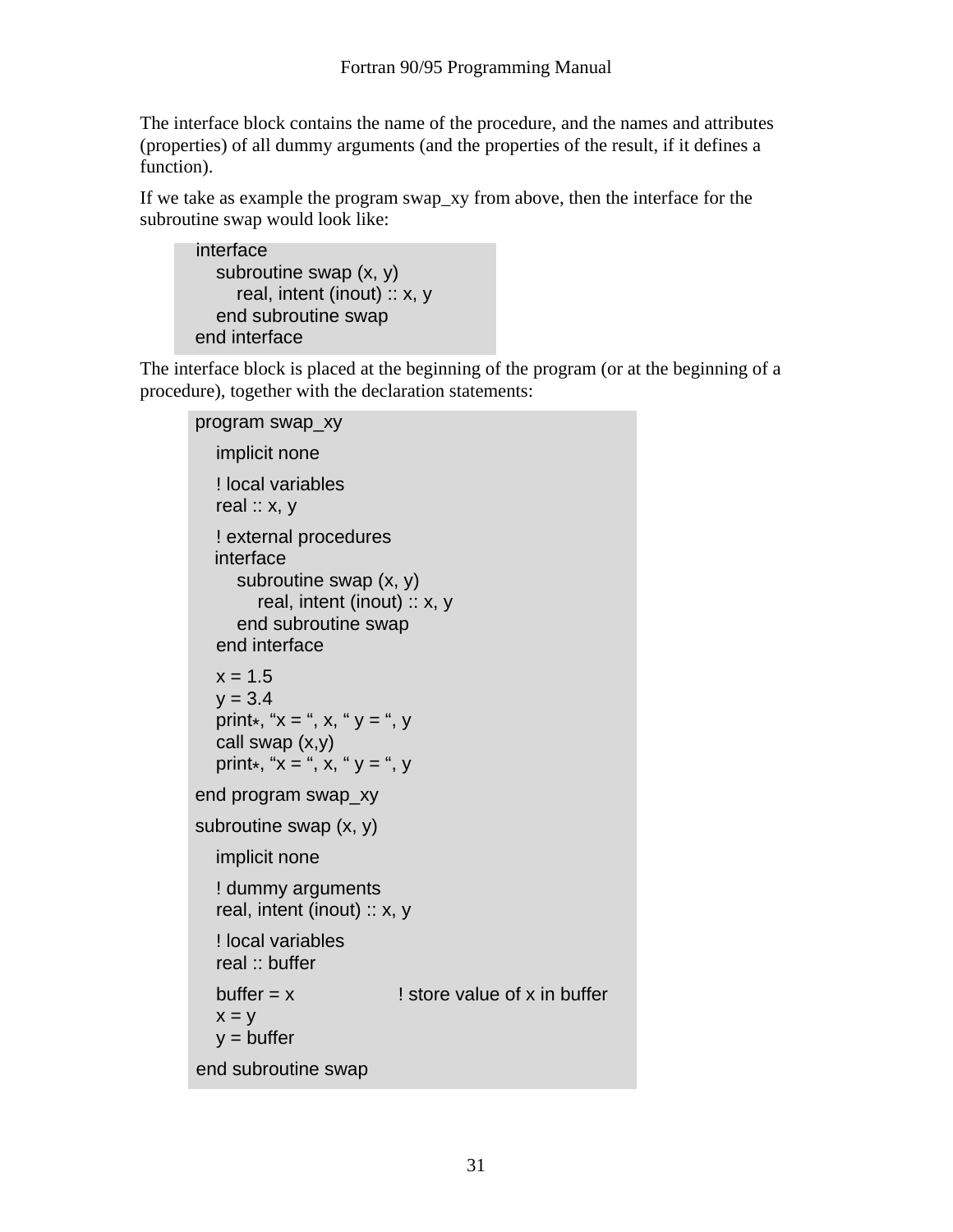The interface block contains the name of the procedure, and the names and attributes (properties) of all dummy arguments (and the properties of the result, if it defines a function).

If we take as example the program swap_xy from above, then the interface for the subroutine swap would look like:

```
interface
   subroutine swap (x, y)
      real, intent (inout) :: x, y
   end subroutine swap
end interface
```

The interface block is placed at the beginning of the program (or at the beginning of a procedure), together with the declaration statements:

```
program swap_xy

   implicit none

   ! local variables
   real :: x, y

   ! external procedures
   interface
      subroutine swap (x, y)
         real, intent (inout) :: x, y
      end subroutine swap
   end interface

   x = 1.5
   y = 3.4
   print*, "x = ", x, " y = ", y
   call swap (x,y)
   print*, "x = ", x, " y = ", y

end program swap_xy

subroutine swap (x, y)

   implicit none

   ! dummy arguments
   real, intent (inout) :: x, y

   ! local variables
   real :: buffer

   buffer = x            ! store value of x in buffer
   x = y
   y = buffer

end subroutine swap
```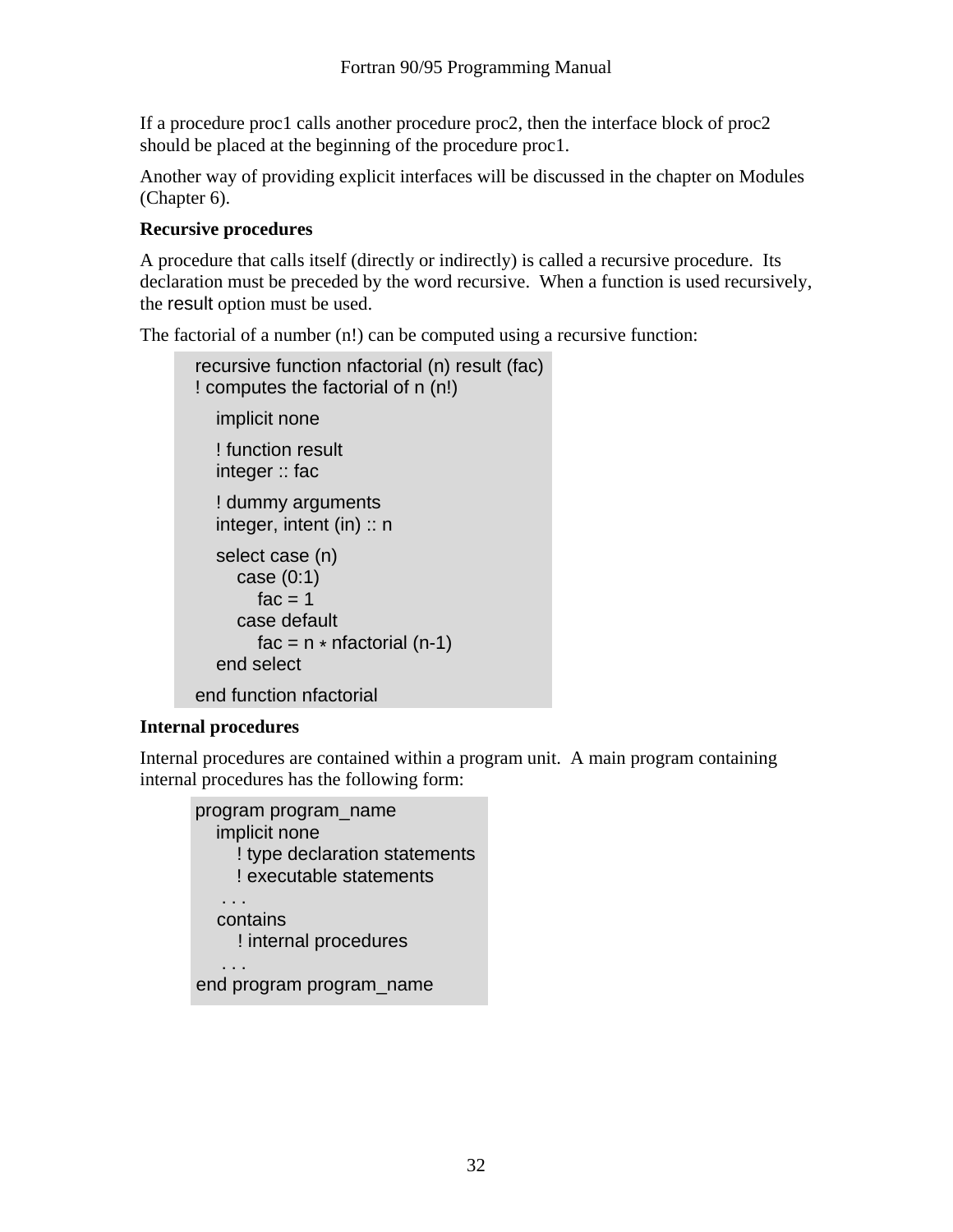If a procedure proc1 calls another procedure proc2, then the interface block of proc2 should be placed at the beginning of the procedure proc1.

Another way of providing explicit interfaces will be discussed in the chapter on Modules (Chapter 6).

**Recursive procedures**

A procedure that calls itself (directly or indirectly) is called a recursive procedure. Its declaration must be preceded by the word recursive. When a function is used recursively, the result option must be used.

The factorial of a number (n!) can be computed using a recursive function:

```
recursive function nfactorial (n) result (fac)
! computes the factorial of n (n!)
   implicit none

   ! function result
   integer :: fac

   ! dummy arguments
   integer, intent (in) :: n

   select case (n)
      case (0:1)
         fac = 1
      case default
         fac = n * nfactorial (n-1)
   end select

end function nfactorial
```

**Internal procedures**

Internal procedures are contained within a program unit. A main program containing internal procedures has the following form:

```
program program_name
   implicit none
      ! type declaration statements
      ! executable statements
    . . .
   contains
      ! internal procedures
    . . .
end program program_name
```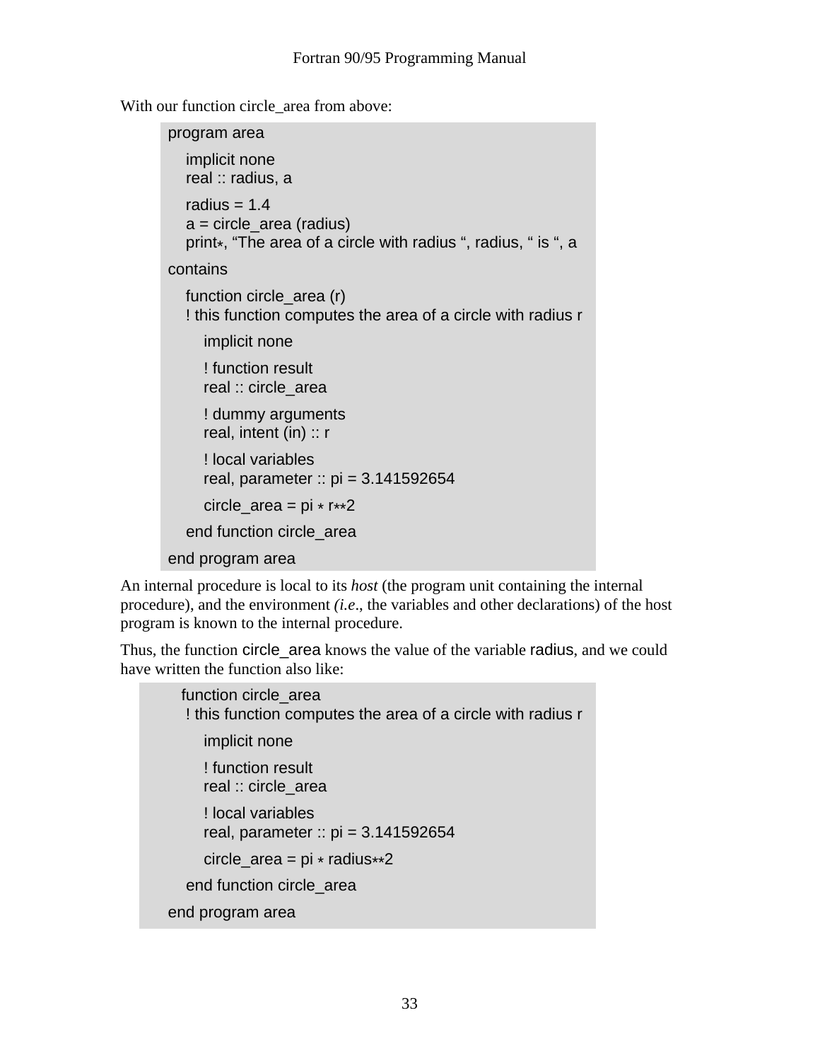With our function circle_area from above:

```
program area

    implicit none
    real :: radius, a

    radius = 1.4
    a = circle_area (radius)
    print*, “The area of a circle with radius “, radius, “ is “, a

contains

    function circle_area (r)
    ! this function computes the area of a circle with radius r

        implicit none

        ! function result
        real :: circle_area

        ! dummy arguments
        real, intent (in) :: r

        ! local variables
        real, parameter :: pi = 3.141592654

        circle_area = pi * r**2

    end function circle_area

end program area
```

An internal procedure is local to its *host* (the program unit containing the internal procedure), and the environment *(i.e*., the variables and other declarations) of the host program is known to the internal procedure.

Thus, the function circle_area knows the value of the variable radius, and we could have written the function also like:

```
    function circle_area
    ! this function computes the area of a circle with radius r

        implicit none

        ! function result
        real :: circle_area

        ! local variables
        real, parameter :: pi = 3.141592654

        circle_area = pi * radius**2

    end function circle_area

end program area
```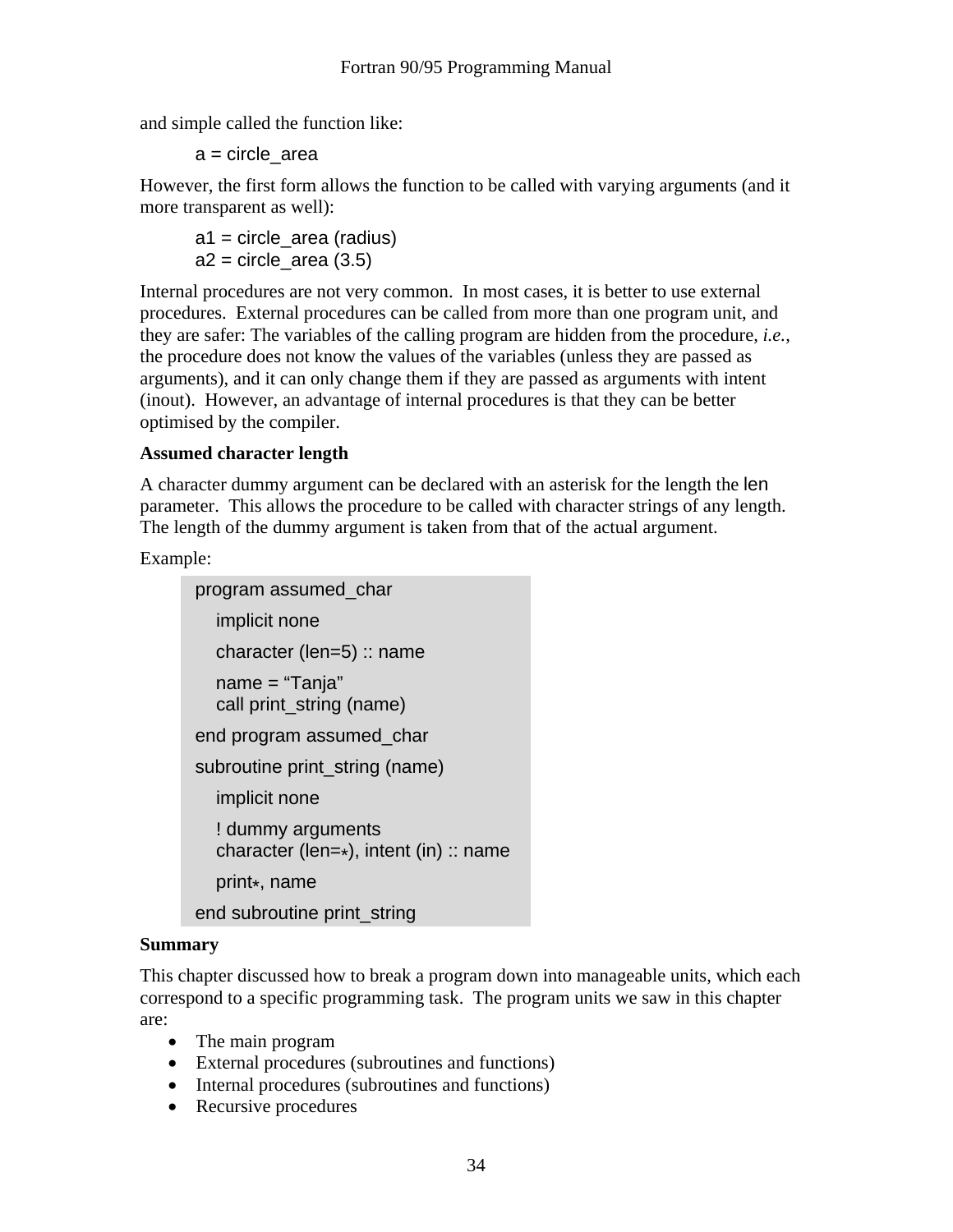and simple called the function like:

```
a = circle_area
```

However, the first form allows the function to be called with varying arguments (and it more transparent as well):

```
a1 = circle_area (radius)
a2 = circle_area (3.5)
```

Internal procedures are not very common. In most cases, it is better to use external procedures. External procedures can be called from more than one program unit, and they are safer: The variables of the calling program are hidden from the procedure, *i.e.*, the procedure does not know the values of the variables (unless they are passed as arguments), and it can only change them if they are passed as arguments with intent (inout). However, an advantage of internal procedures is that they can be better optimised by the compiler.

**Assumed character length**

A character dummy argument can be declared with an asterisk for the length the len parameter. This allows the procedure to be called with character strings of any length. The length of the dummy argument is taken from that of the actual argument.

Example:

```
program assumed_char
   implicit none
   character (len=5) :: name
   name = “Tanja”
   call print_string (name)
end program assumed_char
subroutine print_string (name)
   implicit none
   ! dummy arguments
   character (len=*), intent (in) :: name
   print*, name
end subroutine print_string
```

**Summary**

This chapter discussed how to break a program down into manageable units, which each correspond to a specific programming task. The program units we saw in this chapter are:

- The main program
- External procedures (subroutines and functions)
- Internal procedures (subroutines and functions)
- Recursive procedures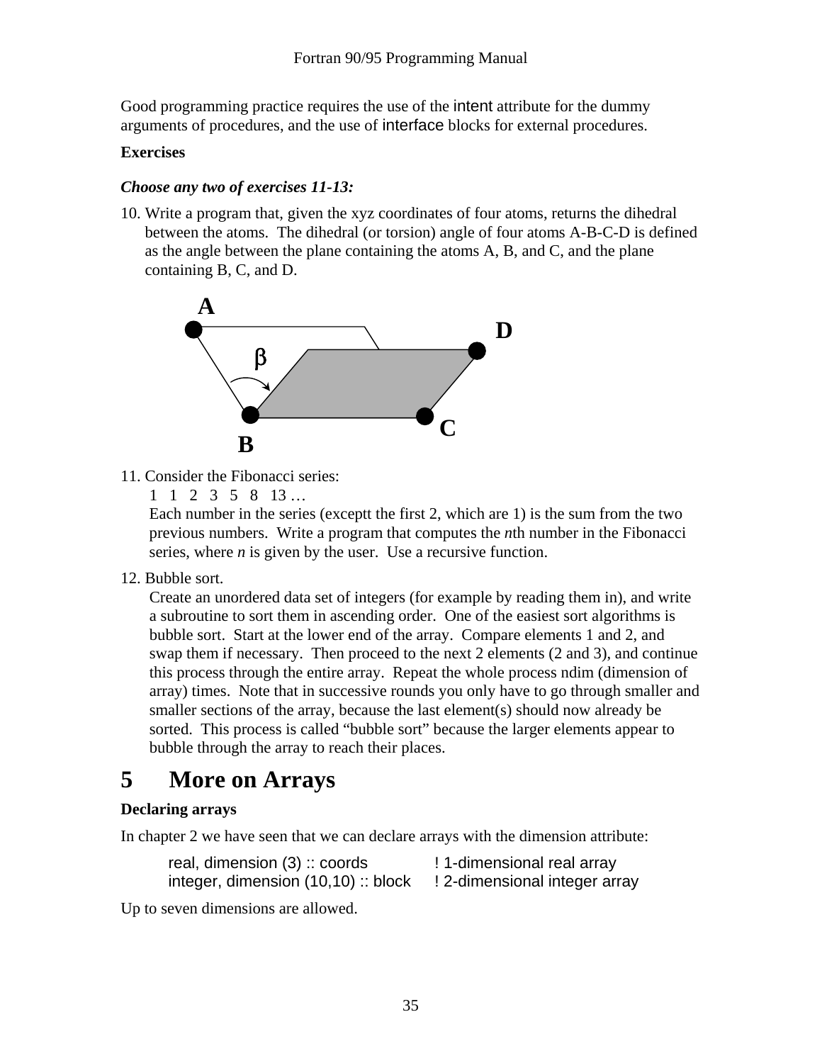Good programming practice requires the use of the intent attribute for the dummy arguments of procedures, and the use of interface blocks for external procedures.

**Exercises**

***Choose any two of exercises 11-13:***

10. Write a program that, given the xyz coordinates of four atoms, returns the dihedral between the atoms. The dihedral (or torsion) angle of four atoms A-B-C-D is defined as the angle between the plane containing the atoms A, B, and C, and the plane containing B, C, and D.

11. Consider the Fibonacci series:

    1 1 2 3 5 8 13 …

    Each number in the series (exceptt the first 2, which are 1) is the sum from the two previous numbers. Write a program that computes the *n*th number in the Fibonacci series, where *n* is given by the user. Use a recursive function.

12. Bubble sort.

    Create an unordered data set of integers (for example by reading them in), and write a subroutine to sort them in ascending order. One of the easiest sort algorithms is bubble sort. Start at the lower end of the array. Compare elements 1 and 2, and swap them if necessary. Then proceed to the next 2 elements (2 and 3), and continue this process through the entire array. Repeat the whole process ndim (dimension of array) times. Note that in successive rounds you only have to go through smaller and smaller sections of the array, because the last element(s) should now already be sorted. This process is called "bubble sort" because the larger elements appear to bubble through the array to reach their places.

# 5 More on Arrays

**Declaring arrays**

In chapter 2 we have seen that we can declare arrays with the dimension attribute:

```
real, dimension (3) :: coords            ! 1-dimensional real array
integer, dimension (10,10) :: block      ! 2-dimensional integer array
```

Up to seven dimensions are allowed.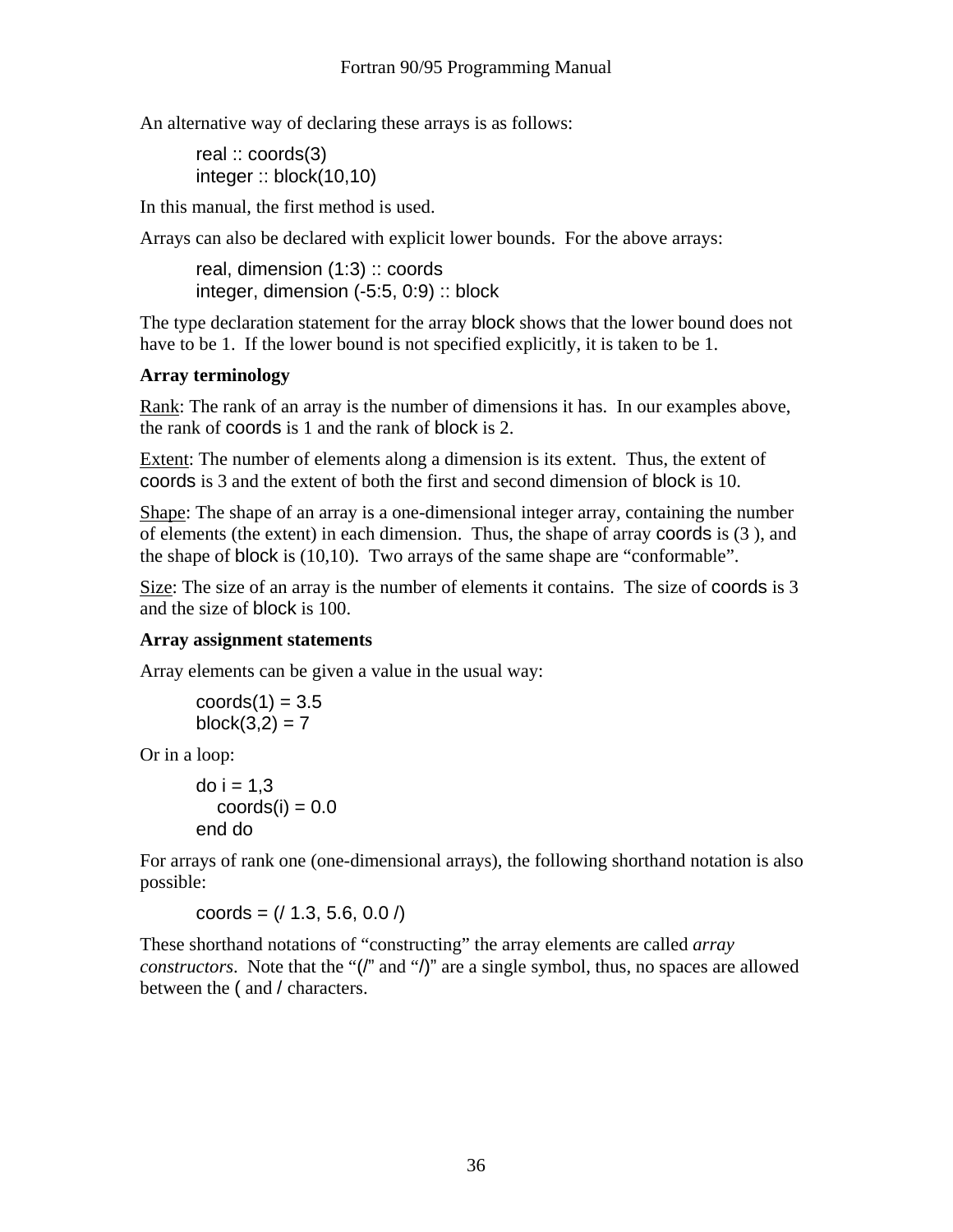An alternative way of declaring these arrays is as follows:

```
real :: coords(3)
integer :: block(10,10)
```

In this manual, the first method is used.

Arrays can also be declared with explicit lower bounds. For the above arrays:

```
real, dimension (1:3) :: coords
integer, dimension (-5:5, 0:9) :: block
```

The type declaration statement for the array block shows that the lower bound does not have to be 1. If the lower bound is not specified explicitly, it is taken to be 1.

**Array terminology**

Rank: The rank of an array is the number of dimensions it has. In our examples above, the rank of coords is 1 and the rank of block is 2.

Extent: The number of elements along a dimension is its extent. Thus, the extent of coords is 3 and the extent of both the first and second dimension of block is 10.

Shape: The shape of an array is a one-dimensional integer array, containing the number of elements (the extent) in each dimension. Thus, the shape of array coords is (3 ), and the shape of block is (10,10). Two arrays of the same shape are "conformable".

Size: The size of an array is the number of elements it contains. The size of coords is 3 and the size of block is 100.

**Array assignment statements**

Array elements can be given a value in the usual way:

```
coords(1) = 3.5
block(3,2) = 7
```

Or in a loop:

```
do i = 1,3
   coords(i) = 0.0
end do
```

For arrays of rank one (one-dimensional arrays), the following shorthand notation is also possible:

```
coords = (/ 1.3, 5.6, 0.0 /)
```

These shorthand notations of "constructing" the array elements are called *array constructors*. Note that the "(/" and "/)" are a single symbol, thus, no spaces are allowed between the ( and / characters.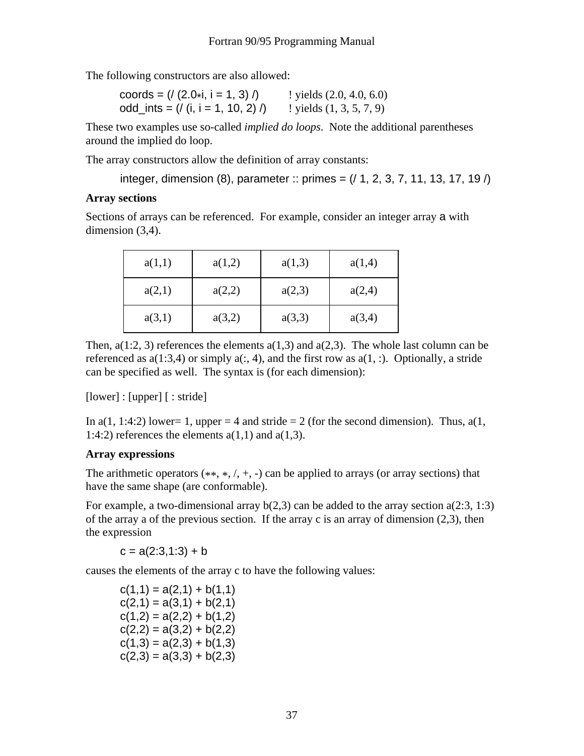The following constructors are also allowed:

```
coords = (/ (2.0*i, i = 1, 3) /)          ! yields (2.0, 4.0, 6.0)
odd_ints = (/ (i, i = 1, 10, 2) /)        ! yields (1, 3, 5, 7, 9)
```

These two examples use so-called *implied do loops*. Note the additional parentheses around the implied do loop.

The array constructors allow the definition of array constants:

```
integer, dimension (8), parameter :: primes = (/ 1, 2, 3, 7, 11, 13, 17, 19 /)
```

**Array sections**

Sections of arrays can be referenced. For example, consider an integer array a with dimension (3,4).

| a(1,1) | a(1,2) | a(1,3) | a(1,4) |
|---|---|---|---|
| a(2,1) | a(2,2) | a(2,3) | a(2,4) |
| a(3,1) | a(3,2) | a(3,3) | a(3,4) |

Then, a(1:2, 3) references the elements a(1,3) and a(2,3). The whole last column can be referenced as a(1:3,4) or simply a(:, 4), and the first row as a(1, :). Optionally, a stride can be specified as well. The syntax is (for each dimension):

[lower] : [upper] [ : stride]

In a(1, 1:4:2) lower= 1, upper = 4 and stride = 2 (for the second dimension). Thus, a(1, 1:4:2) references the elements a(1,1) and a(1,3).

**Array expressions**

The arithmetic operators (**, *, /, +, -) can be applied to arrays (or array sections) that have the same shape (are conformable).

For example, a two-dimensional array b(2,3) can be added to the array section a(2:3, 1:3) of the array a of the previous section. If the array c is an array of dimension (2,3), then the expression

```
c = a(2:3,1:3) + b
```

causes the elements of the array c to have the following values:

```
c(1,1) = a(2,1) + b(1,1)
c(2,1) = a(3,1) + b(2,1)
c(1,2) = a(2,2) + b(1,2)
c(2,2) = a(3,2) + b(2,2)
c(1,3) = a(2,3) + b(1,3)
c(2,3) = a(3,3) + b(2,3)
```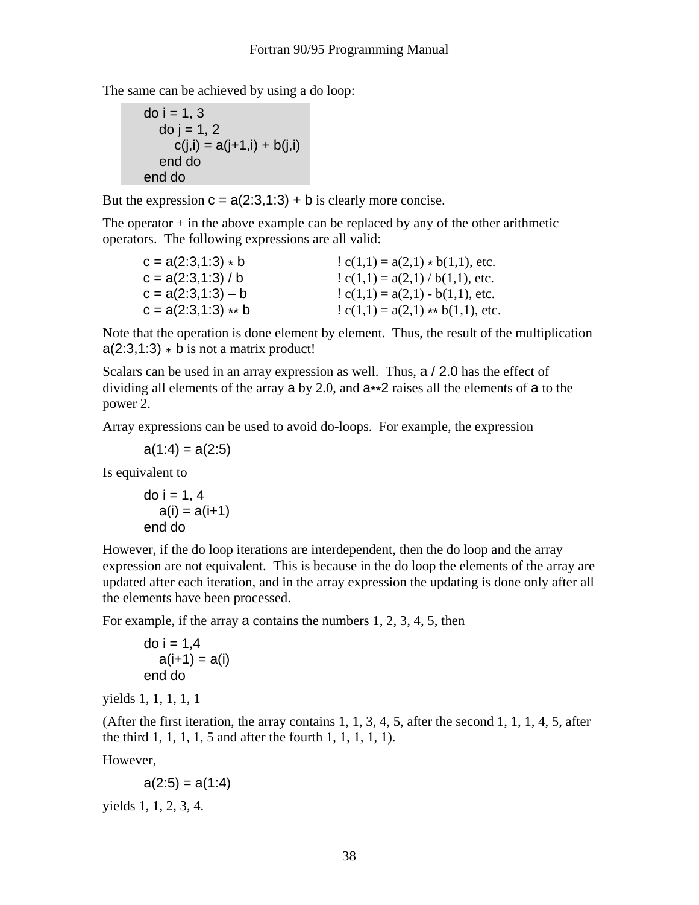The same can be achieved by using a do loop:

```
do i = 1, 3
   do j = 1, 2
      c(j,i) = a(j+1,i) + b(j,i)
   end do
end do
```

But the expression `c = a(2:3,1:3) + b` is clearly more concise.

The operator + in the above example can be replaced by any of the other arithmetic operators. The following expressions are all valid:

```
c = a(2:3,1:3) * b          ! c(1,1) = a(2,1) * b(1,1), etc.
c = a(2:3,1:3) / b          ! c(1,1) = a(2,1) / b(1,1), etc.
c = a(2:3,1:3) – b          ! c(1,1) = a(2,1) - b(1,1), etc.
c = a(2:3,1:3) ** b         ! c(1,1) = a(2,1) ** b(1,1), etc.
```

Note that the operation is done element by element. Thus, the result of the multiplication `a(2:3,1:3) * b` is not a matrix product!

Scalars can be used in an array expression as well. Thus, `a / 2.0` has the effect of dividing all elements of the array `a` by 2.0, and `a**2` raises all the elements of `a` to the power 2.

Array expressions can be used to avoid do-loops. For example, the expression

```
a(1:4) = a(2:5)
```

Is equivalent to

```
do i = 1, 4
   a(i) = a(i+1)
end do
```

However, if the do loop iterations are interdependent, then the do loop and the array expression are not equivalent. This is because in the do loop the elements of the array are updated after each iteration, and in the array expression the updating is done only after all the elements have been processed.

For example, if the array `a` contains the numbers 1, 2, 3, 4, 5, then

```
do i = 1,4
   a(i+1) = a(i)
end do
```

yields 1, 1, 1, 1, 1

(After the first iteration, the array contains 1, 1, 3, 4, 5, after the second 1, 1, 1, 4, 5, after the third 1, 1, 1, 1, 5 and after the fourth 1, 1, 1, 1, 1).

However,

```
a(2:5) = a(1:4)
```

yields 1, 1, 2, 3, 4.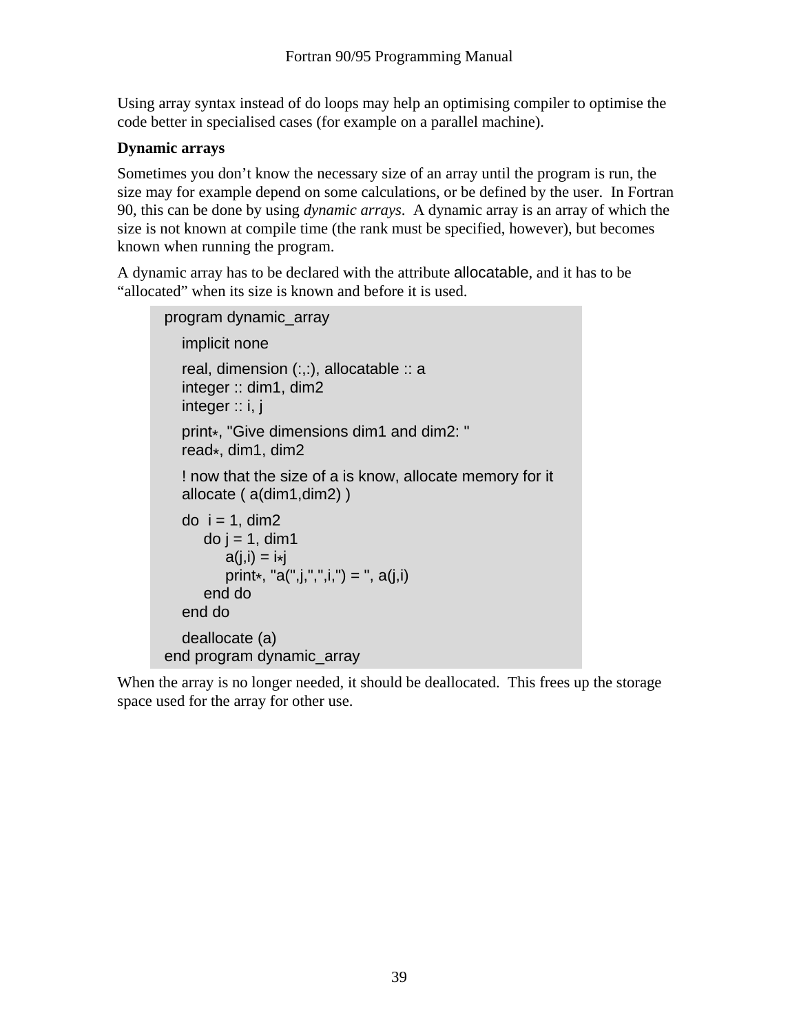Using array syntax instead of do loops may help an optimising compiler to optimise the code better in specialised cases (for example on a parallel machine).

**Dynamic arrays**

Sometimes you don't know the necessary size of an array until the program is run, the size may for example depend on some calculations, or be defined by the user. In Fortran 90, this can be done by using *dynamic arrays*. A dynamic array is an array of which the size is not known at compile time (the rank must be specified, however), but becomes known when running the program.

A dynamic array has to be declared with the attribute allocatable, and it has to be "allocated" when its size is known and before it is used.

```
program dynamic_array
   implicit none
   real, dimension (:,:), allocatable :: a
   integer :: dim1, dim2
   integer :: i, j
   print*, "Give dimensions dim1 and dim2: "
   read*, dim1, dim2
   ! now that the size of a is know, allocate memory for it
   allocate ( a(dim1,dim2) )
   do  i = 1, dim2
       do j = 1, dim1
           a(j,i) = i*j
           print*, "a(",j,",",i,") = ", a(j,i)
       end do
   end do
   deallocate (a)
end program dynamic_array
```

When the array is no longer needed, it should be deallocated. This frees up the storage space used for the array for other use.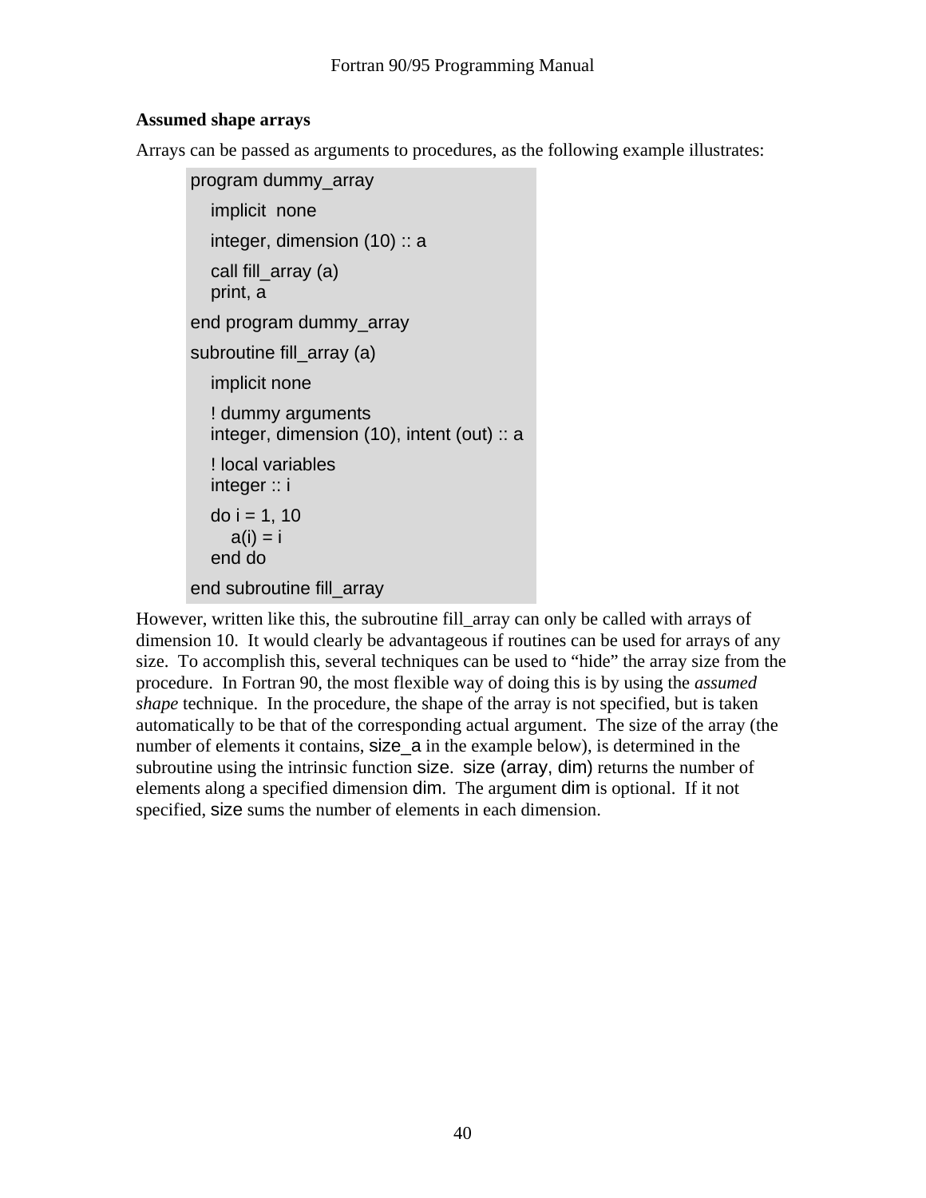### Assumed shape arrays

Arrays can be passed as arguments to procedures, as the following example illustrates:

```
program dummy_array
   implicit  none
   integer, dimension (10) :: a
   call fill_array (a)
   print, a
end program dummy_array
subroutine fill_array (a)
   implicit none
   ! dummy arguments
   integer, dimension (10), intent (out) :: a
   ! local variables
   integer :: i
   do i = 1, 10
      a(i) = i
   end do
end subroutine fill_array
```

However, written like this, the subroutine fill_array can only be called with arrays of dimension 10. It would clearly be advantageous if routines can be used for arrays of any size. To accomplish this, several techniques can be used to "hide" the array size from the procedure. In Fortran 90, the most flexible way of doing this is by using the *assumed shape* technique. In the procedure, the shape of the array is not specified, but is taken automatically to be that of the corresponding actual argument. The size of the array (the number of elements it contains, size_a in the example below), is determined in the subroutine using the intrinsic function size. size (array, dim) returns the number of elements along a specified dimension dim. The argument dim is optional. If it not specified, size sums the number of elements in each dimension.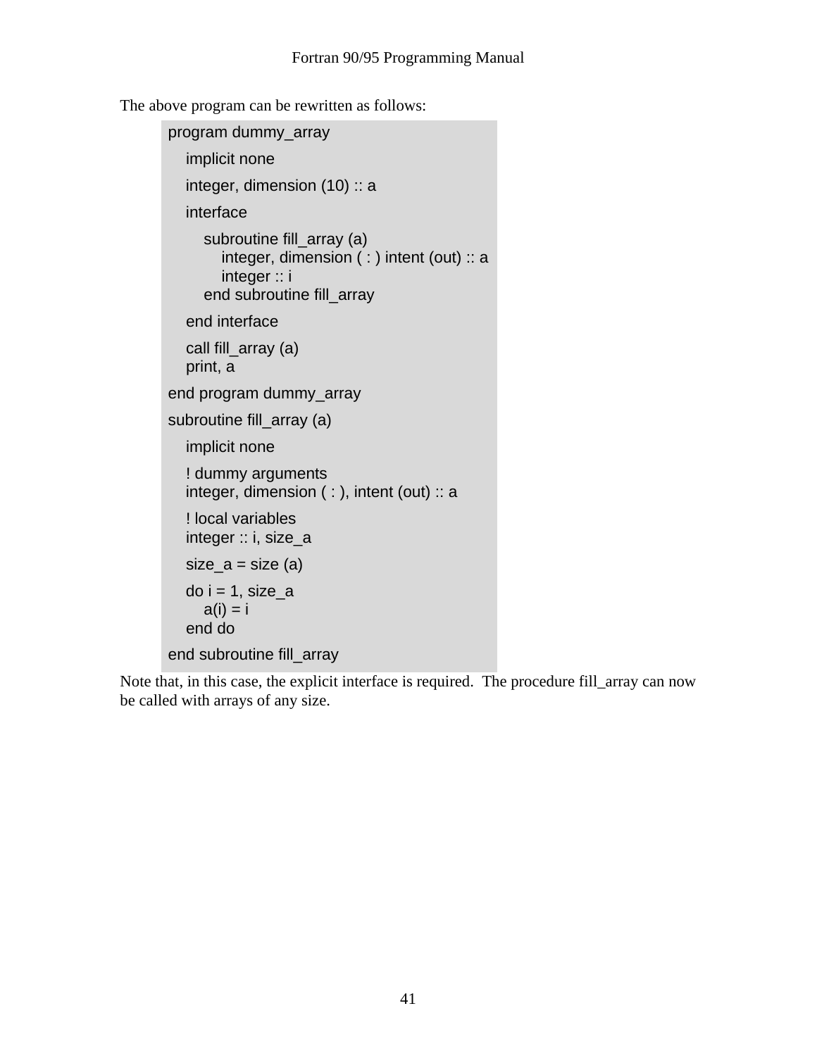The above program can be rewritten as follows:

```
program dummy_array
    implicit none
    integer, dimension (10) :: a
    interface
        subroutine fill_array (a)
            integer, dimension ( : ) intent (out) :: a
            integer :: i
        end subroutine fill_array
    end interface
    call fill_array (a)
    print, a
end program dummy_array
subroutine fill_array (a)
    implicit none
    ! dummy arguments
    integer, dimension ( : ), intent (out) :: a
    ! local variables
    integer :: i, size_a
    size_a = size (a)
    do i = 1, size_a
        a(i) = i
    end do
end subroutine fill_array
```

Note that, in this case, the explicit interface is required. The procedure fill_array can now be called with arrays of any size.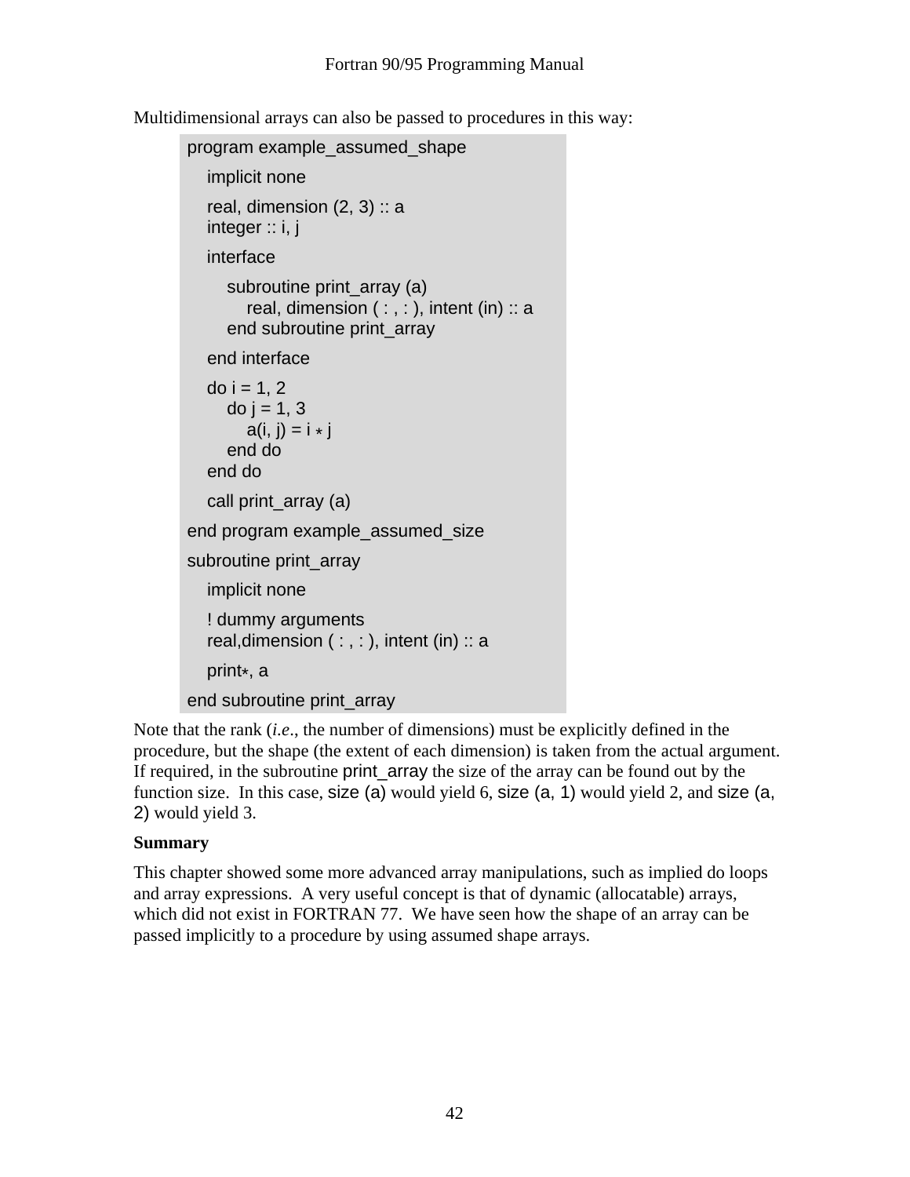Multidimensional arrays can also be passed to procedures in this way:

```
program example_assumed_shape
   implicit none
   real, dimension (2, 3) :: a
   integer :: i, j
   interface
      subroutine print_array (a)
         real, dimension ( : , : ), intent (in) :: a
      end subroutine print_array
   end interface
   do i = 1, 2
      do j = 1, 3
         a(i, j) = i * j
      end do
   end do
   call print_array (a)
end program example_assumed_size
subroutine print_array
   implicit none
   ! dummy arguments
   real,dimension ( : , : ), intent (in) :: a
   print*, a
end subroutine print_array
```

Note that the rank (*i.e*., the number of dimensions) must be explicitly defined in the procedure, but the shape (the extent of each dimension) is taken from the actual argument. If required, in the subroutine print_array the size of the array can be found out by the function size. In this case, size (a) would yield 6, size (a, 1) would yield 2, and size (a, 2) would yield 3.

**Summary**

This chapter showed some more advanced array manipulations, such as implied do loops and array expressions. A very useful concept is that of dynamic (allocatable) arrays, which did not exist in FORTRAN 77. We have seen how the shape of an array can be passed implicitly to a procedure by using assumed shape arrays.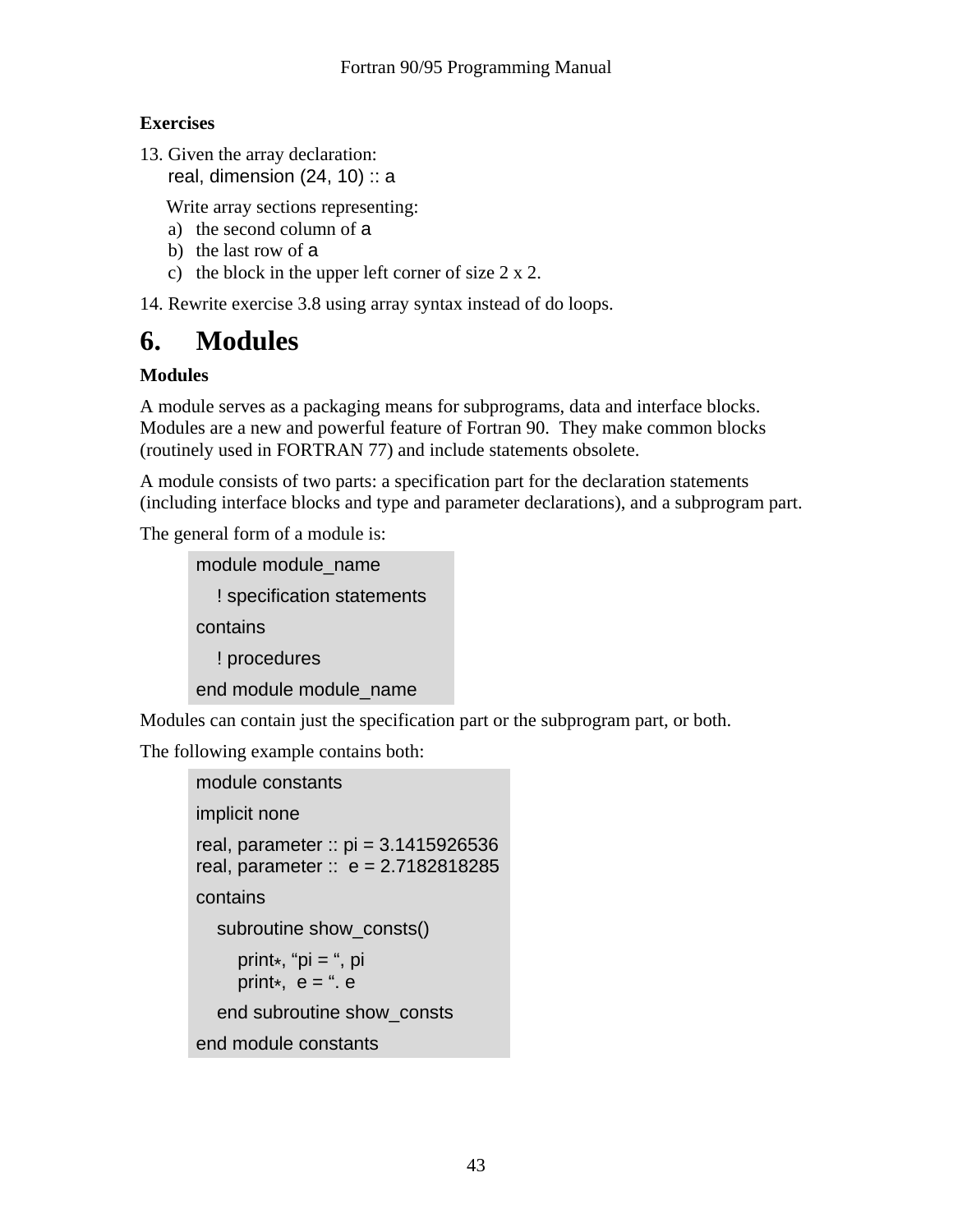**Exercises**

13. Given the array declaration:
    `real, dimension (24, 10) :: a`

    Write array sections representing:

    a) the second column of a
    b) the last row of a
    c) the block in the upper left corner of size 2 x 2.

14. Rewrite exercise 3.8 using array syntax instead of do loops.

# 6. Modules

**Modules**

A module serves as a packaging means for subprograms, data and interface blocks. Modules are a new and powerful feature of Fortran 90. They make common blocks (routinely used in FORTRAN 77) and include statements obsolete.

A module consists of two parts: a specification part for the declaration statements (including interface blocks and type and parameter declarations), and a subprogram part.

The general form of a module is:

```
module module_name
   ! specification statements
contains
   ! procedures
end module module_name
```

Modules can contain just the specification part or the subprogram part, or both.

The following example contains both:

```
module constants
implicit none
real, parameter :: pi = 3.1415926536
real, parameter ::  e = 2.7182818285
contains
   subroutine show_consts()
      print*, “pi = “, pi
      print*,  e = “. e
   end subroutine show_consts
end module constants
```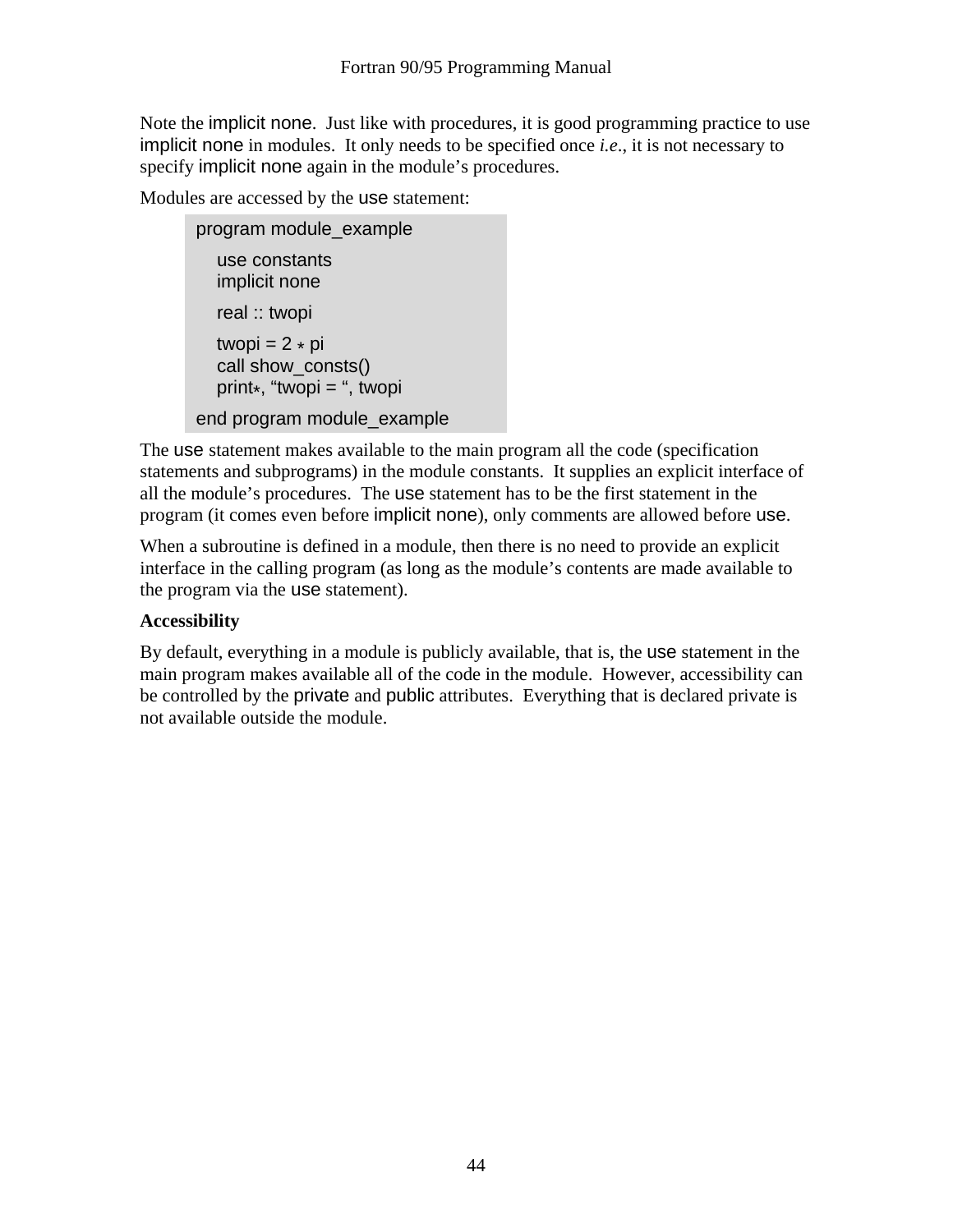Note the implicit none. Just like with procedures, it is good programming practice to use implicit none in modules. It only needs to be specified once *i.e*., it is not necessary to specify implicit none again in the module's procedures.

Modules are accessed by the use statement:

```
program module_example

   use constants
   implicit none

   real :: twopi

   twopi = 2 * pi
   call show_consts()
   print*, "twopi = ", twopi

end program module_example
```

The use statement makes available to the main program all the code (specification statements and subprograms) in the module constants. It supplies an explicit interface of all the module's procedures. The use statement has to be the first statement in the program (it comes even before implicit none), only comments are allowed before use.

When a subroutine is defined in a module, then there is no need to provide an explicit interface in the calling program (as long as the module's contents are made available to the program via the use statement).

**Accessibility**

By default, everything in a module is publicly available, that is, the use statement in the main program makes available all of the code in the module. However, accessibility can be controlled by the private and public attributes. Everything that is declared private is not available outside the module.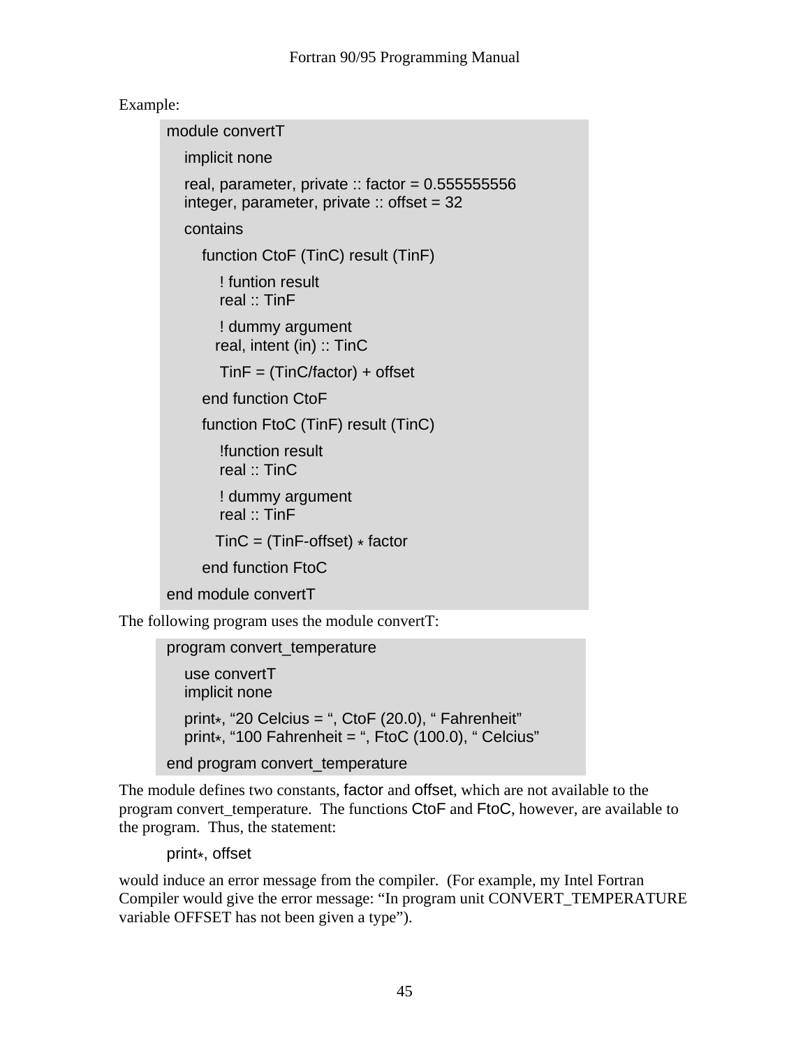Example:

```
module convertT
    implicit none
    real, parameter, private :: factor = 0.555555556
    integer, parameter, private :: offset = 32
    contains
        function CtoF (TinC) result (TinF)
            ! funtion result
            real :: TinF
            ! dummy argument
           real, intent (in) :: TinC
            TinF = (TinC/factor) + offset
        end function CtoF
        function FtoC (TinF) result (TinC)
            !function result
            real :: TinC
            ! dummy argument
            real :: TinF
           TinC = (TinF-offset) * factor
        end function FtoC
end module convertT
```

The following program uses the module convertT:

```
program convert_temperature
    use convertT
    implicit none
    print*, “20 Celcius = “, CtoF (20.0), “ Fahrenheit”
    print*, “100 Fahrenheit = “, FtoC (100.0), “ Celcius”
end program convert_temperature
```

The module defines two constants, factor and offset, which are not available to the program convert_temperature. The functions CtoF and FtoC, however, are available to the program. Thus, the statement:

```
print*, offset
```

would induce an error message from the compiler. (For example, my Intel Fortran Compiler would give the error message: “In program unit CONVERT_TEMPERATURE variable OFFSET has not been given a type”).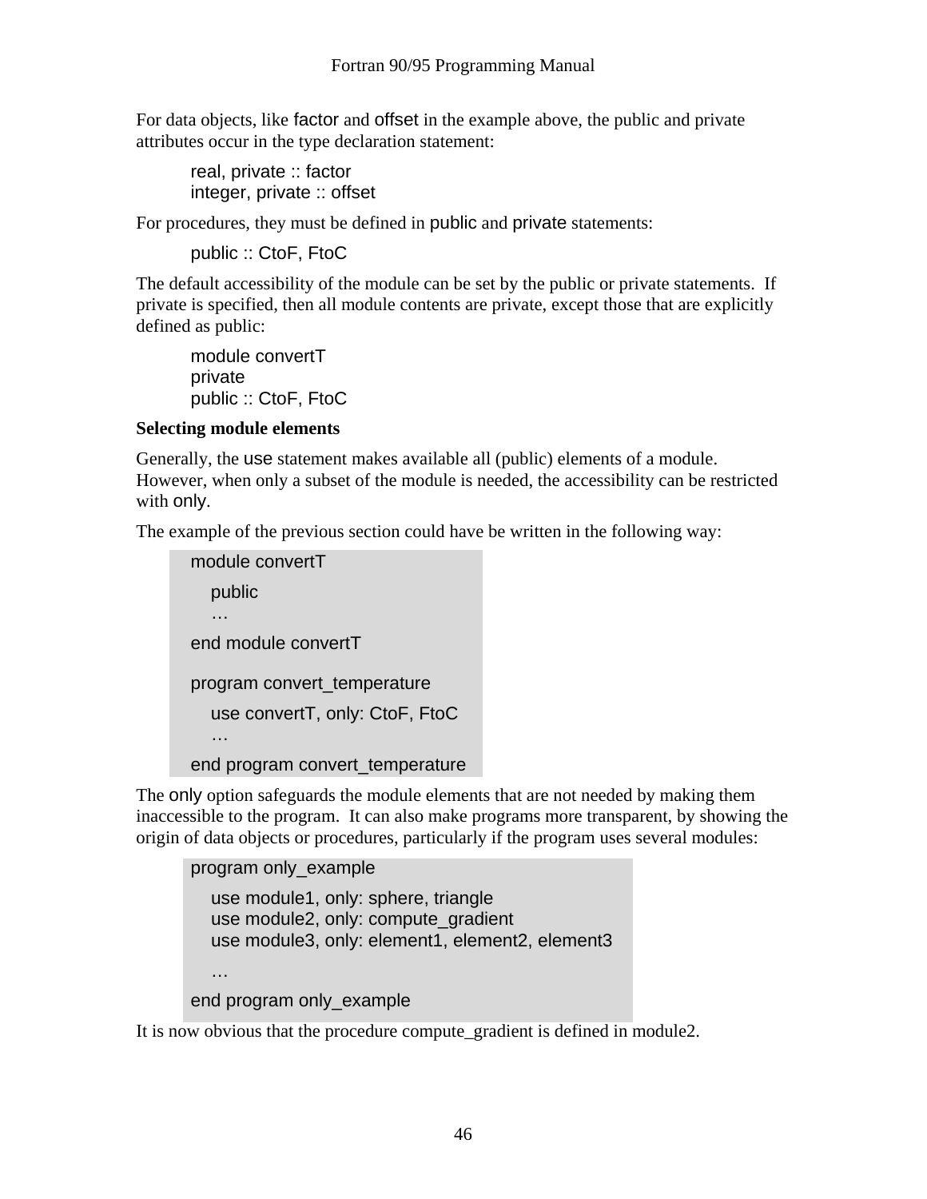For data objects, like factor and offset in the example above, the public and private attributes occur in the type declaration statement:

```
real, private :: factor
integer, private :: offset
```

For procedures, they must be defined in public and private statements:

```
public :: CtoF, FtoC
```

The default accessibility of the module can be set by the public or private statements. If private is specified, then all module contents are private, except those that are explicitly defined as public:

```
module convertT
private
public :: CtoF, FtoC
```

**Selecting module elements**

Generally, the use statement makes available all (public) elements of a module. However, when only a subset of the module is needed, the accessibility can be restricted with only.

The example of the previous section could have be written in the following way:

```
module convertT
   public
   …
end module convertT

program convert_temperature
   use convertT, only: CtoF, FtoC
   …
end program convert_temperature
```

The only option safeguards the module elements that are not needed by making them inaccessible to the program. It can also make programs more transparent, by showing the origin of data objects or procedures, particularly if the program uses several modules:

```
program only_example
   use module1, only: sphere, triangle
   use module2, only: compute_gradient
   use module3, only: element1, element2, element3
   …
end program only_example
```

It is now obvious that the procedure compute_gradient is defined in module2.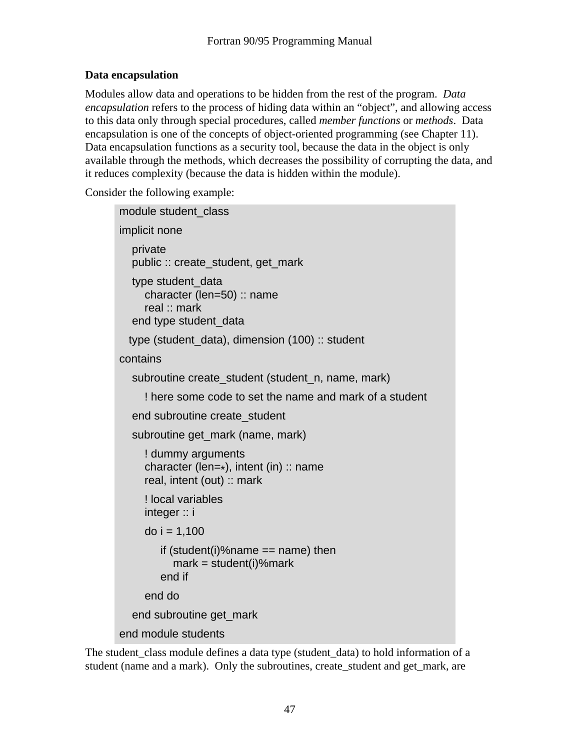**Data encapsulation**

Modules allow data and operations to be hidden from the rest of the program. *Data encapsulation* refers to the process of hiding data within an "object", and allowing access to this data only through special procedures, called *member functions* or *methods*. Data encapsulation is one of the concepts of object-oriented programming (see Chapter 11). Data encapsulation functions as a security tool, because the data in the object is only available through the methods, which decreases the possibility of corrupting the data, and it reduces complexity (because the data is hidden within the module).

Consider the following example:

```
module student_class
implicit none
   private
   public :: create_student, get_mark
   type student_data
      character (len=50) :: name
      real :: mark
   end type student_data
  type (student_data), dimension (100) :: student
contains
   subroutine create_student (student_n, name, mark)
      ! here some code to set the name and mark of a student
   end subroutine create_student
   subroutine get_mark (name, mark)
      ! dummy arguments
      character (len=*), intent (in) :: name
      real, intent (out) :: mark
      ! local variables
      integer :: i
      do i = 1,100
          if (student(i)%name == name) then
             mark = student(i)%mark
          end if
      end do
   end subroutine get_mark
end module students
```

The student_class module defines a data type (student_data) to hold information of a student (name and a mark). Only the subroutines, create_student and get_mark, are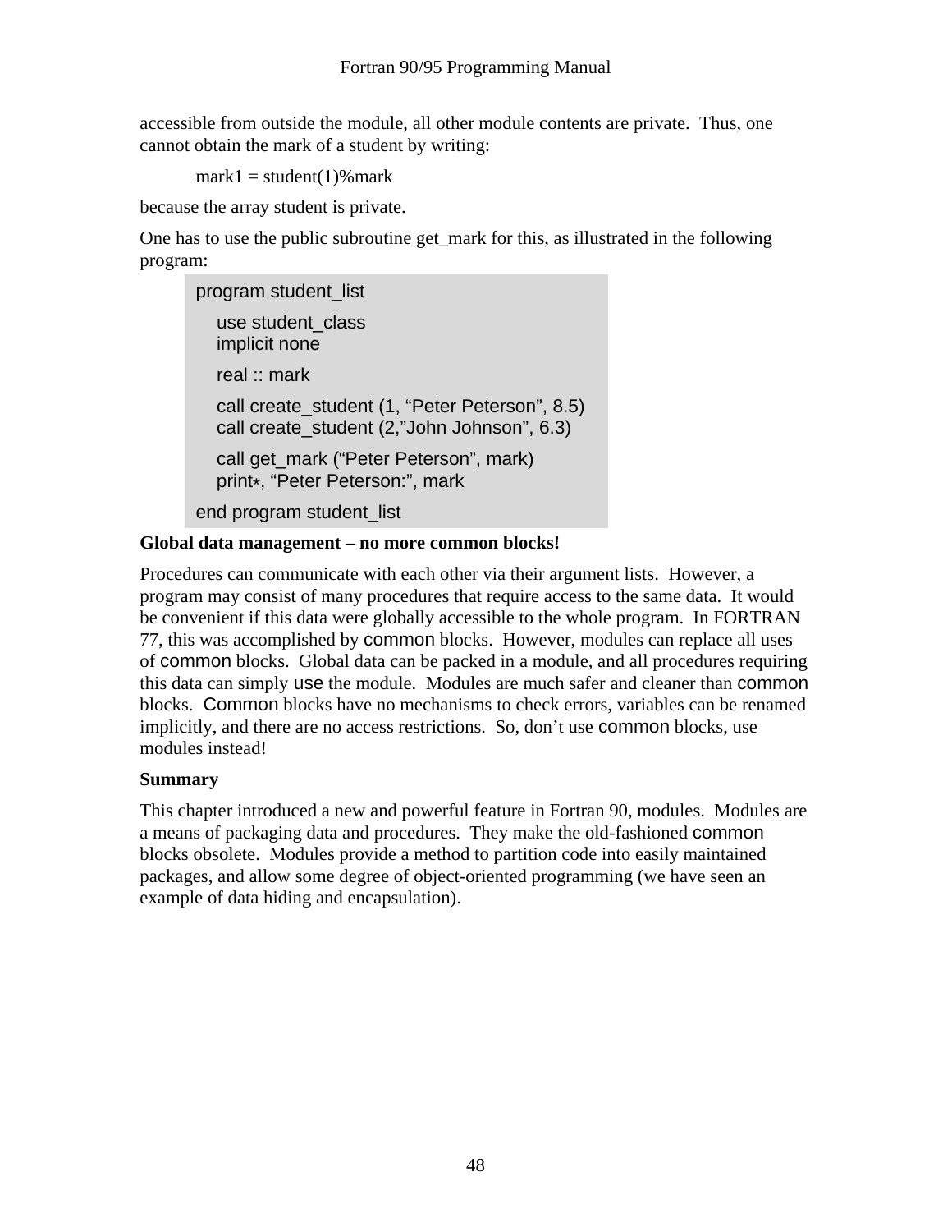accessible from outside the module, all other module contents are private. Thus, one cannot obtain the mark of a student by writing:

```
mark1 = student(1)%mark
```

because the array student is private.

One has to use the public subroutine get_mark for this, as illustrated in the following program:

```
program student_list
   use student_class
   implicit none
   real :: mark
   call create_student (1, "Peter Peterson", 8.5)
   call create_student (2,"John Johnson", 6.3)
   call get_mark ("Peter Peterson", mark)
   print*, "Peter Peterson:", mark
end program student_list
```

**Global data management – no more common blocks!**

Procedures can communicate with each other via their argument lists. However, a program may consist of many procedures that require access to the same data. It would be convenient if this data were globally accessible to the whole program. In FORTRAN 77, this was accomplished by common blocks. However, modules can replace all uses of common blocks. Global data can be packed in a module, and all procedures requiring this data can simply use the module. Modules are much safer and cleaner than common blocks. Common blocks have no mechanisms to check errors, variables can be renamed implicitly, and there are no access restrictions. So, don't use common blocks, use modules instead!

**Summary**

This chapter introduced a new and powerful feature in Fortran 90, modules. Modules are a means of packaging data and procedures. They make the old-fashioned common blocks obsolete. Modules provide a method to partition code into easily maintained packages, and allow some degree of object-oriented programming (we have seen an example of data hiding and encapsulation).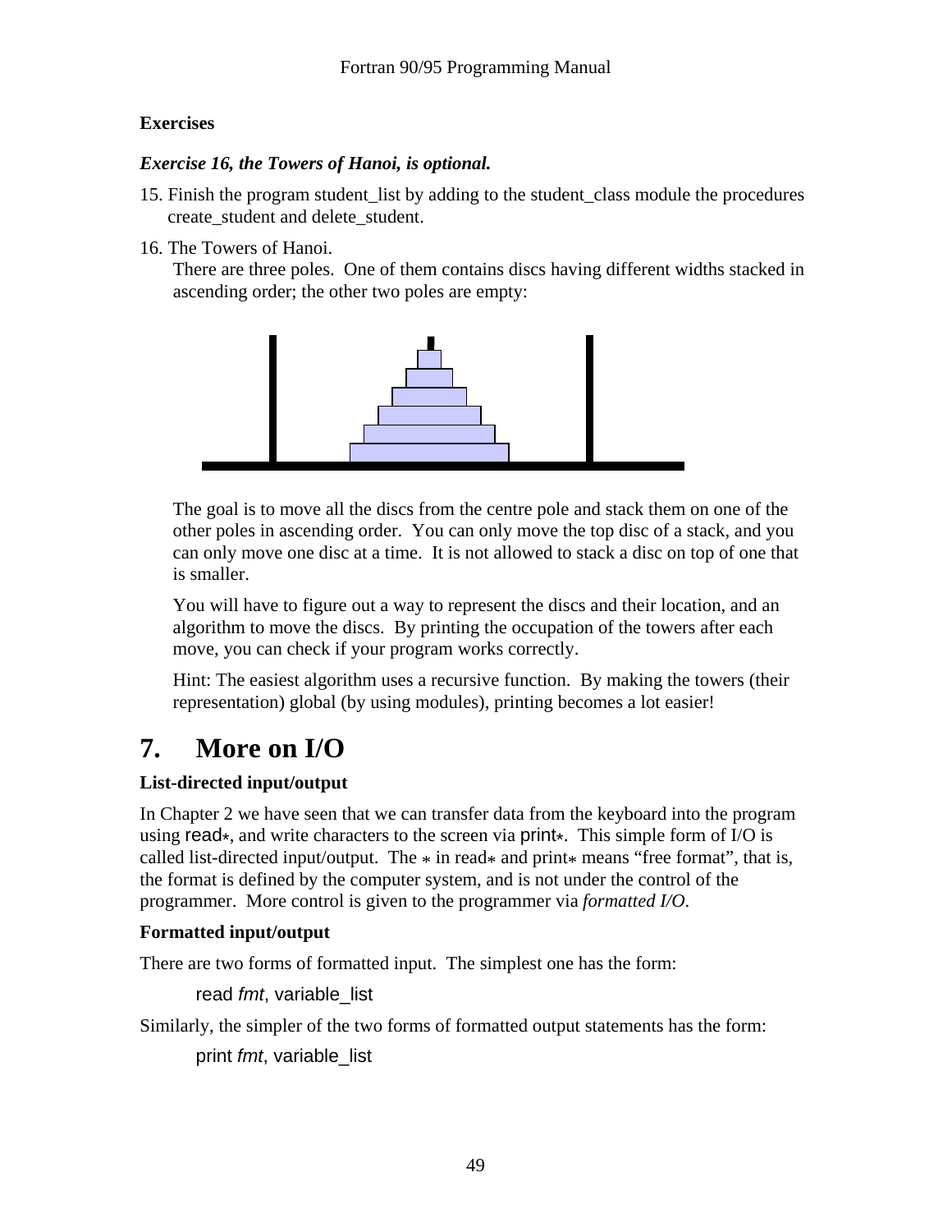**Exercises**

***Exercise 16, the Towers of Hanoi, is optional.***

15. Finish the program student_list by adding to the student_class module the procedures create_student and delete_student.

16. The Towers of Hanoi.

    There are three poles. One of them contains discs having different widths stacked in ascending order; the other two poles are empty:

    The goal is to move all the discs from the centre pole and stack them on one of the other poles in ascending order. You can only move the top disc of a stack, and you can only move one disc at a time. It is not allowed to stack a disc on top of one that is smaller.

    You will have to figure out a way to represent the discs and their location, and an algorithm to move the discs. By printing the occupation of the towers after each move, you can check if your program works correctly.

    Hint: The easiest algorithm uses a recursive function. By making the towers (their representation) global (by using modules), printing becomes a lot easier!

# 7. More on I/O

**List-directed input/output**

In Chapter 2 we have seen that we can transfer data from the keyboard into the program using `read*`, and write characters to the screen via `print*`. This simple form of I/O is called list-directed input/output. The * in read* and print* means "free format", that is, the format is defined by the computer system, and is not under the control of the programmer. More control is given to the programmer via *formatted I/O*.

**Formatted input/output**

There are two forms of formatted input. The simplest one has the form:

```
read fmt, variable_list
```

Similarly, the simpler of the two forms of formatted output statements has the form:

```
print fmt, variable_list
```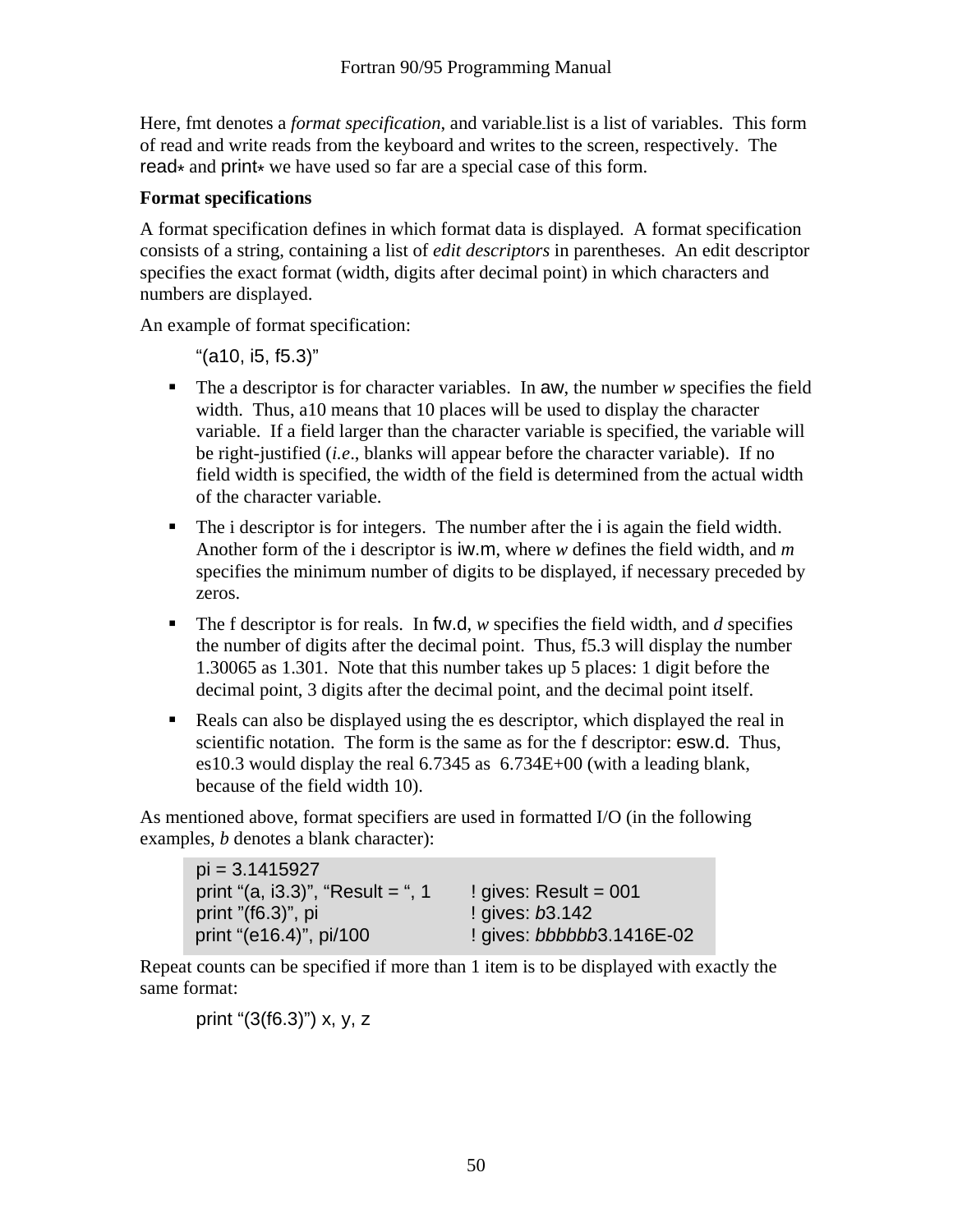Here, fmt denotes a *format specification*, and variable_list is a list of variables. This form of read and write reads from the keyboard and writes to the screen, respectively. The read* and print* we have used so far are a special case of this form.

**Format specifications**

A format specification defines in which format data is displayed. A format specification consists of a string, containing a list of *edit descriptors* in parentheses. An edit descriptor specifies the exact format (width, digits after decimal point) in which characters and numbers are displayed.

An example of format specification:

```
"(a10, i5, f5.3)"
```

- The a descriptor is for character variables. In aw, the number *w* specifies the field width. Thus, a10 means that 10 places will be used to display the character variable. If a field larger than the character variable is specified, the variable will be right-justified (*i.e*., blanks will appear before the character variable). If no field width is specified, the width of the field is determined from the actual width of the character variable.
- The i descriptor is for integers. The number after the i is again the field width. Another form of the i descriptor is iw.m, where *w* defines the field width, and *m* specifies the minimum number of digits to be displayed, if necessary preceded by zeros.
- The f descriptor is for reals. In fw.d, *w* specifies the field width, and *d* specifies the number of digits after the decimal point. Thus, f5.3 will display the number 1.30065 as 1.301. Note that this number takes up 5 places: 1 digit before the decimal point, 3 digits after the decimal point, and the decimal point itself.
- Reals can also be displayed using the es descriptor, which displayed the real in scientific notation. The form is the same as for the f descriptor: esw.d. Thus, es10.3 would display the real 6.7345 as  6.734E+00 (with a leading blank, because of the field width 10).

As mentioned above, format specifiers are used in formatted I/O (in the following examples, *b* denotes a blank character):

```
pi = 3.1415927
print "(a, i3.3)", "Result = ", 1        ! gives: Result = 001
print "(f6.3)", pi                       ! gives: b3.142
print "(e16.4)", pi/100                  ! gives: bbbbbb3.1416E-02
```

Repeat counts can be specified if more than 1 item is to be displayed with exactly the same format:

```
print "(3(f6.3)") x, y, z
```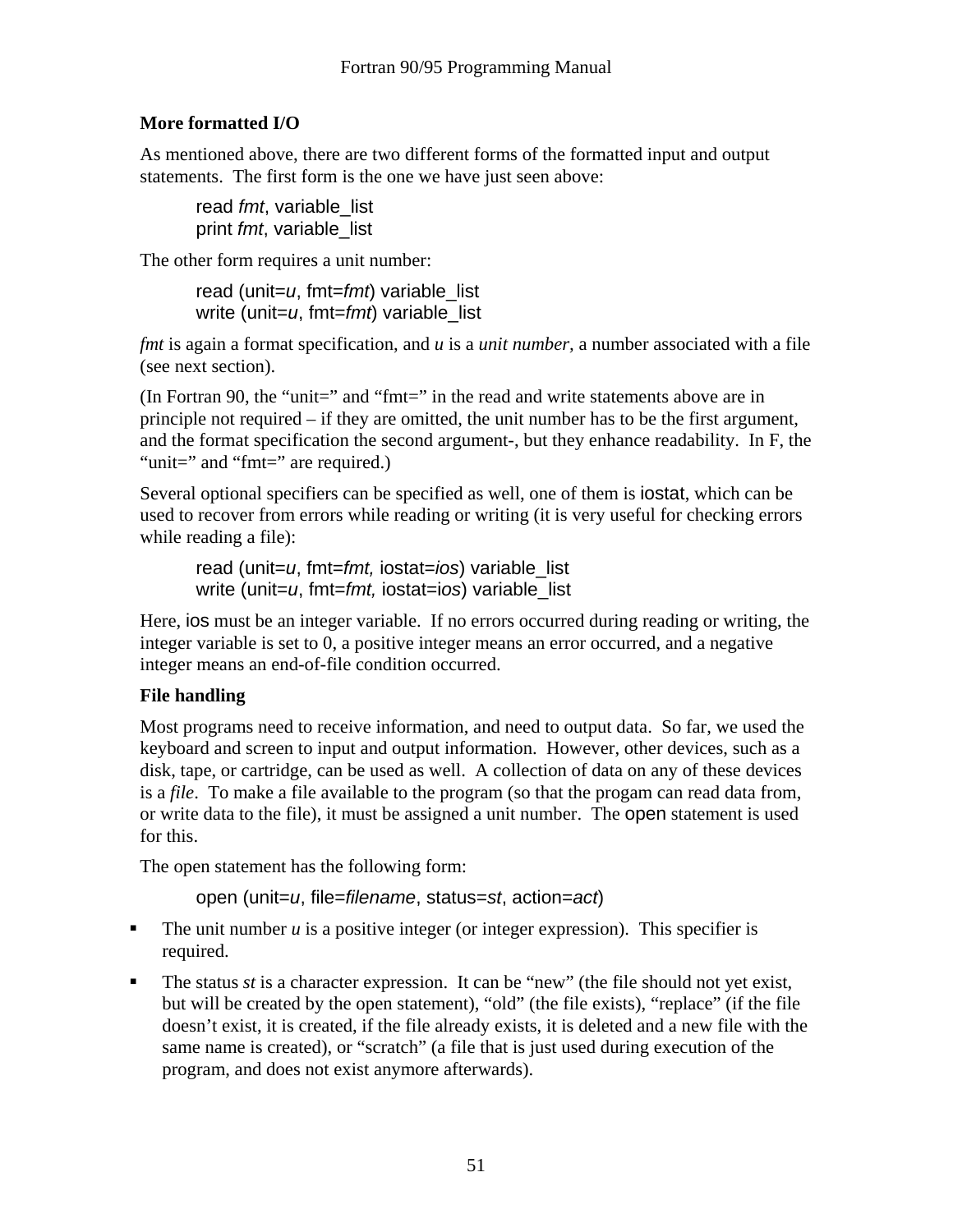### More formatted I/O

As mentioned above, there are two different forms of the formatted input and output statements. The first form is the one we have just seen above:

```
read fmt, variable_list
print fmt, variable_list
```

The other form requires a unit number:

```
read (unit=u, fmt=fmt) variable_list
write (unit=u, fmt=fmt) variable_list
```

*fmt* is again a format specification, and *u* is a *unit number*, a number associated with a file (see next section).

(In Fortran 90, the "unit=" and "fmt=" in the read and write statements above are in principle not required – if they are omitted, the unit number has to be the first argument, and the format specification the second argument-, but they enhance readability. In F, the "unit=" and "fmt=" are required.)

Several optional specifiers can be specified as well, one of them is iostat, which can be used to recover from errors while reading or writing (it is very useful for checking errors while reading a file):

```
read (unit=u, fmt=fmt, iostat=ios) variable_list
write (unit=u, fmt=fmt, iostat=ios) variable_list
```

Here, ios must be an integer variable. If no errors occurred during reading or writing, the integer variable is set to 0, a positive integer means an error occurred, and a negative integer means an end-of-file condition occurred.

### File handling

Most programs need to receive information, and need to output data. So far, we used the keyboard and screen to input and output information. However, other devices, such as a disk, tape, or cartridge, can be used as well. A collection of data on any of these devices is a *file*. To make a file available to the program (so that the progam can read data from, or write data to the file), it must be assigned a unit number. The open statement is used for this.

The open statement has the following form:

```
open (unit=u, file=filename, status=st, action=act)
```

- The unit number *u* is a positive integer (or integer expression). This specifier is required.
- The status *st* is a character expression. It can be "new" (the file should not yet exist, but will be created by the open statement), "old" (the file exists), "replace" (if the file doesn't exist, it is created, if the file already exists, it is deleted and a new file with the same name is created), or "scratch" (a file that is just used during execution of the program, and does not exist anymore afterwards).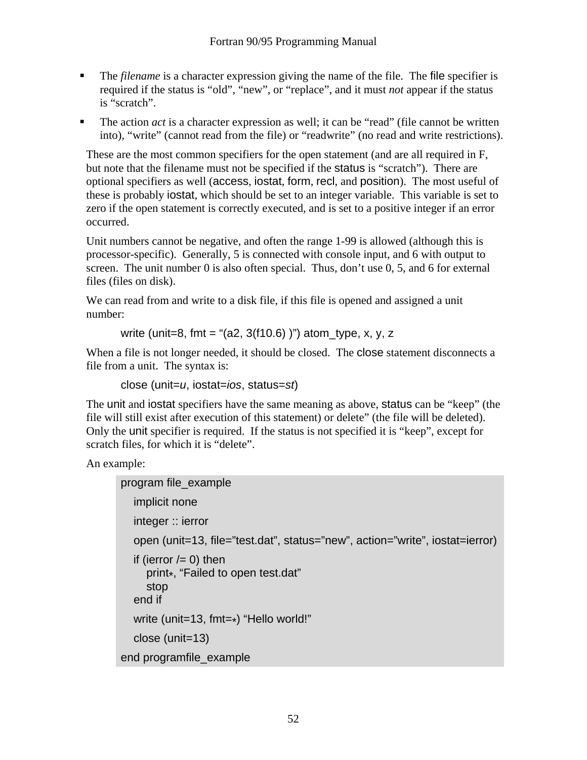- The *filename* is a character expression giving the name of the file. The file specifier is required if the status is “old”, “new”, or “replace”, and it must *not* appear if the status is “scratch”.
- The action *act* is a character expression as well; it can be “read” (file cannot be written into), “write” (cannot read from the file) or “readwrite” (no read and write restrictions).

These are the most common specifiers for the open statement (and are all required in F, but note that the filename must not be specified if the status is “scratch”). There are optional specifiers as well (access, iostat, form, recl, and position). The most useful of these is probably iostat, which should be set to an integer variable. This variable is set to zero if the open statement is correctly executed, and is set to a positive integer if an error occurred.

Unit numbers cannot be negative, and often the range 1-99 is allowed (although this is processor-specific). Generally, 5 is connected with console input, and 6 with output to screen. The unit number 0 is also often special. Thus, don’t use 0, 5, and 6 for external files (files on disk).

We can read from and write to a disk file, if this file is opened and assigned a unit number:

```
write (unit=8, fmt = “(a2, 3(f10.6) )”) atom_type, x, y, z
```

When a file is not longer needed, it should be closed. The close statement disconnects a file from a unit. The syntax is:

close (unit=*u*, iostat=*ios*, status=*st*)

The unit and iostat specifiers have the same meaning as above, status can be “keep” (the file will still exist after execution of this statement) or delete” (the file will be deleted). Only the unit specifier is required. If the status is not specified it is “keep”, except for scratch files, for which it is “delete”.

An example:

```
program file_example
   implicit none
   integer :: ierror
   open (unit=13, file=”test.dat”, status=”new”, action=”write”, iostat=ierror)
   if (ierror /= 0) then
      print*, “Failed to open test.dat”
      stop
   end if
   write (unit=13, fmt=*) “Hello world!”
   close (unit=13)
end programfile_example
```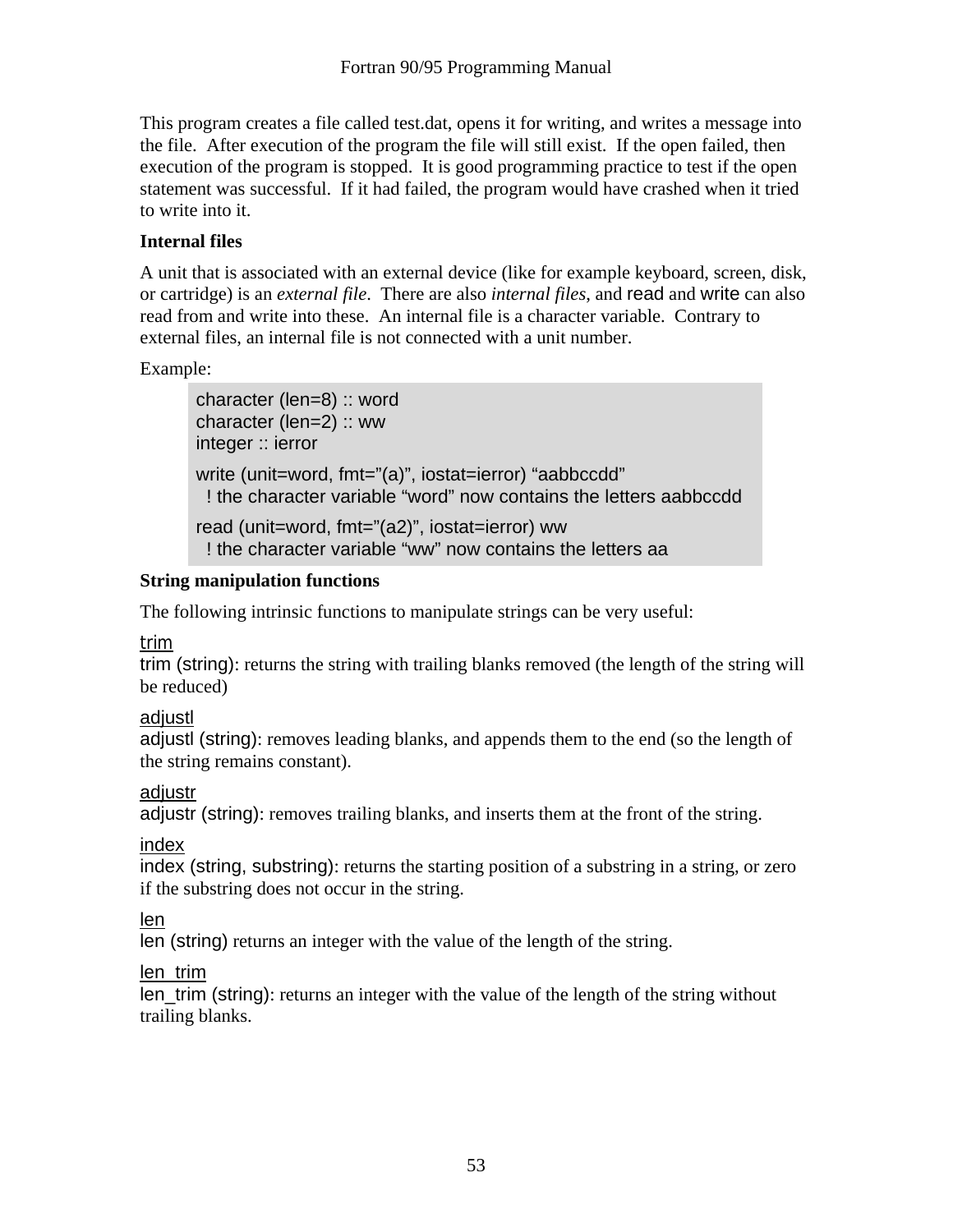This program creates a file called test.dat, opens it for writing, and writes a message into the file. After execution of the program the file will still exist. If the open failed, then execution of the program is stopped. It is good programming practice to test if the open statement was successful. If it had failed, the program would have crashed when it tried to write into it.

**Internal files**

A unit that is associated with an external device (like for example keyboard, screen, disk, or cartridge) is an *external file*. There are also *internal files*, and read and write can also read from and write into these. An internal file is a character variable. Contrary to external files, an internal file is not connected with a unit number.

Example:

```
character (len=8) :: word
character (len=2) :: ww
integer :: ierror

write (unit=word, fmt=”(a)”, iostat=ierror) “aabbccdd”
  ! the character variable “word” now contains the letters aabbccdd

read (unit=word, fmt=”(a2)”, iostat=ierror) ww
  ! the character variable “ww” now contains the letters aa
```

**String manipulation functions**

The following intrinsic functions to manipulate strings can be very useful:

<u>trim</u>
trim (string): returns the string with trailing blanks removed (the length of the string will be reduced)

<u>adjustl</u>
adjustl (string): removes leading blanks, and appends them to the end (so the length of the string remains constant).

<u>adjustr</u>
adjustr (string): removes trailing blanks, and inserts them at the front of the string.

<u>index</u>
index (string, substring): returns the starting position of a substring in a string, or zero if the substring does not occur in the string.

<u>len</u>
len (string) returns an integer with the value of the length of the string.

<u>len_trim</u>
len_trim (string): returns an integer with the value of the length of the string without trailing blanks.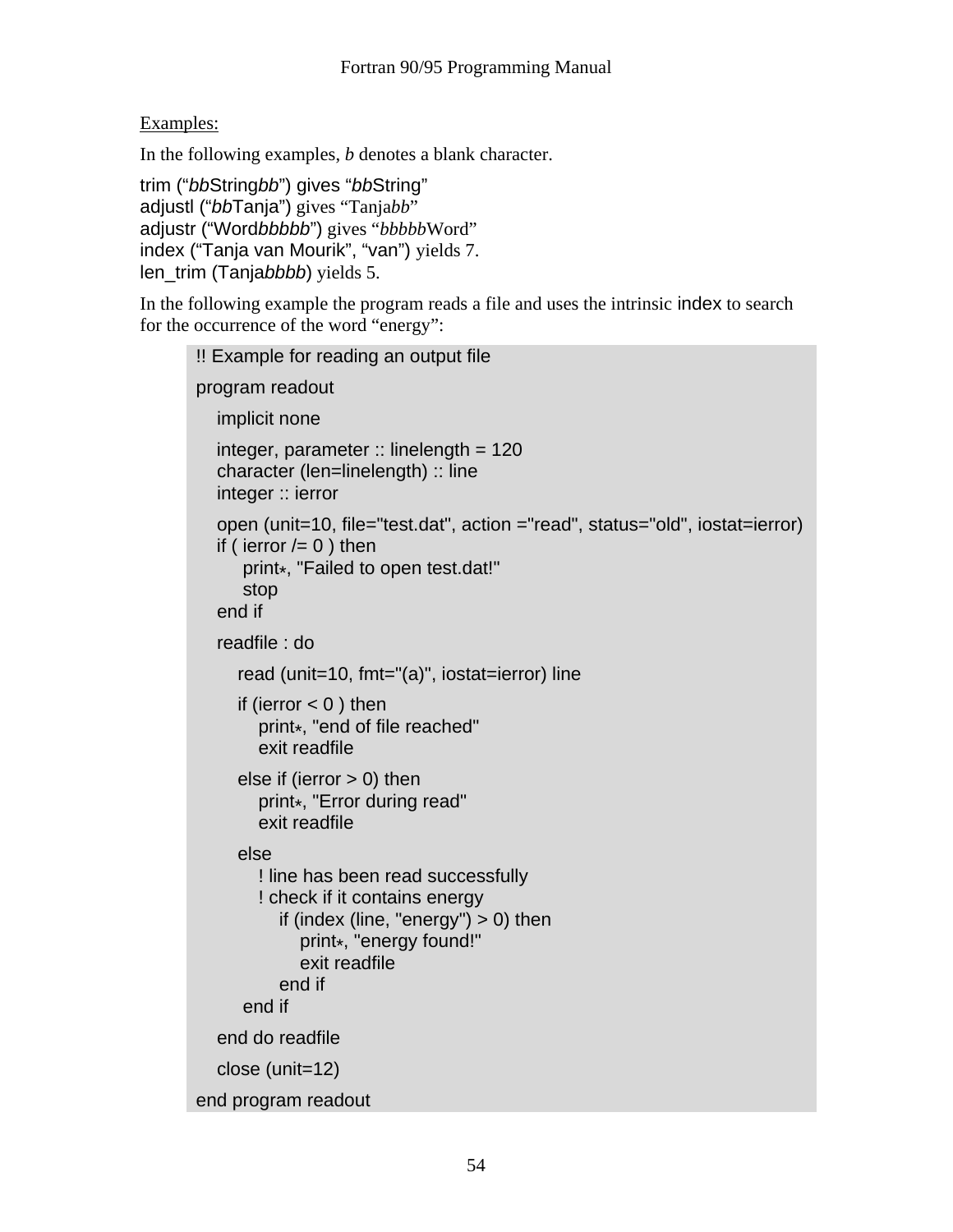Examples:

In the following examples, *b* denotes a blank character.

trim (“*bb*String*bb*”) gives “*bb*String”
adjustl (“*bb*Tanja”) gives “Tanja*bb*”
adjustr (“Word*bbbbb*”) gives “*bbbbb*Word”
index (“Tanja van Mourik”, “van”) yields 7.
len_trim (Tanja*bbbb*) yields 5.

In the following example the program reads a file and uses the intrinsic index to search for the occurrence of the word “energy”:

```
!! Example for reading an output file

program readout

    implicit none

    integer, parameter :: linelength = 120
    character (len=linelength) :: line
    integer :: ierror

    open (unit=10, file="test.dat", action ="read", status="old", iostat=ierror)
    if ( ierror /= 0 ) then
         print*, "Failed to open test.dat!"
         stop
    end if

    readfile : do

        read (unit=10, fmt="(a)", iostat=ierror) line

        if (ierror < 0 ) then
            print*, "end of file reached"
            exit readfile

        else if (ierror > 0) then
            print*, "Error during read"
            exit readfile

        else
            ! line has been read successfully
            ! check if it contains energy
                if (index (line, "energy") > 0) then
                    print*, "energy found!"
                    exit readfile
                end if
         end if

    end do readfile

    close (unit=12)

end program readout
```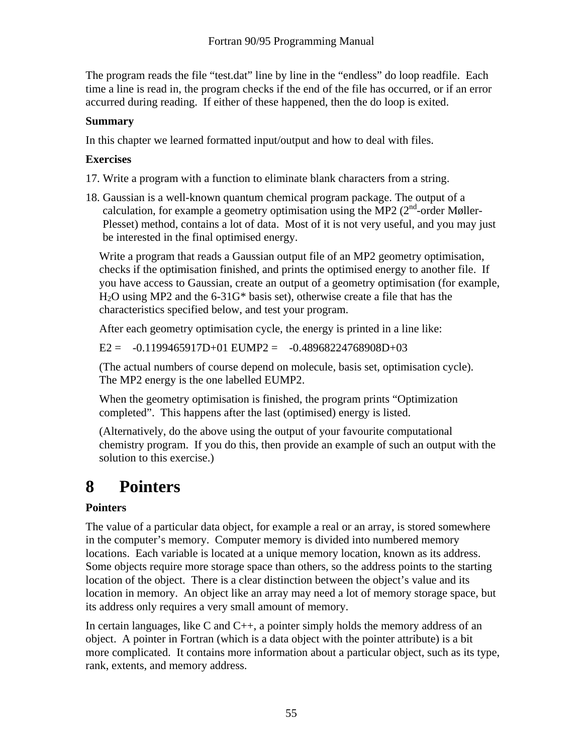The program reads the file "test.dat" line by line in the "endless" do loop readfile. Each time a line is read in, the program checks if the end of the file has occurred, or if an error accurred during reading. If either of these happened, then the do loop is exited.

**Summary**

In this chapter we learned formatted input/output and how to deal with files.

**Exercises**

17. Write a program with a function to eliminate blank characters from a string.

18. Gaussian is a well-known quantum chemical program package. The output of a calculation, for example a geometry optimisation using the MP2 (2$^{nd}$-order Møller-Plesset) method, contains a lot of data. Most of it is not very useful, and you may just be interested in the final optimised energy.

    Write a program that reads a Gaussian output file of an MP2 geometry optimisation, checks if the optimisation finished, and prints the optimised energy to another file. If you have access to Gaussian, create an output of a geometry optimisation (for example, $H_2O$ using MP2 and the 6-31G* basis set), otherwise create a file that has the characteristics specified below, and test your program.

    After each geometry optimisation cycle, the energy is printed in a line like:

    E2 =    -0.1199465917D+01 EUMP2 =    -0.48968224768908D+03

    (The actual numbers of course depend on molecule, basis set, optimisation cycle). The MP2 energy is the one labelled EUMP2.

    When the geometry optimisation is finished, the program prints "Optimization completed". This happens after the last (optimised) energy is listed.

    (Alternatively, do the above using the output of your favourite computational chemistry program. If you do this, then provide an example of such an output with the solution to this exercise.)

# 8 Pointers

**Pointers**

The value of a particular data object, for example a real or an array, is stored somewhere in the computer's memory. Computer memory is divided into numbered memory locations. Each variable is located at a unique memory location, known as its address. Some objects require more storage space than others, so the address points to the starting location of the object. There is a clear distinction between the object's value and its location in memory. An object like an array may need a lot of memory storage space, but its address only requires a very small amount of memory.

In certain languages, like C and C++, a pointer simply holds the memory address of an object. A pointer in Fortran (which is a data object with the pointer attribute) is a bit more complicated. It contains more information about a particular object, such as its type, rank, extents, and memory address.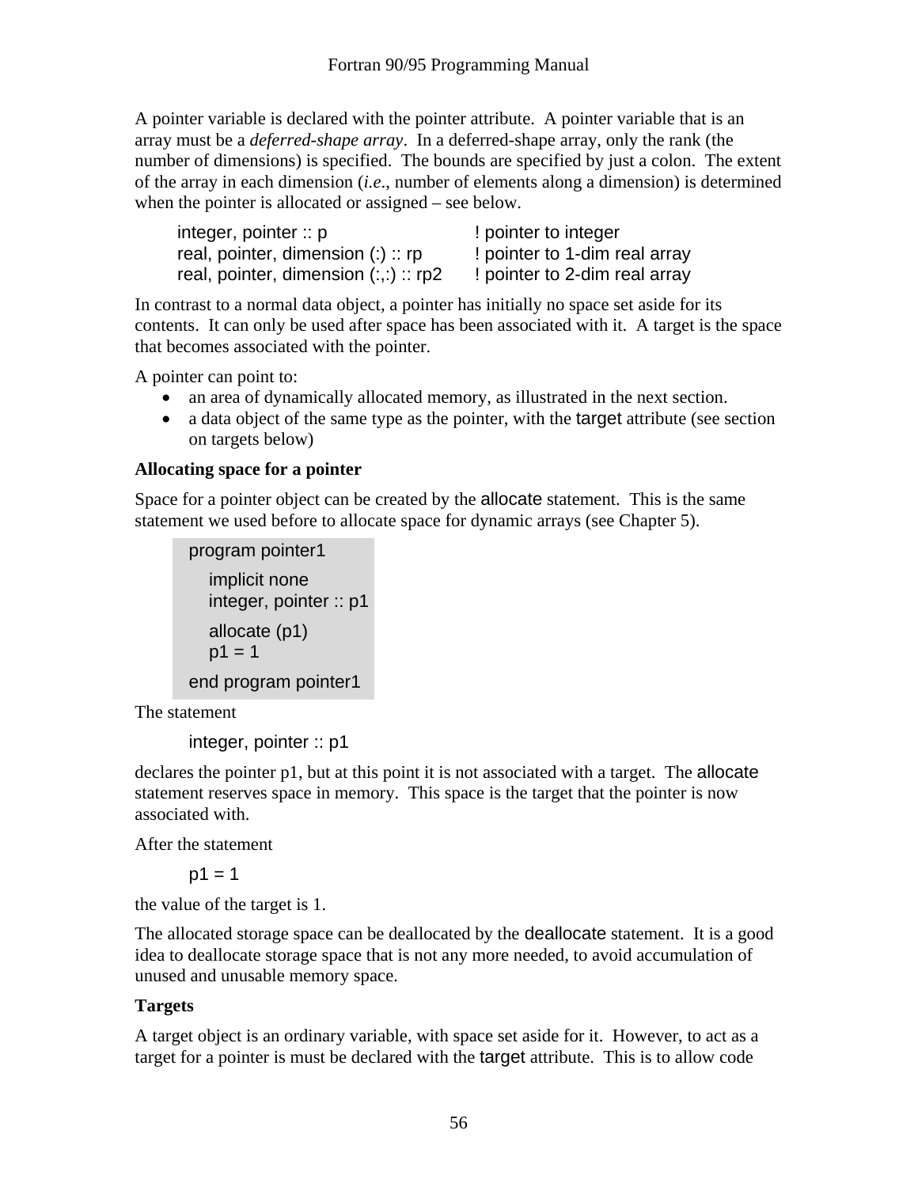A pointer variable is declared with the pointer attribute. A pointer variable that is an array must be a *deferred-shape array*. In a deferred-shape array, only the rank (the number of dimensions) is specified. The bounds are specified by just a colon. The extent of the array in each dimension (*i.e*., number of elements along a dimension) is determined when the pointer is allocated or assigned – see below.

```
integer, pointer :: p                   ! pointer to integer
real, pointer, dimension (:) :: rp      ! pointer to 1-dim real array
real, pointer, dimension (:,:) :: rp2   ! pointer to 2-dim real array
```

In contrast to a normal data object, a pointer has initially no space set aside for its contents. It can only be used after space has been associated with it. A target is the space that becomes associated with the pointer.

A pointer can point to:

- an area of dynamically allocated memory, as illustrated in the next section.
- a data object of the same type as the pointer, with the target attribute (see section on targets below)

**Allocating space for a pointer**

Space for a pointer object can be created by the allocate statement. This is the same statement we used before to allocate space for dynamic arrays (see Chapter 5).

```
program pointer1
  implicit none
  integer, pointer :: p1
  allocate (p1)
  p1 = 1
end program pointer1
```

The statement

```
integer, pointer :: p1
```

declares the pointer p1, but at this point it is not associated with a target. The allocate statement reserves space in memory. This space is the target that the pointer is now associated with.

After the statement

```
p1 = 1
```

the value of the target is 1.

The allocated storage space can be deallocated by the deallocate statement. It is a good idea to deallocate storage space that is not any more needed, to avoid accumulation of unused and unusable memory space.

**Targets**

A target object is an ordinary variable, with space set aside for it. However, to act as a target for a pointer is must be declared with the target attribute. This is to allow code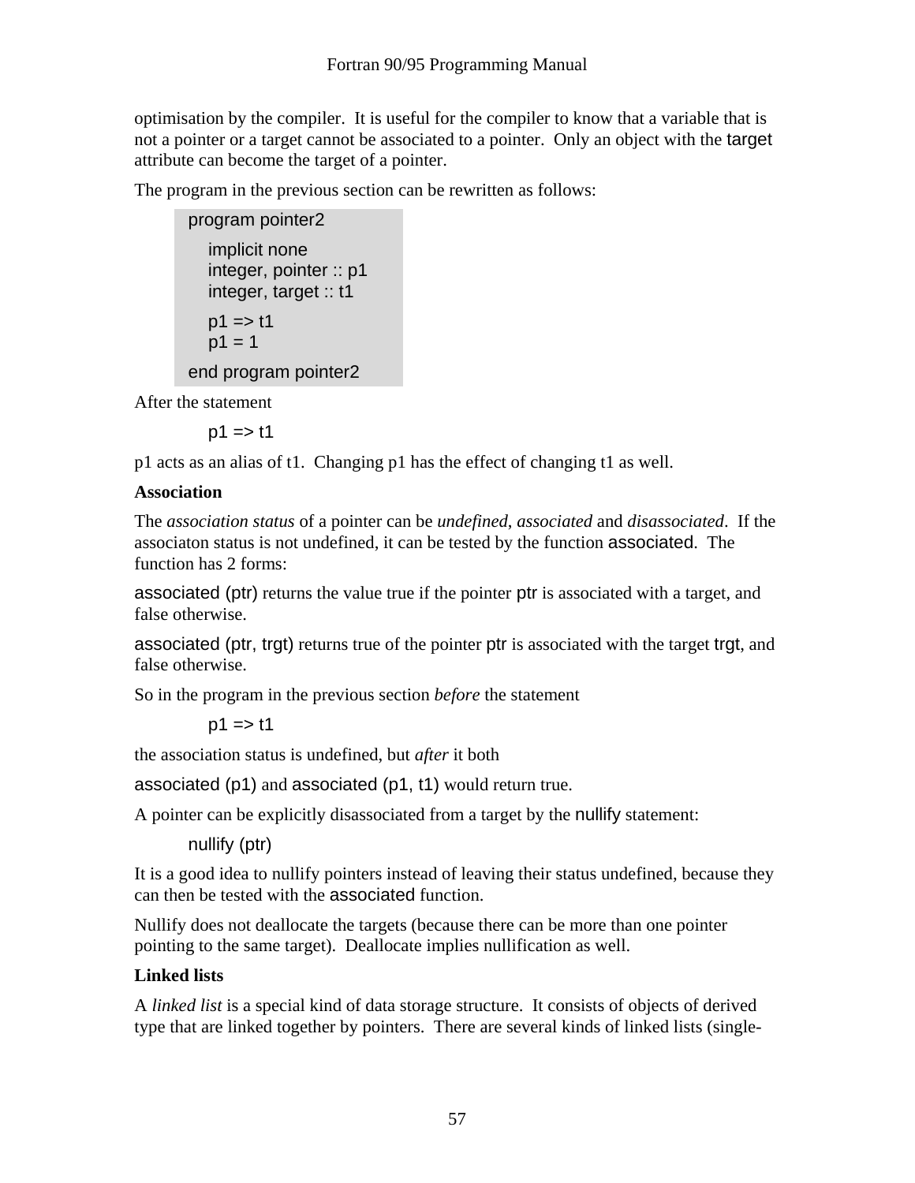optimisation by the compiler. It is useful for the compiler to know that a variable that is not a pointer or a target cannot be associated to a pointer. Only an object with the target attribute can become the target of a pointer.

The program in the previous section can be rewritten as follows:

```
program pointer2

   implicit none
   integer, pointer :: p1
   integer, target :: t1

   p1 => t1
   p1 = 1

end program pointer2
```

After the statement

```
p1 => t1
```

p1 acts as an alias of t1. Changing p1 has the effect of changing t1 as well.

**Association**

The *association status* of a pointer can be *undefined*, *associated* and *disassociated*. If the associaton status is not undefined, it can be tested by the function associated. The function has 2 forms:

associated (ptr) returns the value true if the pointer ptr is associated with a target, and false otherwise.

associated (ptr, trgt) returns true of the pointer ptr is associated with the target trgt, and false otherwise.

So in the program in the previous section *before* the statement

```
p1 => t1
```

the association status is undefined, but *after* it both

associated (p1) and associated (p1, t1) would return true.

A pointer can be explicitly disassociated from a target by the nullify statement:

```
nullify (ptr)
```

It is a good idea to nullify pointers instead of leaving their status undefined, because they can then be tested with the associated function.

Nullify does not deallocate the targets (because there can be more than one pointer pointing to the same target). Deallocate implies nullification as well.

**Linked lists**

A *linked list* is a special kind of data storage structure. It consists of objects of derived type that are linked together by pointers. There are several kinds of linked lists (single-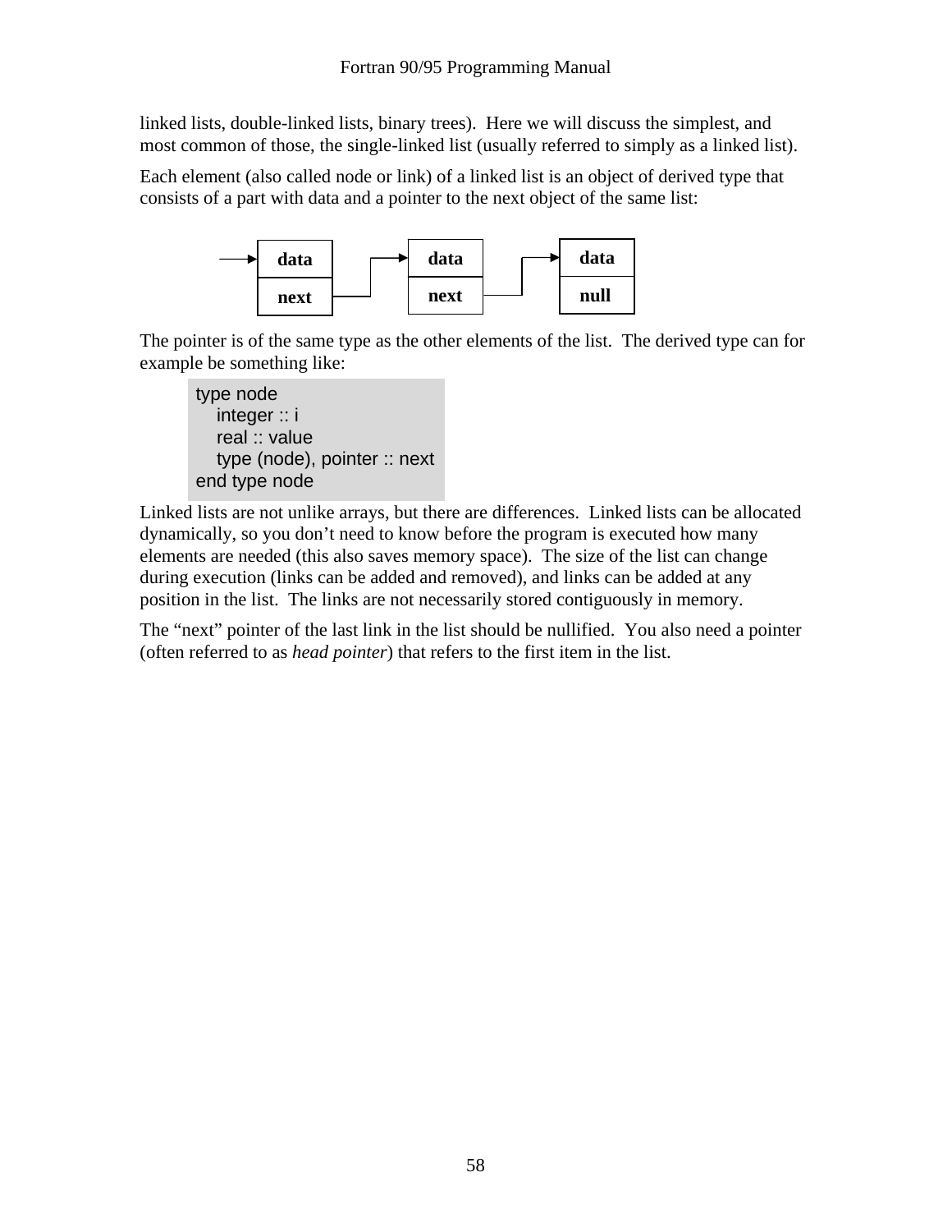linked lists, double-linked lists, binary trees). Here we will discuss the simplest, and most common of those, the single-linked list (usually referred to simply as a linked list).

Each element (also called node or link) of a linked list is an object of derived type that consists of a part with data and a pointer to the next object of the same list:

```
 ──►┌──────┐     ┌──►┌──────┐     ┌──►┌──────┐
    │ data │     │   │ data │     │   │ data │
    ├──────┤     │   ├──────┤     │   ├──────┤
    │ next │─────┘   │ next │─────┘   │ null │
    └──────┘         └──────┘         └──────┘
```

The pointer is of the same type as the other elements of the list. The derived type can for example be something like:

```
type node
   integer :: i
   real :: value
   type (node), pointer :: next
end type node
```

Linked lists are not unlike arrays, but there are differences. Linked lists can be allocated dynamically, so you don't need to know before the program is executed how many elements are needed (this also saves memory space). The size of the list can change during execution (links can be added and removed), and links can be added at any position in the list. The links are not necessarily stored contiguously in memory.

The "next" pointer of the last link in the list should be nullified. You also need a pointer (often referred to as *head pointer*) that refers to the first item in the list.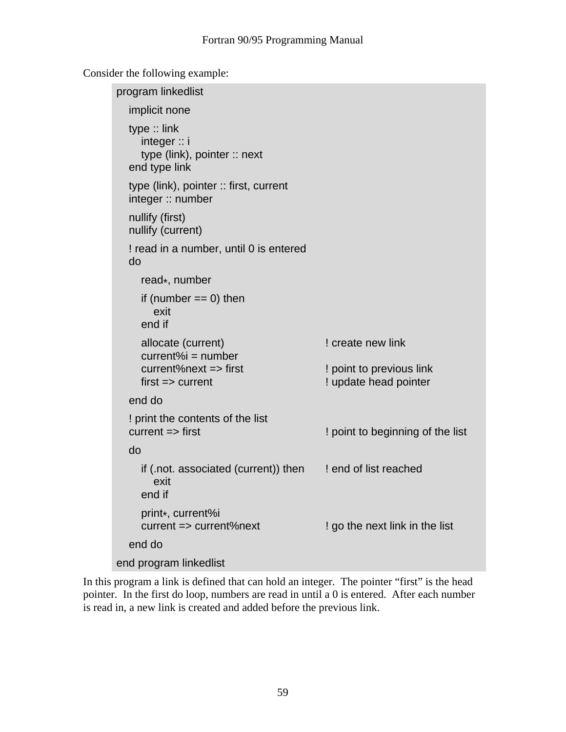Consider the following example:

```
program linkedlist
   implicit none
   type :: link
      integer :: i
      type (link), pointer :: next
   end type link
   type (link), pointer :: first, current
   integer :: number
   nullify (first)
   nullify (current)
   ! read in a number, until 0 is entered
   do
      read*, number
      if (number == 0) then
         exit
      end if
      allocate (current)                  ! create new link
      current%i = number
      current%next => first               ! point to previous link
      first => current                    ! update head pointer
   end do
   ! print the contents of the list
   current => first                       ! point to beginning of the list
   do
      if (.not. associated (current)) then   ! end of list reached
         exit
      end if
      print*, current%i
      current => current%next             ! go the next link in the list
   end do
end program linkedlist
```

In this program a link is defined that can hold an integer. The pointer "first" is the head pointer. In the first do loop, numbers are read in until a 0 is entered. After each number is read in, a new link is created and added before the previous link.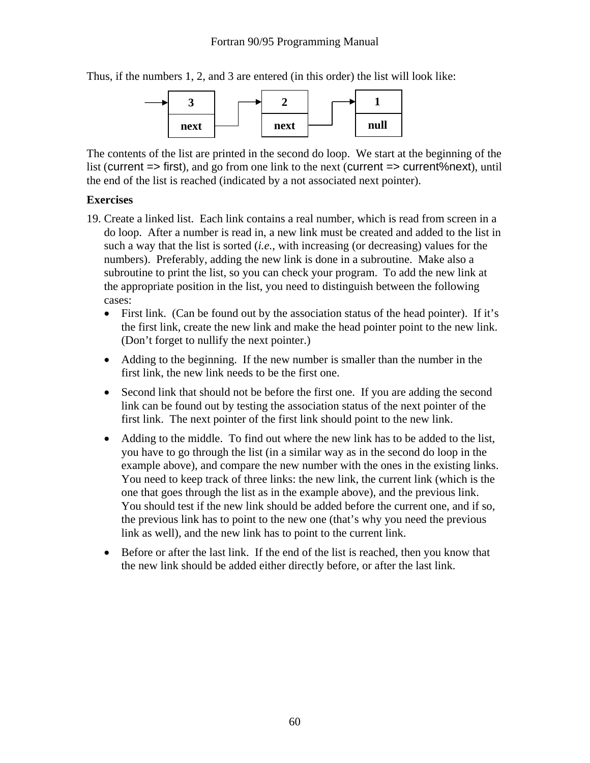Thus, if the numbers 1, 2, and 3 are entered (in this order) the list will look like:

```
      +------+      +------+      +------+
 ---> |  3   |  +-> |  2   |  +-> |  1   |
      +------+  |   +------+  |   +------+
      | next |--+   | next |--+   | null |
      +------+      +------+      +------+
```

The contents of the list are printed in the second do loop. We start at the beginning of the list (current => first), and go from one link to the next (current => current%next), until the end of the list is reached (indicated by a not associated next pointer).

**Exercises**

19. Create a linked list. Each link contains a real number, which is read from screen in a do loop. After a number is read in, a new link must be created and added to the list in such a way that the list is sorted (*i.e.*, with increasing (or decreasing) values for the numbers). Preferably, adding the new link is done in a subroutine. Make also a subroutine to print the list, so you can check your program. To add the new link at the appropriate position in the list, you need to distinguish between the following cases:
    - First link. (Can be found out by the association status of the head pointer). If it's the first link, create the new link and make the head pointer point to the new link. (Don't forget to nullify the next pointer.)
    - Adding to the beginning. If the new number is smaller than the number in the first link, the new link needs to be the first one.
    - Second link that should not be before the first one. If you are adding the second link can be found out by testing the association status of the next pointer of the first link. The next pointer of the first link should point to the new link.
    - Adding to the middle. To find out where the new link has to be added to the list, you have to go through the list (in a similar way as in the second do loop in the example above), and compare the new number with the ones in the existing links. You need to keep track of three links: the new link, the current link (which is the one that goes through the list as in the example above), and the previous link. You should test if the new link should be added before the current one, and if so, the previous link has to point to the new one (that's why you need the previous link as well), and the new link has to point to the current link.
    - Before or after the last link. If the end of the list is reached, then you know that the new link should be added either directly before, or after the last link.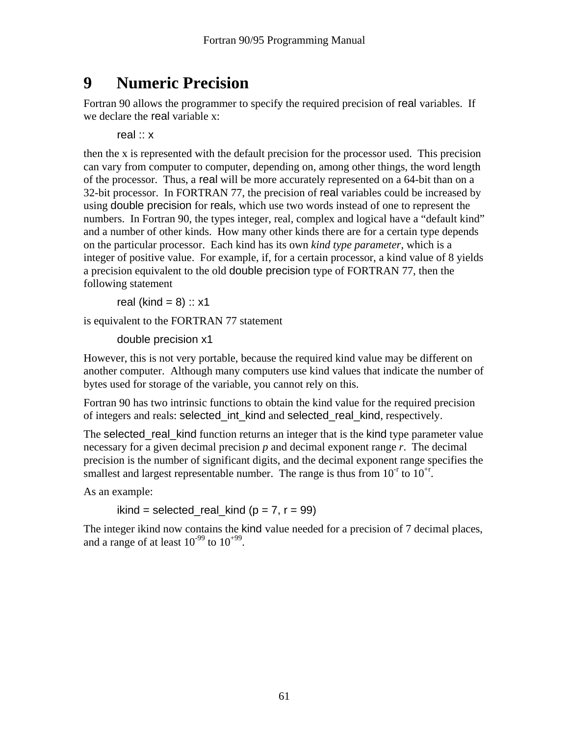# 9 Numeric Precision

Fortran 90 allows the programmer to specify the required precision of real variables. If we declare the real variable x:

```
real :: x
```

then the x is represented with the default precision for the processor used. This precision can vary from computer to computer, depending on, among other things, the word length of the processor. Thus, a real will be more accurately represented on a 64-bit than on a 32-bit processor. In FORTRAN 77, the precision of real variables could be increased by using double precision for reals, which use two words instead of one to represent the numbers. In Fortran 90, the types integer, real, complex and logical have a "default kind" and a number of other kinds. How many other kinds there are for a certain type depends on the particular processor. Each kind has its own *kind type parameter*, which is a integer of positive value. For example, if, for a certain processor, a kind value of 8 yields a precision equivalent to the old double precision type of FORTRAN 77, then the following statement

```
real (kind = 8) :: x1
```

is equivalent to the FORTRAN 77 statement

```
double precision x1
```

However, this is not very portable, because the required kind value may be different on another computer. Although many computers use kind values that indicate the number of bytes used for storage of the variable, you cannot rely on this.

Fortran 90 has two intrinsic functions to obtain the kind value for the required precision of integers and reals: selected_int_kind and selected_real_kind, respectively.

The selected_real_kind function returns an integer that is the kind type parameter value necessary for a given decimal precision *p* and decimal exponent range *r*. The decimal precision is the number of significant digits, and the decimal exponent range specifies the smallest and largest representable number. The range is thus from $10^{-r}$ to $10^{+r}$.

As an example:

```
ikind = selected_real_kind (p = 7, r = 99)
```

The integer ikind now contains the kind value needed for a precision of 7 decimal places, and a range of at least $10^{-99}$ to $10^{+99}$.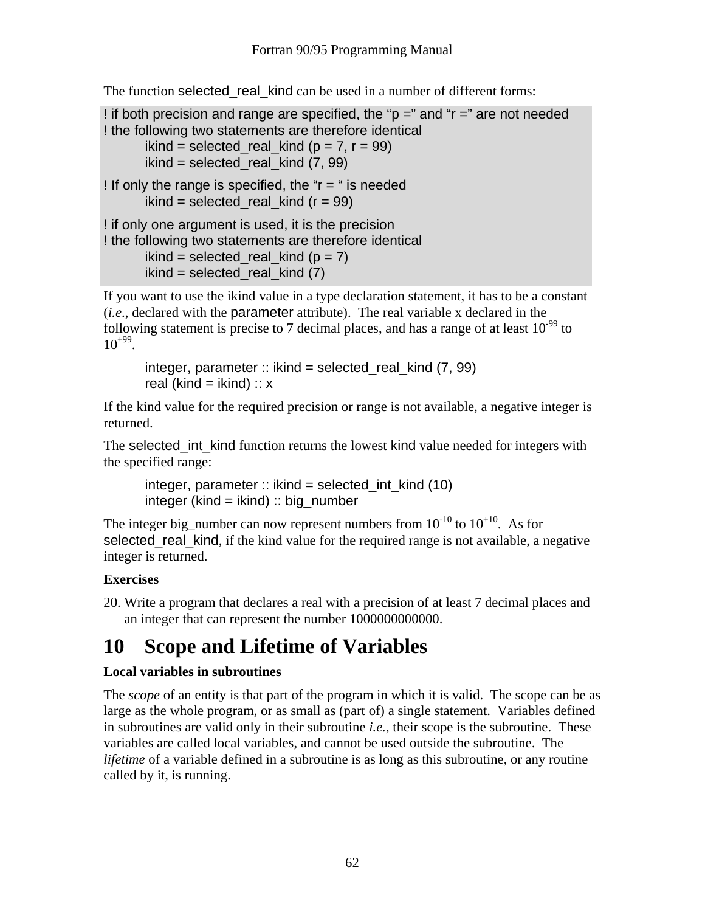The function selected_real_kind can be used in a number of different forms:

```
! if both precision and range are specified, the "p =" and "r =" are not needed
! the following two statements are therefore identical
        ikind = selected_real_kind (p = 7, r = 99)
        ikind = selected_real_kind (7, 99)
! If only the range is specified, the "r = " is needed
        ikind = selected_real_kind (r = 99)
! if only one argument is used, it is the precision
! the following two statements are therefore identical
        ikind = selected_real_kind (p = 7)
        ikind = selected_real_kind (7)
```

If you want to use the ikind value in a type declaration statement, it has to be a constant (*i.e*., declared with the parameter attribute). The real variable x declared in the following statement is precise to 7 decimal places, and has a range of at least $10^{-99}$ to $10^{+99}$.

```
integer, parameter :: ikind = selected_real_kind (7, 99)
real (kind = ikind) :: x
```

If the kind value for the required precision or range is not available, a negative integer is returned.

The selected_int_kind function returns the lowest kind value needed for integers with the specified range:

```
integer, parameter :: ikind = selected_int_kind (10)
integer (kind = ikind) :: big_number
```

The integer big_number can now represent numbers from $10^{-10}$ to $10^{+10}$. As for selected_real_kind, if the kind value for the required range is not available, a negative integer is returned.

**Exercises**

20. Write a program that declares a real with a precision of at least 7 decimal places and an integer that can represent the number 1000000000000.

# 10 Scope and Lifetime of Variables

**Local variables in subroutines**

The *scope* of an entity is that part of the program in which it is valid. The scope can be as large as the whole program, or as small as (part of) a single statement. Variables defined in subroutines are valid only in their subroutine *i.e.*, their scope is the subroutine. These variables are called local variables, and cannot be used outside the subroutine. The *lifetime* of a variable defined in a subroutine is as long as this subroutine, or any routine called by it, is running.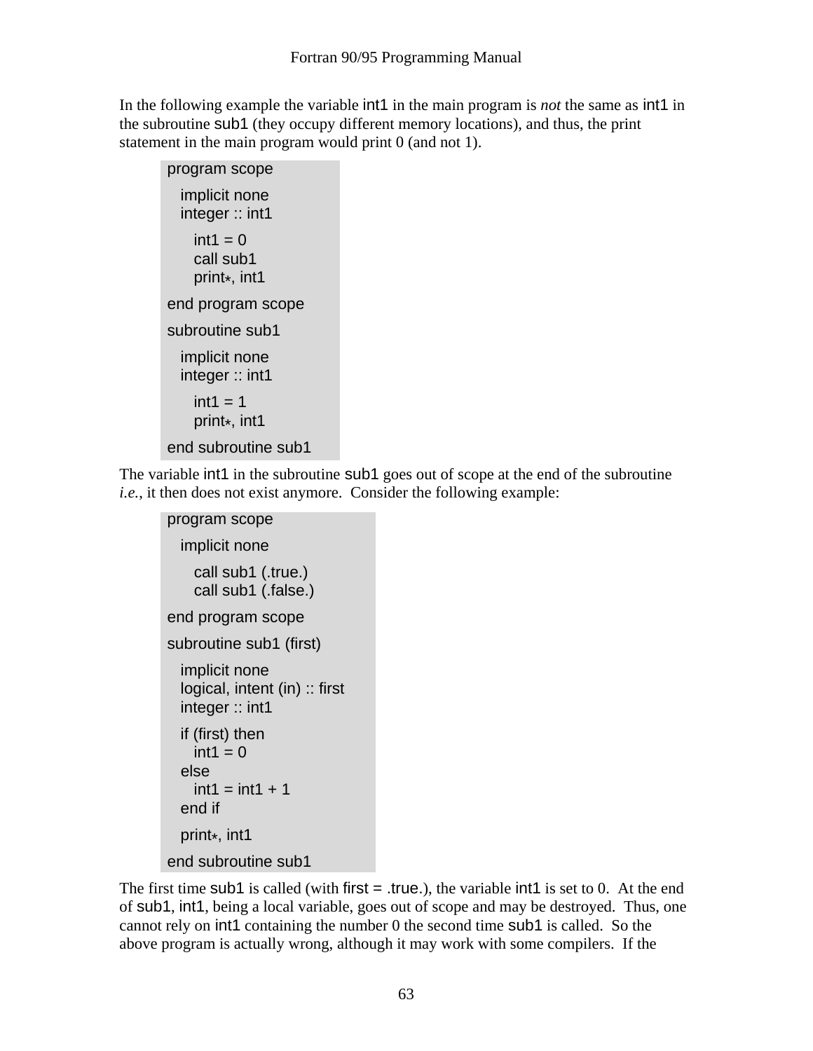In the following example the variable int1 in the main program is *not* the same as int1 in the subroutine sub1 (they occupy different memory locations), and thus, the print statement in the main program would print 0 (and not 1).

```
program scope

  implicit none
  integer :: int1

    int1 = 0
    call sub1
    print*, int1

end program scope

subroutine sub1

  implicit none
  integer :: int1

    int1 = 1
    print*, int1

end subroutine sub1
```

The variable int1 in the subroutine sub1 goes out of scope at the end of the subroutine *i.e.*, it then does not exist anymore. Consider the following example:

```
program scope

  implicit none

    call sub1 (.true.)
    call sub1 (.false.)

end program scope

subroutine sub1 (first)

  implicit none
  logical, intent (in) :: first
  integer :: int1

  if (first) then
    int1 = 0
  else
    int1 = int1 + 1
  end if

  print*, int1

end subroutine sub1
```

The first time sub1 is called (with first = .true.), the variable int1 is set to 0. At the end of sub1, int1, being a local variable, goes out of scope and may be destroyed. Thus, one cannot rely on int1 containing the number 0 the second time sub1 is called. So the above program is actually wrong, although it may work with some compilers. If the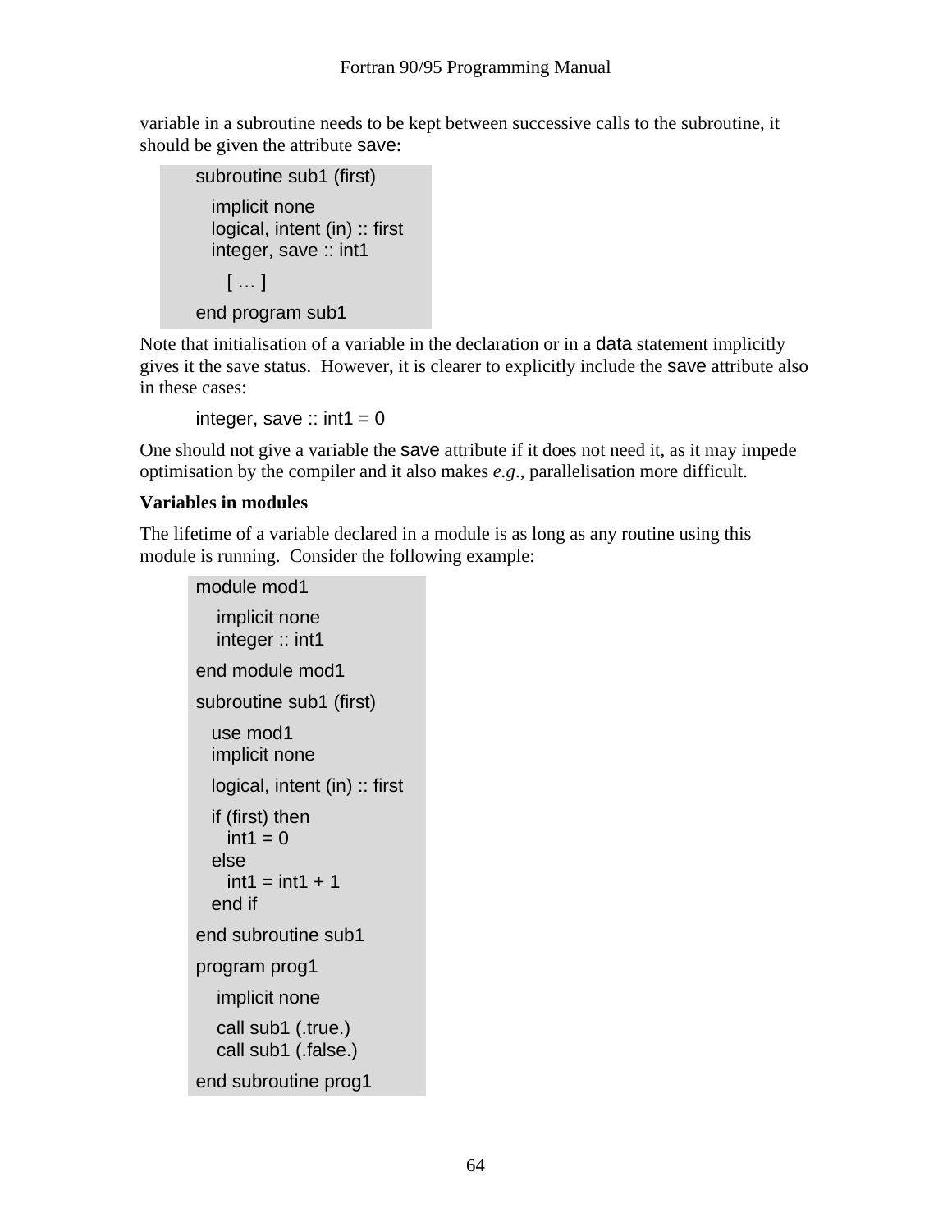variable in a subroutine needs to be kept between successive calls to the subroutine, it should be given the attribute save:

```
subroutine sub1 (first)

  implicit none
  logical, intent (in) :: first
  integer, save :: int1

     [ … ]

end program sub1
```

Note that initialisation of a variable in the declaration or in a data statement implicitly gives it the save status. However, it is clearer to explicitly include the save attribute also in these cases:

```
integer, save :: int1 = 0
```

One should not give a variable the save attribute if it does not need it, as it may impede optimisation by the compiler and it also makes *e.g*., parallelisation more difficult.

**Variables in modules**

The lifetime of a variable declared in a module is as long as any routine using this module is running. Consider the following example:

```
module mod1

   implicit none
   integer :: int1

end module mod1

subroutine sub1 (first)

  use mod1
  implicit none

  logical, intent (in) :: first

  if (first) then
     int1 = 0
  else
     int1 = int1 + 1
  end if

end subroutine sub1

program prog1

   implicit none

   call sub1 (.true.)
   call sub1 (.false.)

end subroutine prog1
```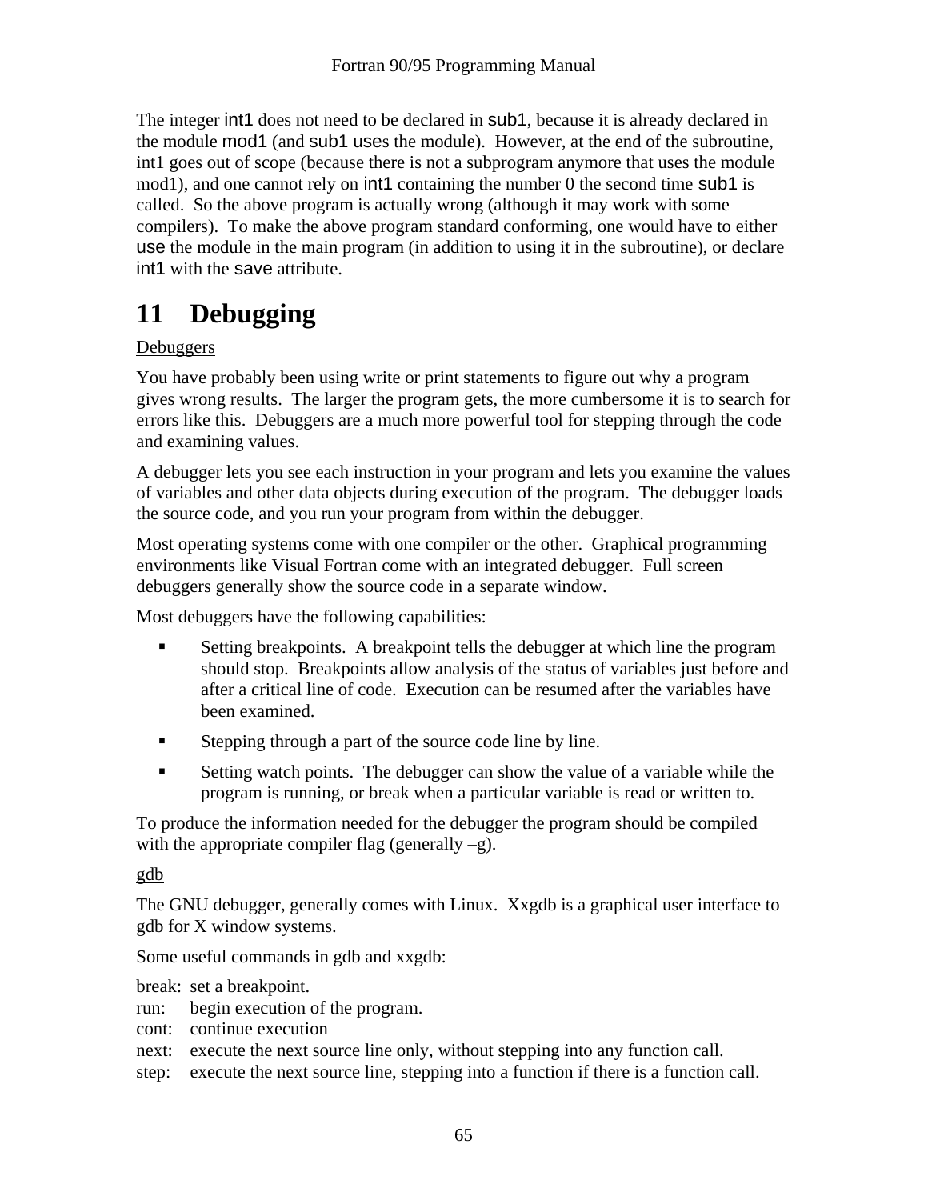The integer int1 does not need to be declared in sub1, because it is already declared in the module mod1 (and sub1 uses the module). However, at the end of the subroutine, int1 goes out of scope (because there is not a subprogram anymore that uses the module mod1), and one cannot rely on int1 containing the number 0 the second time sub1 is called. So the above program is actually wrong (although it may work with some compilers). To make the above program standard conforming, one would have to either use the module in the main program (in addition to using it in the subroutine), or declare int1 with the save attribute.

# 11 Debugging

Debuggers

You have probably been using write or print statements to figure out why a program gives wrong results. The larger the program gets, the more cumbersome it is to search for errors like this. Debuggers are a much more powerful tool for stepping through the code and examining values.

A debugger lets you see each instruction in your program and lets you examine the values of variables and other data objects during execution of the program. The debugger loads the source code, and you run your program from within the debugger.

Most operating systems come with one compiler or the other. Graphical programming environments like Visual Fortran come with an integrated debugger. Full screen debuggers generally show the source code in a separate window.

Most debuggers have the following capabilities:

- Setting breakpoints. A breakpoint tells the debugger at which line the program should stop. Breakpoints allow analysis of the status of variables just before and after a critical line of code. Execution can be resumed after the variables have been examined.
- Stepping through a part of the source code line by line.
- Setting watch points. The debugger can show the value of a variable while the program is running, or break when a particular variable is read or written to.

To produce the information needed for the debugger the program should be compiled with the appropriate compiler flag (generally –g).

gdb

The GNU debugger, generally comes with Linux. Xxgdb is a graphical user interface to gdb for X window systems.

Some useful commands in gdb and xxgdb:

break: set a breakpoint.
run: begin execution of the program.
cont: continue execution
next: execute the next source line only, without stepping into any function call.
step: execute the next source line, stepping into a function if there is a function call.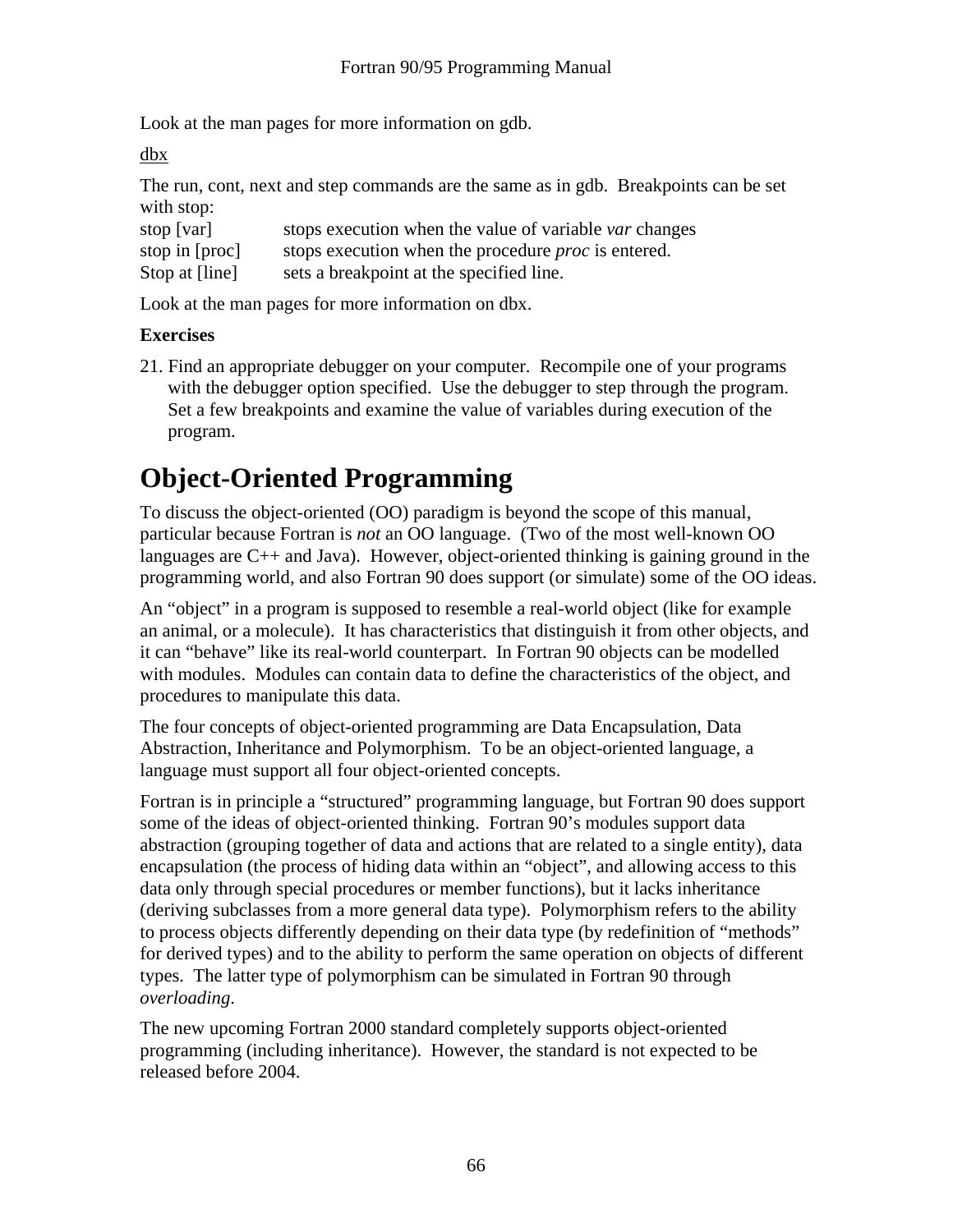Look at the man pages for more information on gdb.

dbx

The run, cont, next and step commands are the same as in gdb. Breakpoints can be set with stop:

| | |
|---|---|
| stop [var] | stops execution when the value of variable *var* changes |
| stop in [proc] | stops execution when the procedure *proc* is entered. |
| Stop at [line] | sets a breakpoint at the specified line. |

Look at the man pages for more information on dbx.

**Exercises**

21. Find an appropriate debugger on your computer. Recompile one of your programs with the debugger option specified. Use the debugger to step through the program. Set a few breakpoints and examine the value of variables during execution of the program.

# Object-Oriented Programming

To discuss the object-oriented (OO) paradigm is beyond the scope of this manual, particular because Fortran is *not* an OO language. (Two of the most well-known OO languages are C++ and Java). However, object-oriented thinking is gaining ground in the programming world, and also Fortran 90 does support (or simulate) some of the OO ideas.

An “object” in a program is supposed to resemble a real-world object (like for example an animal, or a molecule). It has characteristics that distinguish it from other objects, and it can “behave” like its real-world counterpart. In Fortran 90 objects can be modelled with modules. Modules can contain data to define the characteristics of the object, and procedures to manipulate this data.

The four concepts of object-oriented programming are Data Encapsulation, Data Abstraction, Inheritance and Polymorphism. To be an object-oriented language, a language must support all four object-oriented concepts.

Fortran is in principle a “structured” programming language, but Fortran 90 does support some of the ideas of object-oriented thinking. Fortran 90’s modules support data abstraction (grouping together of data and actions that are related to a single entity), data encapsulation (the process of hiding data within an “object”, and allowing access to this data only through special procedures or member functions), but it lacks inheritance (deriving subclasses from a more general data type). Polymorphism refers to the ability to process objects differently depending on their data type (by redefinition of “methods” for derived types) and to the ability to perform the same operation on objects of different types. The latter type of polymorphism can be simulated in Fortran 90 through *overloading*.

The new upcoming Fortran 2000 standard completely supports object-oriented programming (including inheritance). However, the standard is not expected to be released before 2004.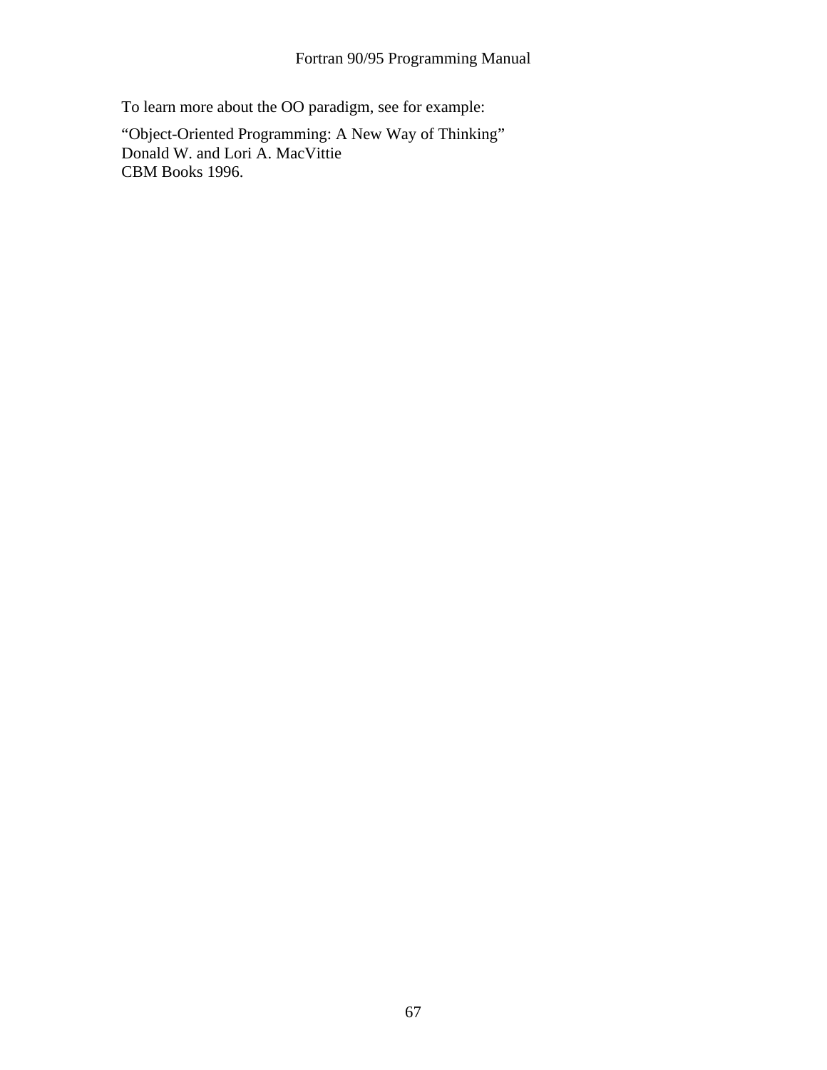To learn more about the OO paradigm, see for example:

"Object-Oriented Programming: A New Way of Thinking"
Donald W. and Lori A. MacVittie
CBM Books 1996.